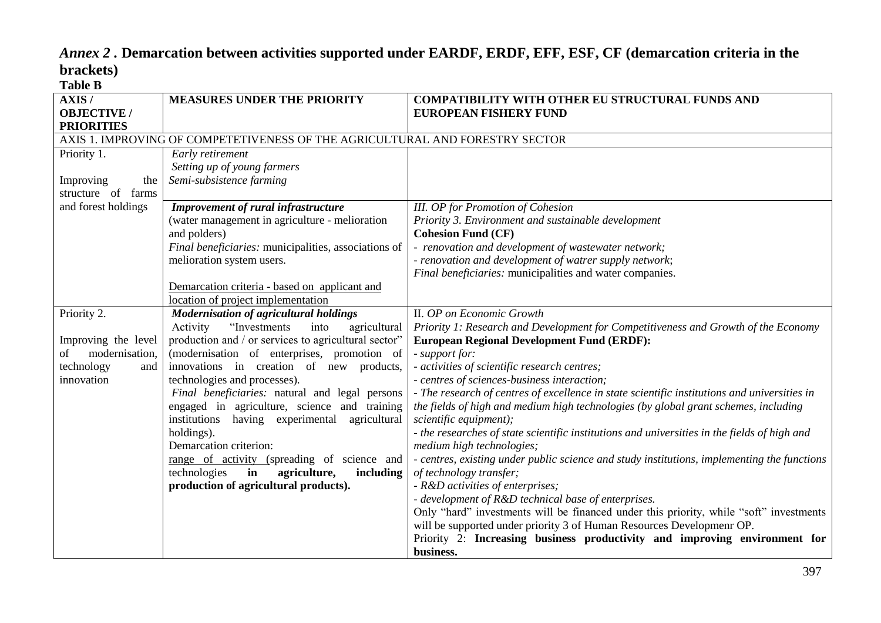## *Annex 2* . Demarcation between activities supported under EARDF, ERDF, EFF, ESF, CF (demarcation criteria in the brackets)

**Table B**

| AXIS / OBJECTIVE / PRIORITIES | MEASURES UNDER THE PRIORITY | COMPATIBILITY WITH OTHER EU STRUCTURAL FUNDS AND EUROPEAN FISHERY FUND |
|---|---|---|
| AXIS 1. IMPROVING OF COMPETETIVENESS OF THE AGRICULTURAL AND FORESTRY SECTOR | | |
| Priority 1.<br><br>Improving the structure of farms and forest holdings | *Early retirement*<br>*Setting up of young farmers*<br>*Semi-subsistence farming* | |
| | ***Improvement of rural infrastructure***<br>(water management in agriculture - melioration and polders)<br>*Final beneficiaries:* municipalities, associations of melioration system users.<br><br>Demarcation criteria - based on applicant and location of project implementation | *III. OP for Promotion of Cohesion*<br>*Priority 3. Environment and sustainable development*<br>**Cohesion Fund (CF)**<br>*- renovation and development of wastewater network;*<br>*- renovation and development of watrer supply network*;<br>*Final beneficiaries:* municipalities and water companies. |
| Priority 2.<br><br>Improving the level of modernisation, technology and innovation | ***Modernisation of agricultural holdings***<br>Activity "Investments into agricultural production and / or services to agricultural sector" (modernisation of enterprises, promotion of innovations in creation of new products, technologies and processes).<br>*Final beneficiaries:* natural and legal persons engaged in agriculture, science and training institutions having experimental agricultural holdings).<br>Demarcation criterion:<br>range of activity (spreading of science and technologies **in agriculture, including production of agricultural products).** | II. *OP on Economic Growth*<br>*Priority 1: Research and Development for Competitiveness and Growth of the Economy*<br>**European Regional Development Fund (ERDF):**<br>*- support for:*<br>*- activities of scientific research centres;*<br>*- centres of sciences-business interaction;*<br>*- The research of centres of excellence in state scientific institutions and universities in the fields of high and medium high technologies (by global grant schemes, including scientific equipment);*<br>*- the researches of state scientific institutions and universities in the fields of high and medium high technologies;*<br>*- centres, existing under public science and study institutions, implementing the functions of technology transfer;*<br>*- R&D activities of enterprises;*<br>*- development of R&D technical base of enterprises.*<br>Only "hard" investments will be financed under this priority, while "soft" investments will be supported under priority 3 of Human Resources Developmenr OP.<br>Priority 2: **Increasing business productivity and improving environment for business.** |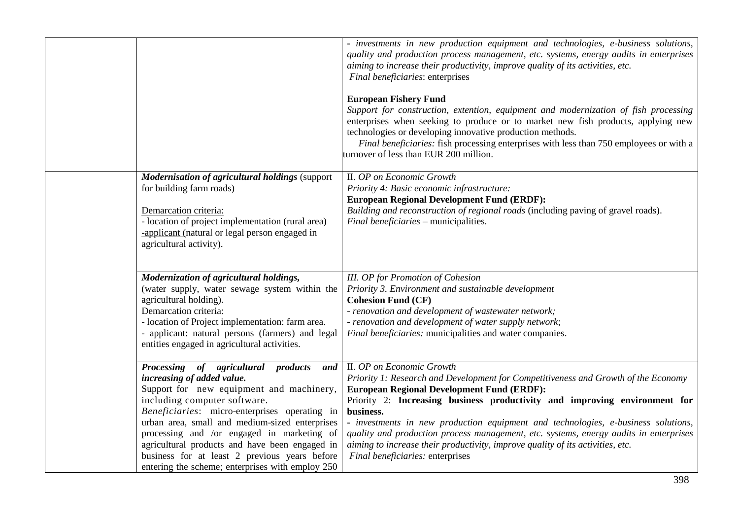| | | |
|---|---|---|
| | | - *investments in new production equipment and technologies, e-business solutions, quality and production process management, etc. systems, energy audits in enterprises aiming to increase their productivity, improve quality of its activities, etc.*<br>*Final beneficiaries*: enterprises<br><br>**European Fishery Fund**<br>*Support for construction, extention, equipment and modernization of fish processing* enterprises when seeking to produce or to market new fish products, applying new technologies or developing innovative production methods.<br>*Final beneficiaries:* fish processing enterprises with less than 750 employees or with a turnover of less than EUR 200 million. |
| | ***Modernisation of agricultural holdings*** (support for building farm roads)<br><br>Demarcation criteria:<br>- location of project implementation (rural area)<br>-applicant (natural or legal person engaged in agricultural activity). | II. *OP on Economic Growth*<br>*Priority 4: Basic economic infrastructure:*<br>**European Regional Development Fund (ERDF):**<br>*Building and reconstruction of regional roads* (including paving of gravel roads).<br>*Final beneficiaries* – municipalities. |
| | ***Modernization of agricultural holdings,*** (water supply, water sewage system within the agricultural holding).<br>Demarcation criteria:<br>- location of Project implementation: farm area.<br>- applicant: natural persons (farmers) and legal entities engaged in agricultural activities. | *III. OP for Promotion of Cohesion*<br>*Priority 3. Environment and sustainable development*<br>**Cohesion Fund (CF)**<br>- *renovation and development of wastewater network;*<br>- *renovation and development of water supply network*;<br>*Final beneficiaries:* municipalities and water companies. |
| | ***Processing of agricultural products and increasing of added value.***<br>Support for new equipment and machinery, including computer software.<br>*Beneficiaries*: micro-enterprises operating in urban area, small and medium-sized enterprises processing and /or engaged in marketing of agricultural products and have been engaged in business for at least 2 previous years before entering the scheme; enterprises with employ 250 | II. *OP on Economic Growth*<br>*Priority 1: Research and Development for Competitiveness and Growth of the Economy*<br>**European Regional Development Fund (ERDF):**<br>Priority 2: **Increasing business productivity and improving environment for business.**<br>- *investments in new production equipment and technologies, e-business solutions, quality and production process management, etc. systems, energy audits in enterprises aiming to increase their productivity, improve quality of its activities, etc.*<br>*Final beneficiaries:* enterprises |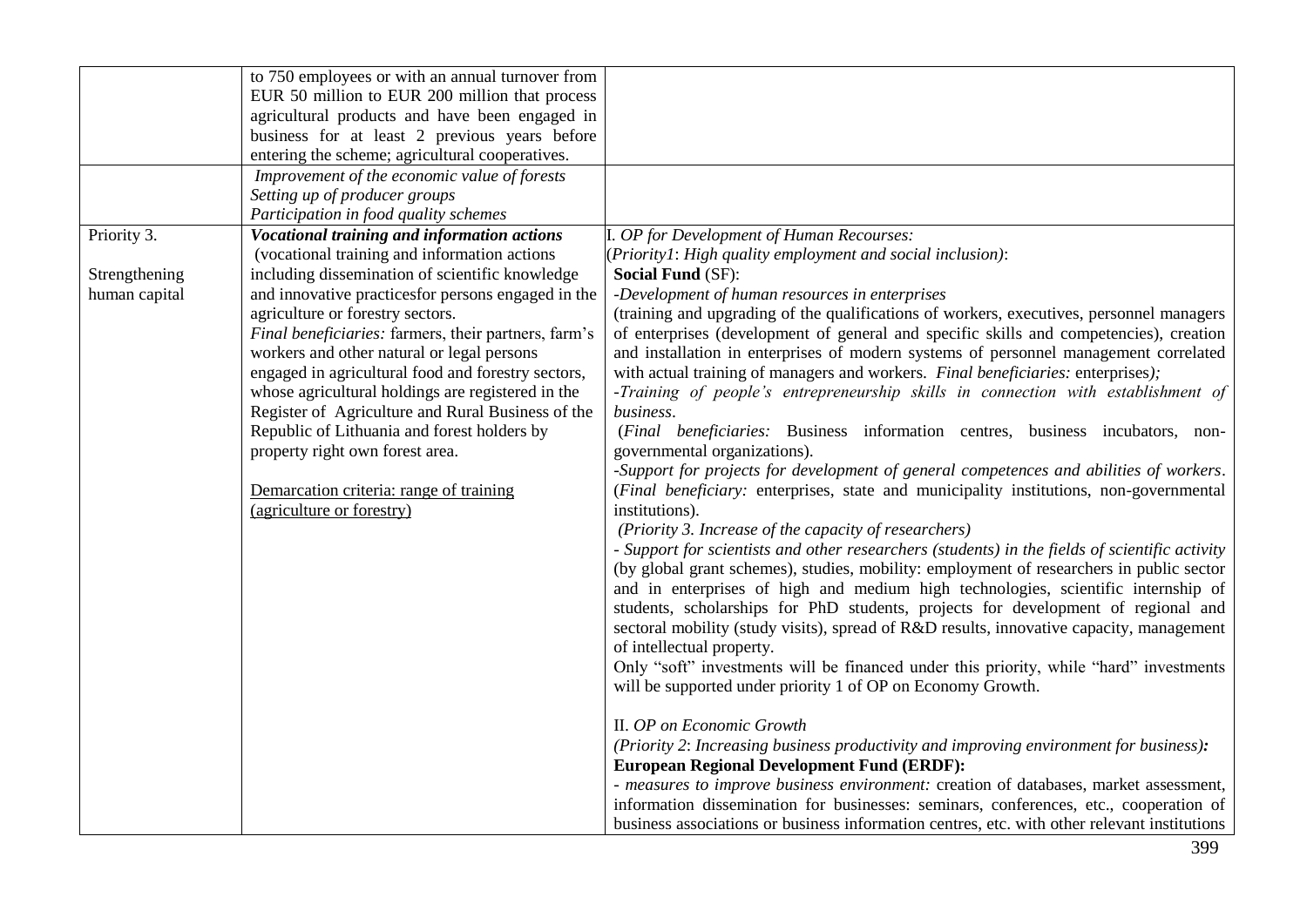| | | |
|---|---|---|
| | to 750 employees or with an annual turnover from EUR 50 million to EUR 200 million that process agricultural products and have been engaged in business for at least 2 previous years before entering the scheme; agricultural cooperatives. | |
| | *Improvement of the economic value of forests*<br>*Setting up of producer groups*<br>*Participation in food quality schemes* | |
| Priority 3.<br><br>Strengthening human capital | ***Vocational training and information actions***<br>(vocational training and information actions including dissemination of scientific knowledge and innovative practicesfor persons engaged in the agriculture or forestry sectors.<br>*Final beneficiaries:* farmers, their partners, farm's workers and other natural or legal persons engaged in agricultural food and forestry sectors, whose agricultural holdings are registered in the Register of Agriculture and Rural Business of the Republic of Lithuania and forest holders by property right own forest area.<br><br><u>Demarcation criteria: range of training (agriculture or forestry)</u> | I. *OP for Development of Human Recourses:*<br>(*Priority1*: *High quality employment and social inclusion)*:<br>**Social Fund** (SF):<br>*-Development of human resources in enterprises*<br>(training and upgrading of the qualifications of workers, executives, personnel managers of enterprises (development of general and specific skills and competencies), creation and installation in enterprises of modern systems of personnel management correlated with actual training of managers and workers. *Final beneficiaries:* enterprises*);*<br>*-Training of people's entrepreneurship skills in connection with establishment of business*.<br>(*Final beneficiaries:* Business information centres, business incubators, non-governmental organizations).<br>*-Support for projects for development of general competences and abilities of workers*. (*Final beneficiary:* enterprises, state and municipality institutions, non-governmental institutions).<br>*(Priority 3. Increase of the capacity of researchers)*<br>*- Support for scientists and other researchers (students) in the fields of scientific activity* (by global grant schemes), studies, mobility: employment of researchers in public sector and in enterprises of high and medium high technologies, scientific internship of students, scholarships for PhD students, projects for development of regional and sectoral mobility (study visits), spread of R&D results, innovative capacity, management of intellectual property.<br>Only "soft" investments will be financed under this priority, while "hard" investments will be supported under priority 1 of OP on Economy Growth.<br><br>II. *OP on Economic Growth*<br>*(Priority 2*: *Increasing business productivity and improving environment for business)**:***<br>**European Regional Development Fund (ERDF):**<br>- *measures to improve business environment:* creation of databases, market assessment, information dissemination for businesses: seminars, conferences, etc., cooperation of business associations or business information centres, etc. with other relevant institutions |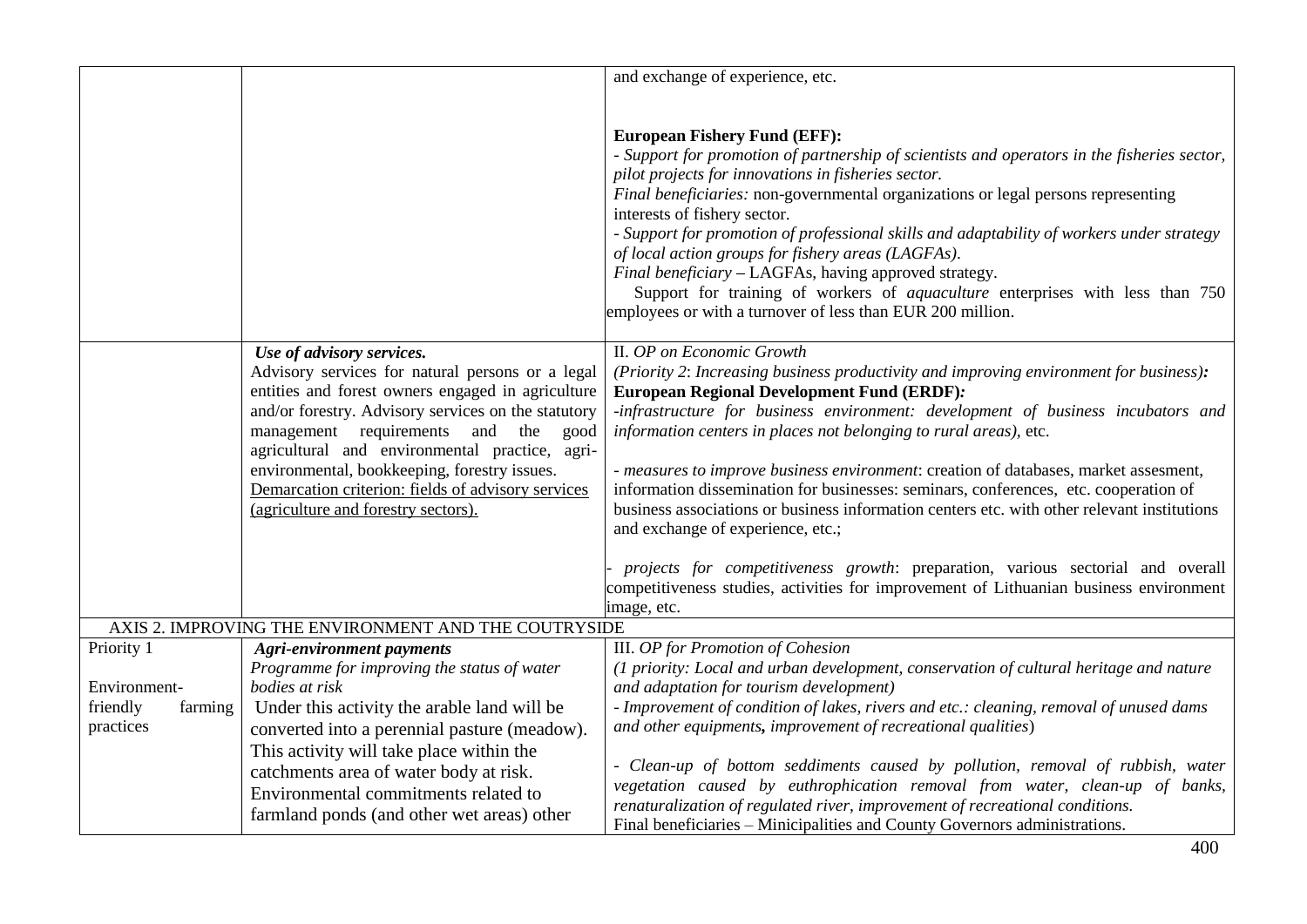| | | |
|---|---|---|
| | | and exchange of experience, etc.<br><br>**European Fishery Fund (EFF):**<br>*- Support for promotion of partnership of scientists and operators in the fisheries sector, pilot projects for innovations in fisheries sector.*<br>*Final beneficiaries:* non-governmental organizations or legal persons representing interests of fishery sector.<br>*- Support for promotion of professional skills and adaptability of workers under strategy of local action groups for fishery areas (LAGFAs).*<br>*Final beneficiary* – LAGFAs, having approved strategy.<br>Support for training of workers of *aquaculture* enterprises with less than 750 employees or with a turnover of less than EUR 200 million. |
| | ***Use of advisory services.***<br>Advisory services for natural persons or a legal entities and forest owners engaged in agriculture and/or forestry. Advisory services on the statutory management requirements and the good agricultural and environmental practice, agri-environmental, bookkeeping, forestry issues.<br><u>Demarcation criterion: fields of advisory services (agriculture and forestry sectors).</u> | II. *OP on Economic Growth*<br>*(Priority 2: Increasing business productivity and improving environment for business)*:<br>**European Regional Development Fund (ERDF)***:*<br>*-infrastructure for business environment: development of business incubators and information centers in places not belonging to rural areas)*, etc.<br><br>*- measures to improve business environment*: creation of databases, market assesment, information dissemination for businesses: seminars, conferences, etc. cooperation of business associations or business information centers etc. with other relevant institutions and exchange of experience, etc.;<br><br>*- projects for competitiveness growth*: preparation, various sectorial and overall competitiveness studies, activities for improvement of Lithuanian business environment image, etc. |
| AXIS 2. IMPROVING THE ENVIRONMENT AND THE COUTRYSIDE | | |
| Priority 1<br><br>Environment-friendly farming practices | ***Agri-environment payments***<br>*Programme for improving the status of water bodies at risk*<br>Under this activity the arable land will be converted into a perennial pasture (meadow). This activity will take place within the catchments area of water body at risk. Environmental commitments related to farmland ponds (and other wet areas) other | III. *OP for Promotion of Cohesion*<br>*(1 priority: Local and urban development, conservation of cultural heritage and nature and adaptation for tourism development)*<br>*- Improvement of condition of lakes, rivers and etc.: cleaning, removal of unused dams and other equipments**,** improvement of recreational qualities*)<br><br>*- Clean-up of bottom seddiments caused by pollution, removal of rubbish, water vegetation caused by euthrophication removal from water, clean-up of banks, renaturalization of regulated river, improvement of recreational conditions.*<br>Final beneficiaries – Minicipalities and County Governors administrations. |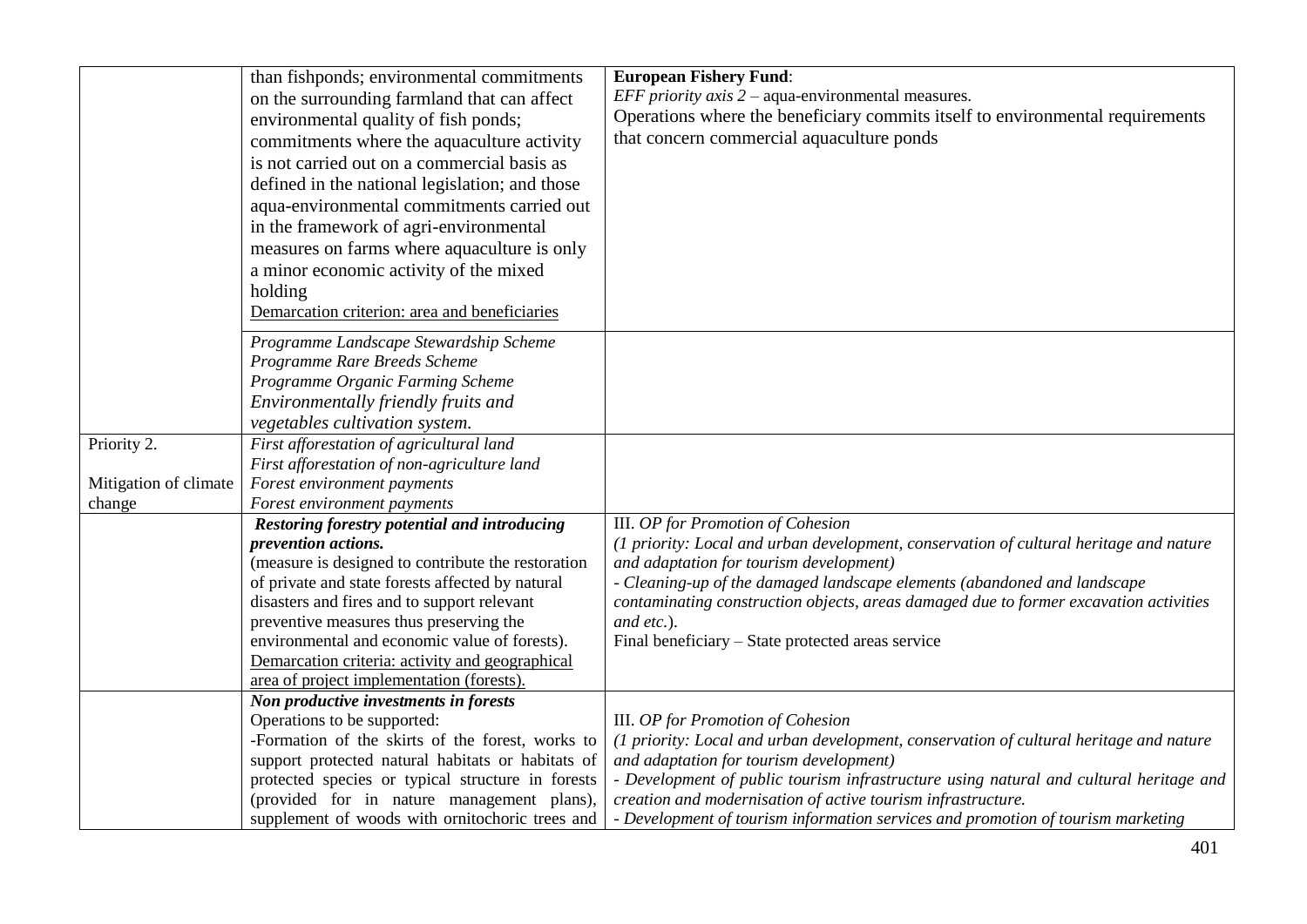|  |  |  |
|---|---|---|
|  | than fishponds; environmental commitments on the surrounding farmland that can affect environmental quality of fish ponds; commitments where the aquaculture activity is not carried out on a commercial basis as defined in the national legislation; and those aqua-environmental commitments carried out in the framework of agri-environmental measures on farms where aquaculture is only a minor economic activity of the mixed holding<br>Demarcation criterion: area and beneficiaries | **European Fishery Fund**:<br>*EFF priority axis 2* – aqua-environmental measures.<br>Operations where the beneficiary commits itself to environmental requirements that concern commercial aquaculture ponds |
|  | *Programme Landscape Stewardship Scheme*<br>*Programme Rare Breeds Scheme*<br>*Programme Organic Farming Scheme*<br>*Environmentally friendly fruits and vegetables cultivation system.* |  |
| Priority 2.<br><br>Mitigation of climate change | *First afforestation of agricultural land*<br>*First afforestation of non-agriculture land*<br>*Forest environment payments*<br>*Forest environment payments* |  |
|  | ***Restoring forestry potential and introducing prevention actions.***<br>(measure is designed to contribute the restoration of private and state forests affected by natural disasters and fires and to support relevant preventive measures thus preserving the environmental and economic value of forests).<br>Demarcation criteria: activity and geographical area of project implementation (forests). | III. *OP for Promotion of Cohesion*<br>*(1 priority: Local and urban development, conservation of cultural heritage and nature and adaptation for tourism development)*<br>*- Cleaning-up of the damaged landscape elements (abandoned and landscape contaminating construction objects, areas damaged due to former excavation activities and etc.*).<br>Final beneficiary – State protected areas service |
|  | ***Non productive investments in forests***<br>Operations to be supported:<br>-Formation of the skirts of the forest, works to support protected natural habitats or habitats of protected species or typical structure in forests (provided for in nature management plans), supplement of woods with ornitochoric trees and | III. *OP for Promotion of Cohesion*<br>*(1 priority: Local and urban development, conservation of cultural heritage and nature and adaptation for tourism development)*<br>*- Development of public tourism infrastructure using natural and cultural heritage and creation and modernisation of active tourism infrastructure.*<br>*- Development of tourism information services and promotion of tourism marketing* |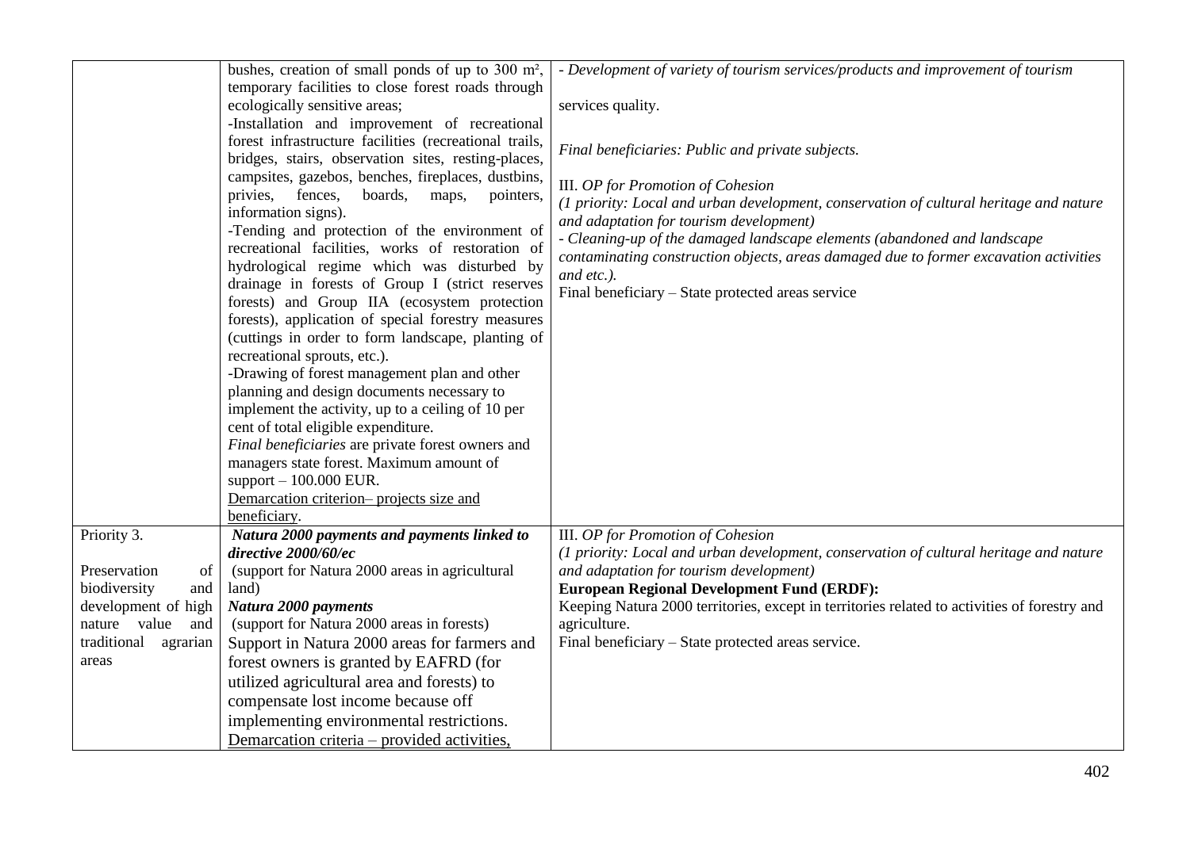| | | |
|---|---|---|
| | bushes, creation of small ponds of up to 300 m², temporary facilities to close forest roads through ecologically sensitive areas;<br>-Installation and improvement of recreational forest infrastructure facilities (recreational trails, bridges, stairs, observation sites, resting-places, campsites, gazebos, benches, fireplaces, dustbins, privies, fences, boards, maps, pointers, information signs).<br>-Tending and protection of the environment of recreational facilities, works of restoration of hydrological regime which was disturbed by drainage in forests of Group I (strict reserves forests) and Group IIA (ecosystem protection forests), application of special forestry measures (cuttings in order to form landscape, planting of recreational sprouts, etc.).<br>-Drawing of forest management plan and other planning and design documents necessary to implement the activity, up to a ceiling of 10 per cent of total eligible expenditure.<br>*Final beneficiaries* are private forest owners and managers state forest. Maximum amount of support – 100.000 EUR.<br>Demarcation criterion– projects size and beneficiary. | *- Development of variety of tourism services/products and improvement of tourism*<br><br>services quality.<br><br>*Final beneficiaries: Public and private subjects.*<br><br>III. *OP for Promotion of Cohesion*<br>*(1 priority: Local and urban development, conservation of cultural heritage and nature and adaptation for tourism development)*<br>*- Cleaning-up of the damaged landscape elements (abandoned and landscape contaminating construction objects, areas damaged due to former excavation activities and etc.).*<br>Final beneficiary – State protected areas service |
| Priority 3.<br><br>Preservation of biodiversity and development of high nature value and traditional agrarian areas | ***Natura 2000 payments and payments linked to directive 2000/60/ec***<br>(support for Natura 2000 areas in agricultural land)<br>***Natura 2000 payments***<br>(support for Natura 2000 areas in forests)<br>Support in Natura 2000 areas for farmers and forest owners is granted by EAFRD (for utilized agricultural area and forests) to compensate lost income because off implementing environmental restrictions.<br>Demarcation criteria – provided activities, | III. *OP for Promotion of Cohesion*<br>*(1 priority: Local and urban development, conservation of cultural heritage and nature and adaptation for tourism development)*<br>**European Regional Development Fund (ERDF):**<br>Keeping Natura 2000 territories, except in territories related to activities of forestry and agriculture.<br>Final beneficiary – State protected areas service. |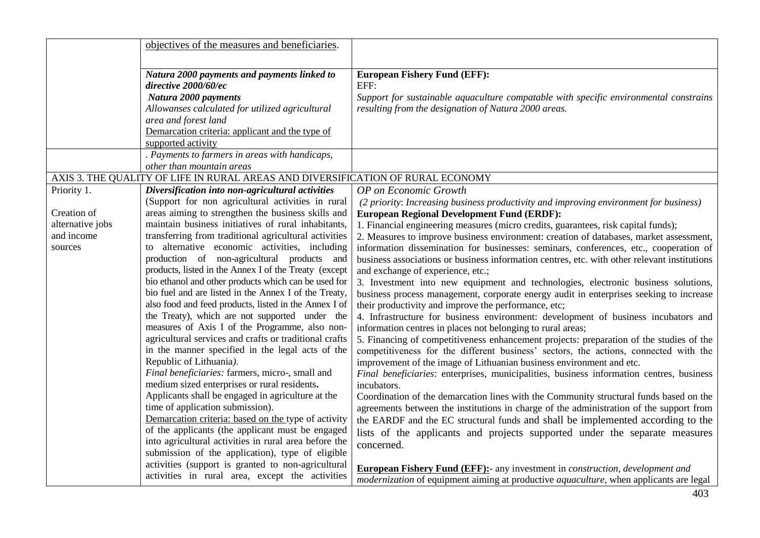| | | |
|---|---|---|
| | <u>objectives of the measures and beneficiaries</u>. | |
| | ***Natura 2000 payments and payments linked to directive 2000/60/ec*** <br> ***Natura 2000 payments*** <br> *Allowanses calculated for utilized agricultural area and forest land* <br> <u>Demarcation criteria: applicant and the type of supported activity</u> | **European Fishery Fund (EFF):** <br> EFF: <br> *Support for sustainable aquaculture compatable with specific environmental constrains resulting from the designation of Natura 2000 areas.* |
| | *. Payments to farmers in areas with handicaps, other than mountain areas* | |
| AXIS 3. THE QUALITY OF LIFE IN RURAL AREAS AND DIVERSIFICATION OF RURAL ECONOMY | | |
| Priority 1. <br> <br> Creation of alternative jobs and income sources | ***Diversification into non-agricultural activities*** <br> (Support for non agricultural activities in rural areas aiming to strengthen the business skills and maintain business initiatives of rural inhabitants, transferring from traditional agricultural activities to alternative economic activities, including production of non-agricultural products and products, listed in the Annex I of the Treaty (except bio ethanol and other products which can be used for bio fuel and are listed in the Annex I of the Treaty, also food and feed products, listed in the Annex I of the Treaty), which are not supported under the measures of Axis I of the Programme, also non-agricultural services and crafts or traditional crafts in the manner specified in the legal acts of the Republic of Lithuania*).* <br> *Final beneficiaries:* farmers, micro-, small and medium sized enterprises or rural residents**.** <br> Applicants shall be engaged in agriculture at the time of application submission). <br> <u>Demarcation criteria: based on the</u> type of activity of the applicants (the applicant must be engaged into agricultural activities in rural area before the submission of the application), type of eligible activities (support is granted to non-agricultural activities in rural area, except the activities | *OP on Economic Growth* <br> *(2 priority*: *Increasing business productivity and improving environment for business)* <br> **European Regional Development Fund (ERDF):** <br> 1. Financial engineering measures (micro credits, guarantees, risk capital funds); <br> 2. Measures to improve business environment: creation of databases, market assessment, information dissemination for businesses: seminars, conferences, etc., cooperation of business associations or business information centres, etc. with other relevant institutions and exchange of experience, etc.; <br> 3. Investment into new equipment and technologies, electronic business solutions, business process management, corporate energy audit in enterprises seeking to increase their productivity and improve the performance, etc; <br> 4. Infrastructure for business environment: development of business incubators and information centres in places not belonging to rural areas; <br> 5. Financing of competitiveness enhancement projects: preparation of the studies of the competitiveness for the different business' sectors, the actions, connected with the improvement of the image of Lithuanian business environment and etc. <br> *Final beneficiaries*: enterprises, municipalities, business information centres, business incubators. <br> Coordination of the demarcation lines with the Community structural funds based on the agreements between the institutions in charge of the administration of the support from the EARDF and the EC structural funds and shall be implemented according to the lists of the applicants and projects supported under the separate measures concerned. <br> <br> <u>**European Fishery Fund (EFF):**</u>- any investment in *construction, development and modernization* of equipment aiming at productive *aquaculture*, when applicants are legal |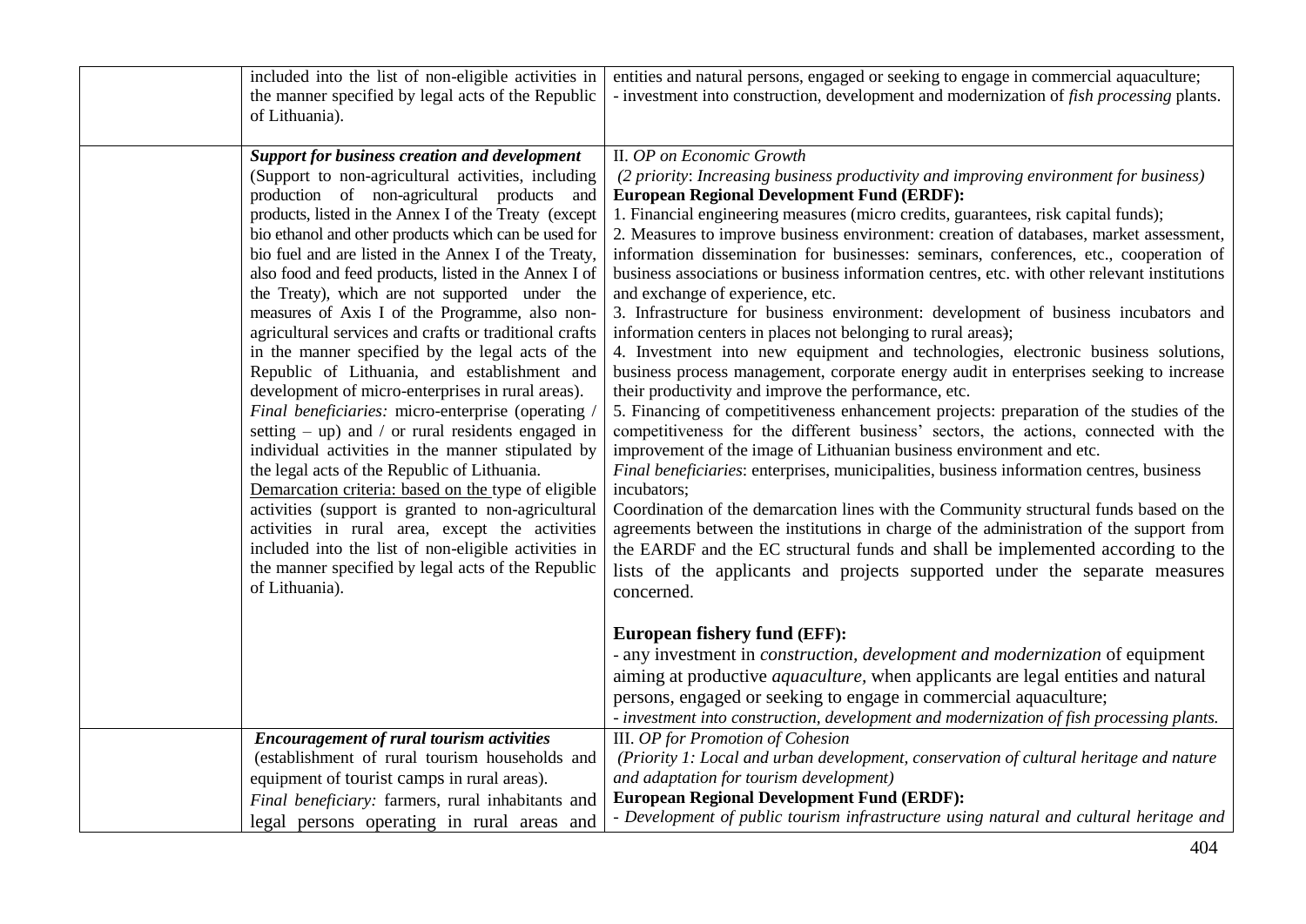| | | |
|---|---|---|
| | included into the list of non-eligible activities in the manner specified by legal acts of the Republic of Lithuania). | entities and natural persons, engaged or seeking to engage in commercial aquaculture;<br>- investment into construction, development and modernization of *fish processing* plants. |
| | ***Support for business creation and development***<br>(Support to non-agricultural activities, including production of non-agricultural products and products, listed in the Annex I of the Treaty (except bio ethanol and other products which can be used for bio fuel and are listed in the Annex I of the Treaty, also food and feed products, listed in the Annex I of the Treaty), which are not supported under the measures of Axis I of the Programme, also non-agricultural services and crafts or traditional crafts in the manner specified by the legal acts of the Republic of Lithuania, and establishment and development of micro-enterprises in rural areas).<br>*Final beneficiaries:* micro-enterprise (operating / setting – up) and / or rural residents engaged in individual activities in the manner stipulated by the legal acts of the Republic of Lithuania.<br>Demarcation criteria: based on the type of eligible activities (support is granted to non-agricultural activities in rural area, except the activities included into the list of non-eligible activities in the manner specified by legal acts of the Republic of Lithuania). | II. *OP on Economic Growth*<br>*(2 priority: Increasing business productivity and improving environment for business)*<br>**European Regional Development Fund (ERDF):**<br>1. Financial engineering measures (micro credits, guarantees, risk capital funds);<br>2. Measures to improve business environment: creation of databases, market assessment, information dissemination for businesses: seminars, conferences, etc., cooperation of business associations or business information centres, etc. with other relevant institutions and exchange of experience, etc.<br>3. Infrastructure for business environment: development of business incubators and information centers in places not belonging to rural areas);<br>4. Investment into new equipment and technologies, electronic business solutions, business process management, corporate energy audit in enterprises seeking to increase their productivity and improve the performance, etc.<br>5. Financing of competitiveness enhancement projects: preparation of the studies of the competitiveness for the different business' sectors, the actions, connected with the improvement of the image of Lithuanian business environment and etc.<br>*Final beneficiaries*: enterprises, municipalities, business information centres, business incubators;<br>Coordination of the demarcation lines with the Community structural funds based on the agreements between the institutions in charge of the administration of the support from the EARDF and the EC structural funds and shall be implemented according to the lists of the applicants and projects supported under the separate measures concerned.<br><br>**European fishery fund (EFF):**<br>- any investment in *construction, development and modernization* of equipment aiming at productive *aquaculture,* when applicants are legal entities and natural persons, engaged or seeking to engage in commercial aquaculture;<br>*- investment into construction, development and modernization of fish processing plants.* |
| | ***Encouragement of rural tourism activities***<br>(establishment of rural tourism households and equipment of tourist camps in rural areas).<br>*Final beneficiary:* farmers, rural inhabitants and legal persons operating in rural areas and | III. *OP for Promotion of Cohesion*<br>*(Priority 1: Local and urban development, conservation of cultural heritage and nature and adaptation for tourism development)*<br>**European Regional Development Fund (ERDF):**<br>*- Development of public tourism infrastructure using natural and cultural heritage and* |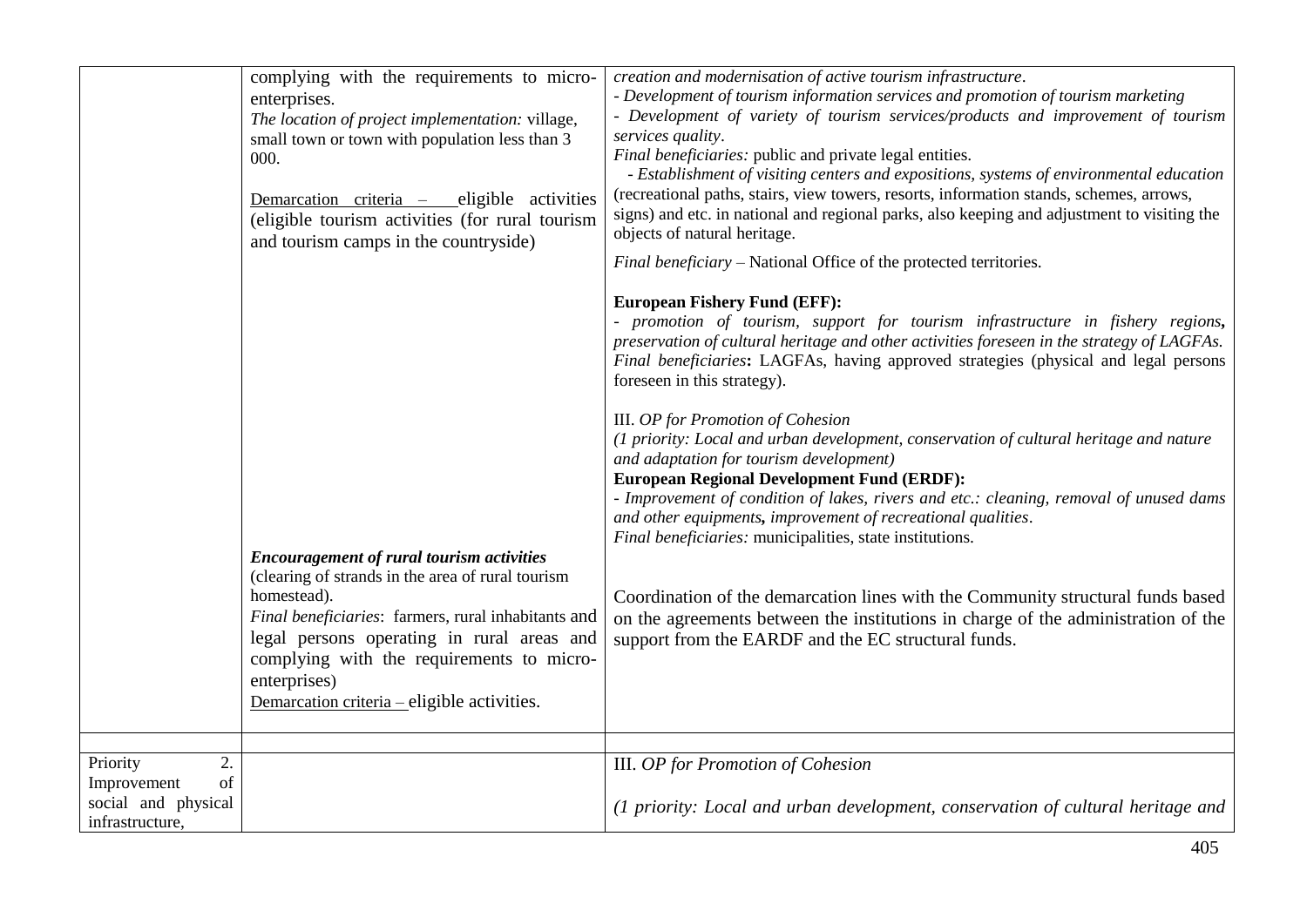| | | |
|---|---|---|
| | complying with the requirements to micro-enterprises.<br>*The location of project implementation:* village, small town or town with population less than 3 000.<br><br>Demarcation criteria – eligible activities (eligible tourism activities (for rural tourism and tourism camps in the countryside)<br><br>***Encouragement of rural tourism activities***<br>(clearing of strands in the area of rural tourism homestead).<br>*Final beneficiaries*: farmers, rural inhabitants and legal persons operating in rural areas and complying with the requirements to micro-enterprises)<br>Demarcation criteria – eligible activities. | *creation and modernisation of active tourism infrastructure*.<br>*- Development of tourism information services and promotion of tourism marketing*<br>*- Development of variety of tourism services/products and improvement of tourism services quality*.<br>*Final beneficiaries:* public and private legal entities.<br>*- Establishment of visiting centers and expositions, systems of environmental education* (recreational paths, stairs, view towers, resorts, information stands, schemes, arrows, signs) and etc. in national and regional parks, also keeping and adjustment to visiting the objects of natural heritage.<br>*Final beneficiary* – National Office of the protected territories.<br><br>**European Fishery Fund (EFF):**<br>*- promotion of tourism, support for tourism infrastructure in fishery regions*, *preservation of cultural heritage and other activities foreseen in the strategy of LAGFAs.*<br>*Final beneficiaries***:** LAGFAs, having approved strategies (physical and legal persons foreseen in this strategy).<br><br>III. *OP for Promotion of Cohesion*<br>*(1 priority: Local and urban development, conservation of cultural heritage and nature and adaptation for tourism development)*<br>**European Regional Development Fund (ERDF):**<br>*- Improvement of condition of lakes, rivers and etc.: cleaning, removal of unused dams and other equipments*, *improvement of recreational qualities*.<br>*Final beneficiaries:* municipalities, state institutions.<br><br>Coordination of the demarcation lines with the Community structural funds based on the agreements between the institutions in charge of the administration of the support from the EARDF and the EC structural funds. |
| | | |
| Priority 2. Improvement of social and physical infrastructure, | | III. *OP for Promotion of Cohesion*<br><br>*(1 priority: Local and urban development, conservation of cultural heritage and* |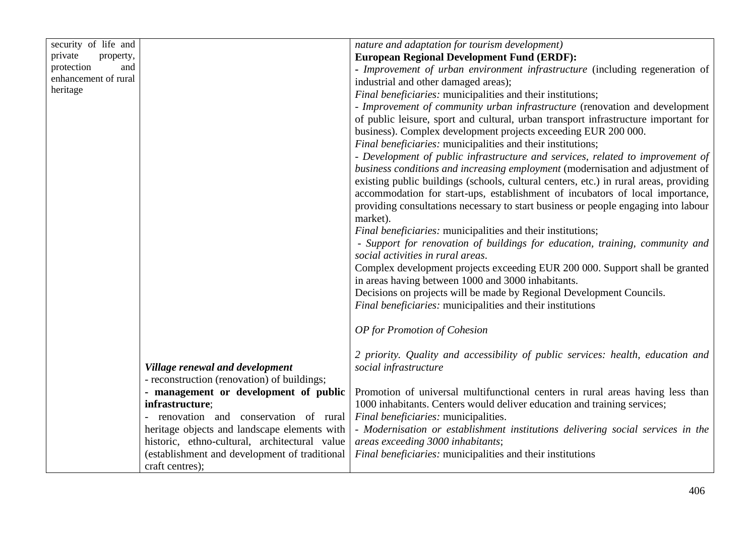| | | |
|---|---|---|
| security of life and private property, protection and enhancement of rural heritage | | *nature and adaptation for tourism development)*<br>**European Regional Development Fund (ERDF):**<br>- *Improvement of urban environment infrastructure* (including regeneration of industrial and other damaged areas);<br>*Final beneficiaries:* municipalities and their institutions;<br>- *Improvement of community urban infrastructure* (renovation and development of public leisure, sport and cultural, urban transport infrastructure important for business). Complex development projects exceeding EUR 200 000.<br>*Final beneficiaries:* municipalities and their institutions;<br>- *Development of public infrastructure and services, related to improvement of business conditions and increasing employment* (modernisation and adjustment of existing public buildings (schools, cultural centers, etc.) in rural areas, providing accommodation for start-ups, establishment of incubators of local importance, providing consultations necessary to start business or people engaging into labour market).<br>*Final beneficiaries:* municipalities and their institutions;<br>- *Support for renovation of buildings for education, training, community and social activities in rural areas*.<br>Complex development projects exceeding EUR 200 000. Support shall be granted in areas having between 1000 and 3000 inhabitants.<br>Decisions on projects will be made by Regional Development Councils.<br>*Final beneficiaries:* municipalities and their institutions<br><br>*OP for Promotion of Cohesion*<br><br>*2 priority. Quality and accessibility of public services: health, education and social infrastructure* |
| | ***Village renewal and development***<br>- reconstruction (renovation) of buildings;<br>**- management or development of public infrastructure**;<br>- renovation and conservation of rural heritage objects and landscape elements with historic, ethno-cultural, architectural value (establishment and development of traditional craft centres); | Promotion of universal multifunctional centers in rural areas having less than 1000 inhabitants. Centers would deliver education and training services;<br>*Final beneficiaries:* municipalities.<br>- *Modernisation or establishment institutions delivering social services in the areas exceeding 3000 inhabitants*;<br>*Final beneficiaries:* municipalities and their institutions |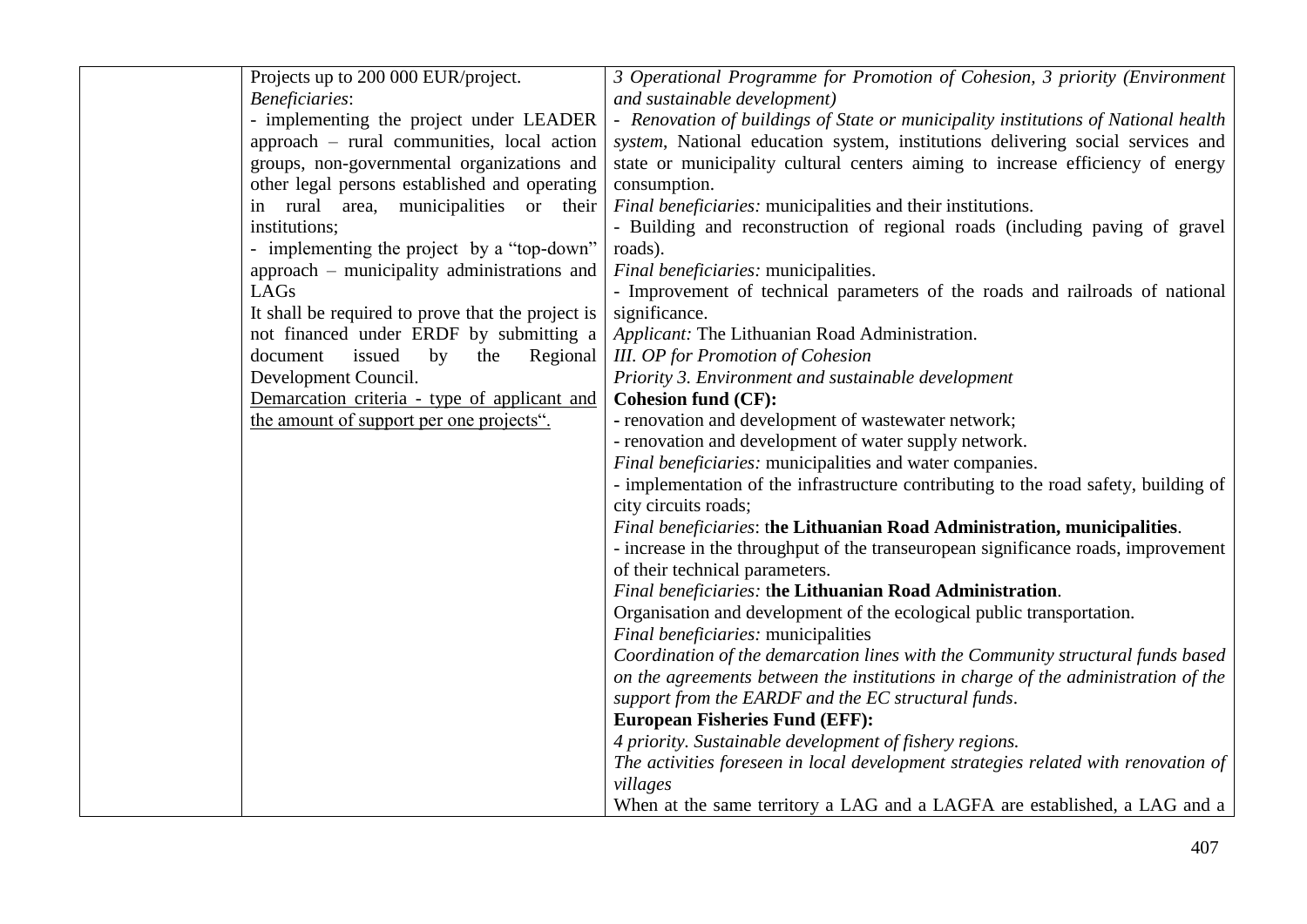| | | |
|---|---|---|
| | Projects up to 200 000 EUR/project.<br>*Beneficiaries*:<br>- implementing the project under LEADER approach – rural communities, local action groups, non-governmental organizations and other legal persons established and operating in rural area, municipalities or their institutions;<br>- implementing the project by a "top-down" approach – municipality administrations and LAGs<br>It shall be required to prove that the project is not financed under ERDF by submitting a document issued by the Regional Development Council.<br><u>Demarcation criteria - type of applicant and the amount of support per one projects".</u> | *3 Operational Programme for Promotion of Cohesion, 3 priority (Environment and sustainable development)*<br>- *Renovation of buildings of State or municipality institutions of National health system*, National education system, institutions delivering social services and state or municipality cultural centers aiming to increase efficiency of energy consumption.<br>*Final beneficiaries:* municipalities and their institutions.<br>- Building and reconstruction of regional roads (including paving of gravel roads).<br>*Final beneficiaries:* municipalities.<br>- Improvement of technical parameters of the roads and railroads of national significance.<br>*Applicant:* The Lithuanian Road Administration.<br>*III. OP for Promotion of Cohesion*<br>*Priority 3. Environment and sustainable development*<br>**Cohesion fund (CF):**<br>- renovation and development of wastewater network;<br>- renovation and development of water supply network.<br>*Final beneficiaries:* municipalities and water companies.<br>- implementation of the infrastructure contributing to the road safety, building of city circuits roads;<br>*Final beneficiaries*: t**he Lithuanian Road Administration, municipalities**.<br>- increase in the throughput of the transeuropean significance roads, improvement of their technical parameters.<br>*Final beneficiaries:* t**he Lithuanian Road Administration**.<br>Organisation and development of the ecological public transportation.<br>*Final beneficiaries:* municipalities<br>*Coordination of the demarcation lines with the Community structural funds based on the agreements between the institutions in charge of the administration of the support from the EARDF and the EC structural funds*.<br>**European Fisheries Fund (EFF):**<br>*4 priority. Sustainable development of fishery regions.*<br>*The activities foreseen in local development strategies related with renovation of villages*<br>When at the same territory a LAG and a LAGFA are established, a LAG and a |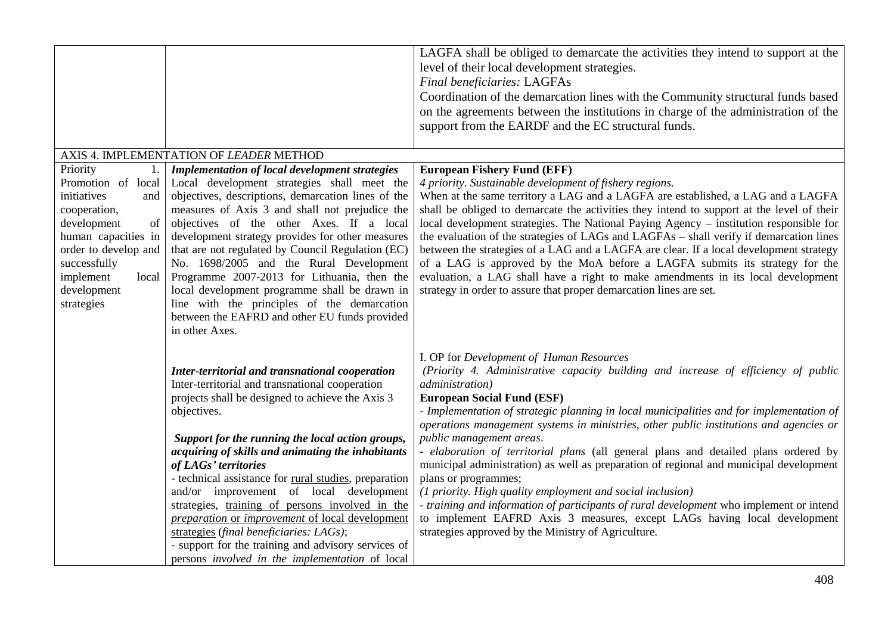| | | |
|---|---|---|
| | | LAGFA shall be obliged to demarcate the activities they intend to support at the level of their local development strategies.<br>*Final beneficiaries:* LAGFAs<br>Coordination of the demarcation lines with the Community structural funds based on the agreements between the institutions in charge of the administration of the support from the EARDF and the EC structural funds. |
| AXIS 4. IMPLEMENTATION OF *LEADER* METHOD | | |
| Priority 1. Promotion of local initiatives and cooperation, development of human capacities in order to develop and successfully implement local development strategies | ***Implementation of local development strategies***<br>Local development strategies shall meet the objectives, descriptions, demarcation lines of the measures of Axis 3 and shall not prejudice the objectives of the other Axes. If a local development strategy provides for other measures that are not regulated by Council Regulation (EC) No. 1698/2005 and the Rural Development Programme 2007-2013 for Lithuania, then the local development programme shall be drawn in line with the principles of the demarcation between the EAFRD and other EU funds provided in other Axes. | **European Fishery Fund (EFF)**<br>*4 priority. Sustainable development of fishery regions.*<br>When at the same territory a LAG and a LAGFA are established, a LAG and a LAGFA shall be obliged to demarcate the activities they intend to support at the level of their local development strategies. The National Paying Agency – institution responsible for the evaluation of the strategies of LAGs and LAGFAs – shall verify if demarcation lines between the strategies of a LAG and a LAGFA are clear. If a local development strategy of a LAG is approved by the MoA before a LAGFA submits its strategy for the evaluation, a LAG shall have a right to make amendments in its local development strategy in order to assure that proper demarcation lines are set. |
| | ***Inter-territorial and transnational cooperation***<br>Inter-territorial and transnational cooperation projects shall be designed to achieve the Axis 3 objectives.<br><br>***Support for the running the local action groups, acquiring of skills and animating the inhabitants of LAGs' territories***<br>- technical assistance for rural studies, preparation and/or improvement of local development strategies, training of persons involved in the *preparation* or *improvement* of local development strategies (*final beneficiaries: LAGs)*;<br>- support for the training and advisory services of persons *involved in the implementation* of local | I. OP for *Development of Human Resources*<br>*(Priority 4. Administrative capacity building and increase of efficiency of public administration)*<br>**European Social Fund (ESF)**<br>- *Implementation of strategic planning in local municipalities and for implementation of operations management systems in ministries, other public institutions and agencies or public management areas*.<br>- *elaboration of territorial plans* (all general plans and detailed plans ordered by municipal administration) as well as preparation of regional and municipal development plans or programmes;<br>*(1 priority. High quality employment and social inclusion)*<br>- *training and information of participants of rural development* who implement or intend to implement EAFRD Axis 3 measures, except LAGs having local development strategies approved by the Ministry of Agriculture. |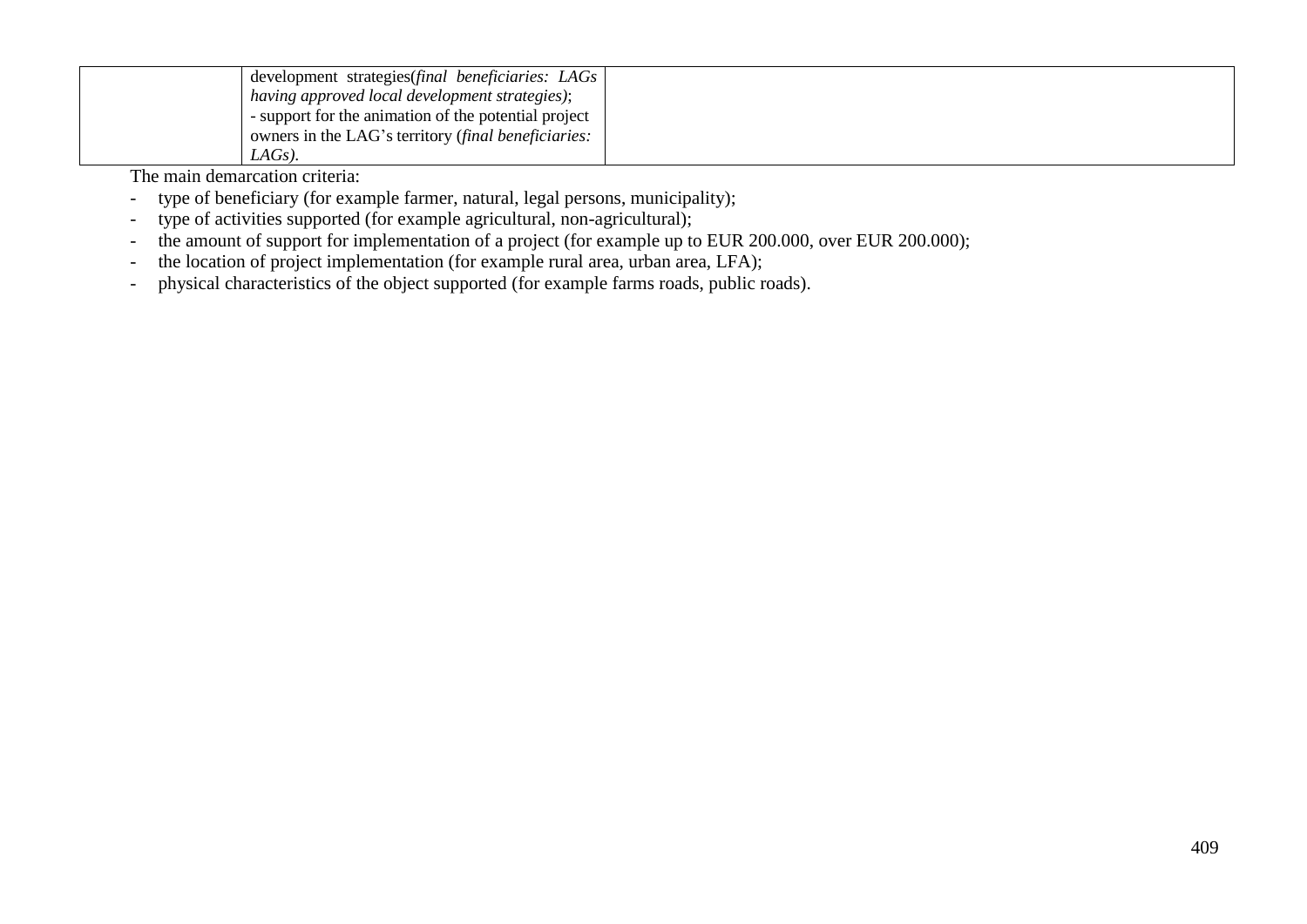|  | development strategies(*final beneficiaries: LAGs having approved local development strategies)*;<br>- support for the animation of the potential project owners in the LAG's territory (*final beneficiaries: LAGs)*. |  |
|---|---|---|

The main demarcation criteria:

- type of beneficiary (for example farmer, natural, legal persons, municipality);
- type of activities supported (for example agricultural, non-agricultural);
- the amount of support for implementation of a project (for example up to EUR 200.000, over EUR 200.000);
- the location of project implementation (for example rural area, urban area, LFA);
- physical characteristics of the object supported (for example farms roads, public roads).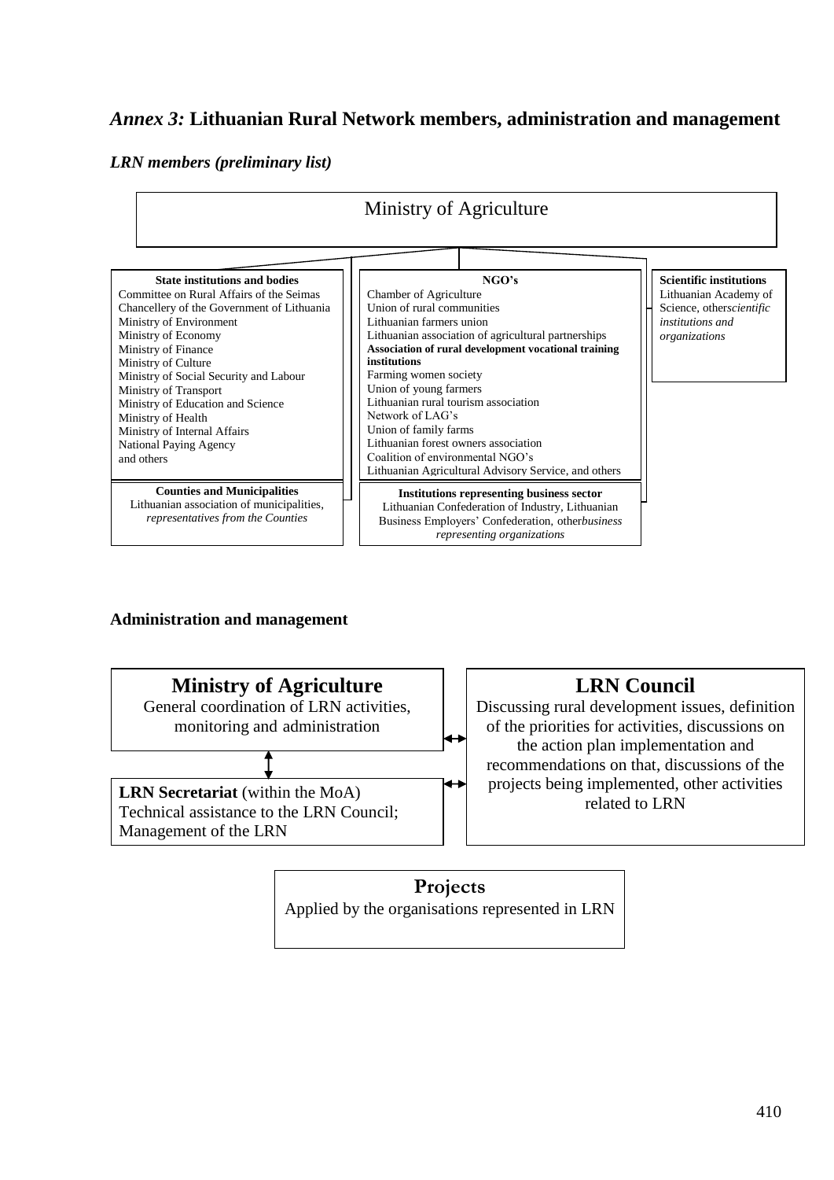## *Annex 3:* Lithuanian Rural Network members, administration and management

### *LRN members (preliminary list)*

**Ministry of Agriculture**

**State institutions and bodies**
Committee on Rural Affairs of the Seimas
Chancellery of the Government of Lithuania
Ministry of Environment
Ministry of Economy
Ministry of Finance
Ministry of Culture
Ministry of Social Security and Labour
Ministry of Transport
Ministry of Education and Science
Ministry of Health
Ministry of Internal Affairs
National Paying Agency
and others

**Counties and Municipalities**
Lithuanian association of municipalities, *representatives from the Counties*

**NGO's**
Chamber of Agriculture
Union of rural communities
Lithuanian farmers union
Lithuanian association of agricultural partnerships
**Association of rural development vocational training institutions**
Farming women society
Union of young farmers
Lithuanian rural tourism association
Network of LAG's
Union of family farms
Lithuanian forest owners association
Coalition of environmental NGO's
Lithuanian Agricultural Advisory Service, and others

**Institutions representing business sector**
Lithuanian Confederation of Industry, Lithuanian Business Employers' Confederation, other *business representing organizations*

**Scientific institutions**
Lithuanian Academy of Science, other *scientific institutions and organizations*

### Administration and management

**Ministry of Agriculture**
General coordination of LRN activities, monitoring and administration

**LRN Secretariat** (within the MoA)
Technical assistance to the LRN Council; Management of the LRN

**LRN Council**
Discussing rural development issues, definition of the priorities for activities, discussions on the action plan implementation and recommendations on that, discussions of the projects being implemented, other activities related to LRN

**Projects**
Applied by the organisations represented in LRN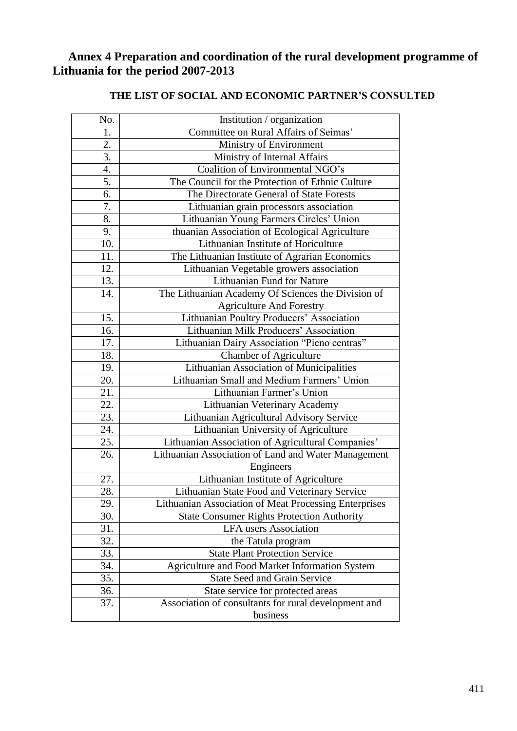# Annex 4 Preparation and coordination of the rural development programme of Lithuania for the period 2007-2013

## THE LIST OF SOCIAL AND ECONOMIC PARTNER'S CONSULTED

| No. | Institution / organization |
|---|---|
| 1. | Committee on Rural Affairs of Seimas' |
| 2. | Ministry of Environment |
| 3. | Ministry of Internal Affairs |
| 4. | Coalition of Environmental NGO's |
| 5. | The Council for the Protection of Ethnic Culture |
| 6. | The Directorate General of State Forests |
| 7. | Lithuanian grain processors association |
| 8. | Lithuanian Young Farmers Circles' Union |
| 9. | thuanian Association of Ecological Agriculture |
| 10. | Lithuanian Institute of Horiculture |
| 11. | The Lithuanian Institute of Agrarian Economics |
| 12. | Lithuanian Vegetable growers association |
| 13. | Lithuanian Fund for Nature |
| 14. | The Lithuanian Academy Of Sciences the Division of Agriculture And Forestry |
| 15. | Lithuanian Poultry Producers' Association |
| 16. | Lithuanian Milk Producers' Association |
| 17. | Lithuanian Dairy Association "Pieno centras" |
| 18. | Chamber of Agriculture |
| 19. | Lithuanian Association of Municipalities |
| 20. | Lithuanian Small and Medium Farmers' Union |
| 21. | Lithuanian Farmer's Union |
| 22. | Lithuanian Veterinary Academy |
| 23. | Lithuanian Agricultural Advisory Service |
| 24. | Lithuanian University of Agriculture |
| 25. | Lithuanian Association of Agricultural Companies' |
| 26. | Lithuanian Association of Land and Water Management Engineers |
| 27. | Lithuanian Institute of Agriculture |
| 28. | Lithuanian State Food and Veterinary Service |
| 29. | Lithuanian Association of Meat Processing Enterprises |
| 30. | State Consumer Rights Protection Authority |
| 31. | LFA users Association |
| 32. | the Tatula program |
| 33. | State Plant Protection Service |
| 34. | Agriculture and Food Market Information System |
| 35. | State Seed and Grain Service |
| 36. | State service for protected areas |
| 37. | Association of consultants for rural development and business |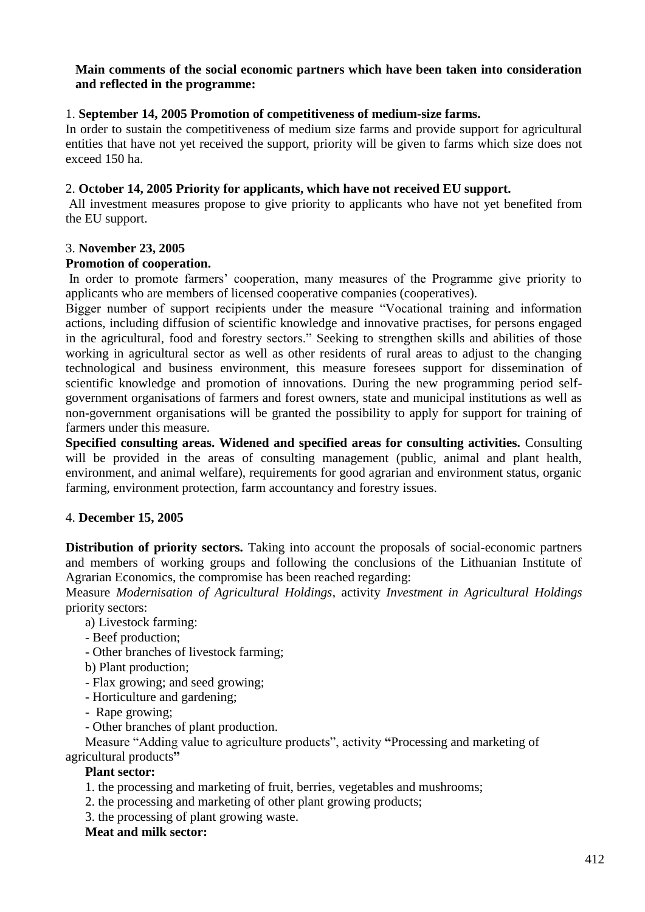**Main comments of the social economic partners which have been taken into consideration and reflected in the programme:**

1. **September 14, 2005 Promotion of competitiveness of medium-size farms.**
In order to sustain the competitiveness of medium size farms and provide support for agricultural entities that have not yet received the support, priority will be given to farms which size does not exceed 150 ha.

2. **October 14, 2005 Priority for applicants, which have not received EU support.**
All investment measures propose to give priority to applicants who have not yet benefited from the EU support.

3. **November 23, 2005**
**Promotion of cooperation.**
In order to promote farmers' cooperation, many measures of the Programme give priority to applicants who are members of licensed cooperative companies (cooperatives).
Bigger number of support recipients under the measure "Vocational training and information actions, including diffusion of scientific knowledge and innovative practises, for persons engaged in the agricultural, food and forestry sectors." Seeking to strengthen skills and abilities of those working in agricultural sector as well as other residents of rural areas to adjust to the changing technological and business environment, this measure foresees support for dissemination of scientific knowledge and promotion of innovations. During the new programming period self-government organisations of farmers and forest owners, state and municipal institutions as well as non-government organisations will be granted the possibility to apply for support for training of farmers under this measure.
**Specified consulting areas. Widened and specified areas for consulting activities.** Consulting will be provided in the areas of consulting management (public, animal and plant health, environment, and animal welfare), requirements for good agrarian and environment status, organic farming, environment protection, farm accountancy and forestry issues.

4. **December 15, 2005**

**Distribution of priority sectors.** Taking into account the proposals of social-economic partners and members of working groups and following the conclusions of the Lithuanian Institute of Agrarian Economics, the compromise has been reached regarding:
Measure *Modernisation of Agricultural Holdings*, activity *Investment in Agricultural Holdings* priority sectors:

a) Livestock farming:
- Beef production;
- Other branches of livestock farming;

b) Plant production;
- Flax growing; and seed growing;
- Horticulture and gardening;
- Rape growing;
- Other branches of plant production.

Measure "Adding value to agriculture products", activity **"**Processing and marketing of agricultural products**"**

**Plant sector:**

1. the processing and marketing of fruit, berries, vegetables and mushrooms;
2. the processing and marketing of other plant growing products;
3. the processing of plant growing waste.

**Meat and milk sector:**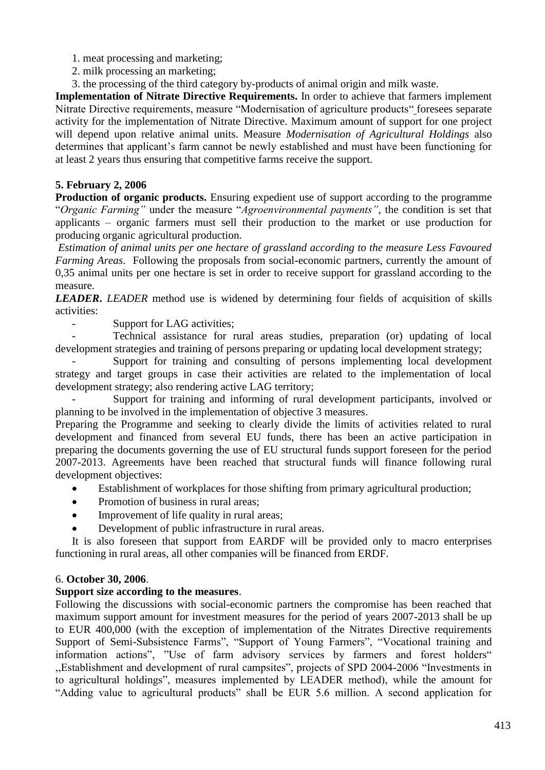1. meat processing and marketing;
2. milk processing an marketing;
3. the processing of the third category by-products of animal origin and milk waste.

**Implementation of Nitrate Directive Requirements.** In order to achieve that farmers implement Nitrate Directive requirements, measure "Modernisation of agriculture products" foresees separate activity for the implementation of Nitrate Directive. Maximum amount of support for one project will depend upon relative animal units. Measure *Modernisation of Agricultural Holdings* also determines that applicant's farm cannot be newly established and must have been functioning for at least 2 years thus ensuring that competitive farms receive the support.

**5. February 2, 2006**

**Production of organic products.** Ensuring expedient use of support according to the programme "*Organic Farming"* under the measure "*Agroenvironmental payments"*, the condition is set that applicants – organic farmers must sell their production to the market or use production for producing organic agricultural production.

*Estimation of animal units per one hectare of grassland according to the measure Less Favoured Farming Areas.* Following the proposals from social-economic partners, currently the amount of 0,35 animal units per one hectare is set in order to receive support for grassland according to the measure.

***LEADER***. *LEADER* method use is widened by determining four fields of acquisition of skills activities:

- Support for LAG activities;
- Technical assistance for rural areas studies, preparation (or) updating of local development strategies and training of persons preparing or updating local development strategy;
- Support for training and consulting of persons implementing local development strategy and target groups in case their activities are related to the implementation of local development strategy; also rendering active LAG territory;
- Support for training and informing of rural development participants, involved or planning to be involved in the implementation of objective 3 measures.

Preparing the Programme and seeking to clearly divide the limits of activities related to rural development and financed from several EU funds, there has been an active participation in preparing the documents governing the use of EU structural funds support foreseen for the period 2007-2013. Agreements have been reached that structural funds will finance following rural development objectives:

- Establishment of workplaces for those shifting from primary agricultural production;
- Promotion of business in rural areas;
- Improvement of life quality in rural areas;
- Development of public infrastructure in rural areas.

It is also foreseen that support from EARDF will be provided only to macro enterprises functioning in rural areas, all other companies will be financed from ERDF.

6. **October 30, 2006**.

**Support size according to the measures**.

Following the discussions with social-economic partners the compromise has been reached that maximum support amount for investment measures for the period of years 2007-2013 shall be up to EUR 400,000 (with the exception of implementation of the Nitrates Directive requirements Support of Semi-Subsistence Farms", "Support of Young Farmers", "Vocational training and information actions", "Use of farm advisory services by farmers and forest holders" ,,Establishment and development of rural campsites", projects of SPD 2004-2006 "Investments in to agricultural holdings", measures implemented by LEADER method), while the amount for "Adding value to agricultural products" shall be EUR 5.6 million. A second application for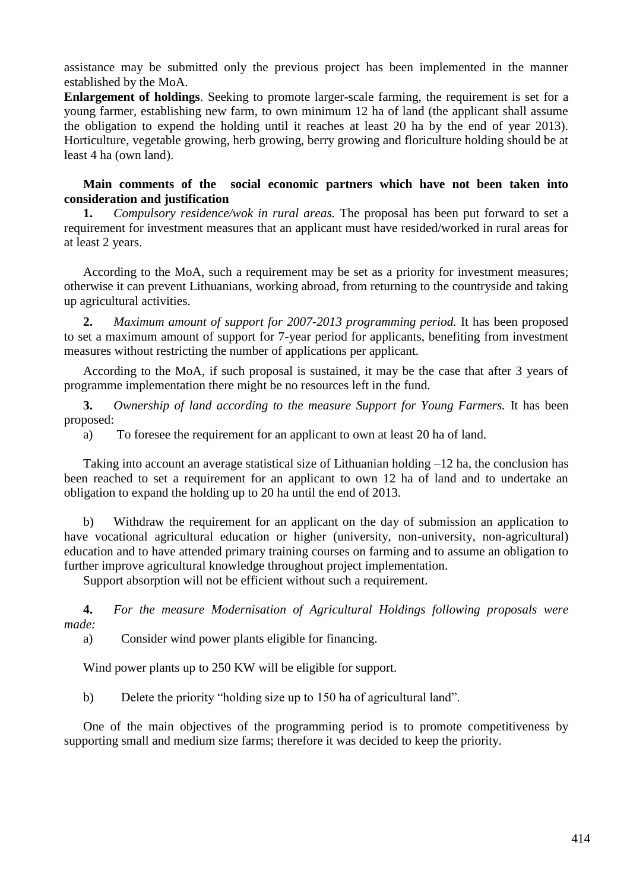assistance may be submitted only the previous project has been implemented in the manner established by the MoA.

**Enlargement of holdings**. Seeking to promote larger-scale farming, the requirement is set for a young farmer, establishing new farm, to own minimum 12 ha of land (the applicant shall assume the obligation to expend the holding until it reaches at least 20 ha by the end of year 2013). Horticulture, vegetable growing, herb growing, berry growing and floriculture holding should be at least 4 ha (own land).

**Main comments of the social economic partners which have not been taken into consideration and justification**

**1.** *Compulsory residence/wok in rural areas.* The proposal has been put forward to set a requirement for investment measures that an applicant must have resided/worked in rural areas for at least 2 years.

According to the MoA, such a requirement may be set as a priority for investment measures; otherwise it can prevent Lithuanians, working abroad, from returning to the countryside and taking up agricultural activities.

**2.** *Maximum amount of support for 2007-2013 programming period.* It has been proposed to set a maximum amount of support for 7-year period for applicants, benefiting from investment measures without restricting the number of applications per applicant.

According to the MoA, if such proposal is sustained, it may be the case that after 3 years of programme implementation there might be no resources left in the fund.

**3.** *Ownership of land according to the measure Support for Young Farmers.* It has been proposed:

a) To foresee the requirement for an applicant to own at least 20 ha of land.

Taking into account an average statistical size of Lithuanian holding –12 ha, the conclusion has been reached to set a requirement for an applicant to own 12 ha of land and to undertake an obligation to expand the holding up to 20 ha until the end of 2013.

b) Withdraw the requirement for an applicant on the day of submission an application to have vocational agricultural education or higher (university, non-university, non-agricultural) education and to have attended primary training courses on farming and to assume an obligation to further improve agricultural knowledge throughout project implementation.

Support absorption will not be efficient without such a requirement.

**4.** *For the measure Modernisation of Agricultural Holdings following proposals were made:*

a) Consider wind power plants eligible for financing.

Wind power plants up to 250 KW will be eligible for support.

b) Delete the priority "holding size up to 150 ha of agricultural land".

One of the main objectives of the programming period is to promote competitiveness by supporting small and medium size farms; therefore it was decided to keep the priority.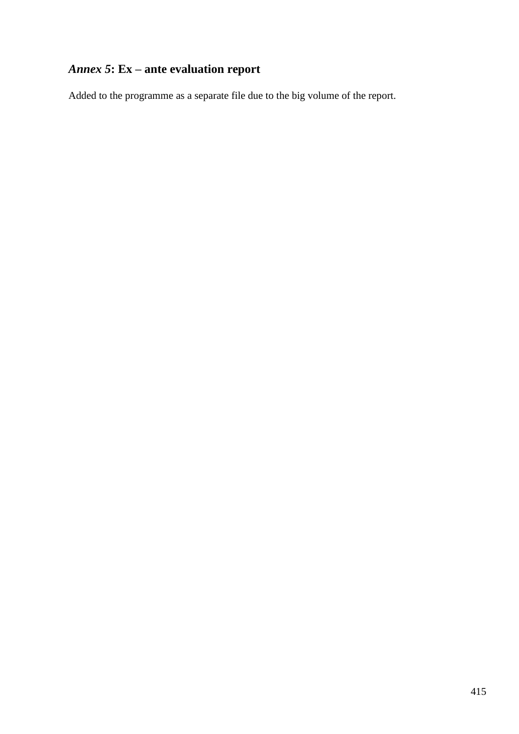## *Annex 5*: Ex – ante evaluation report

Added to the programme as a separate file due to the big volume of the report.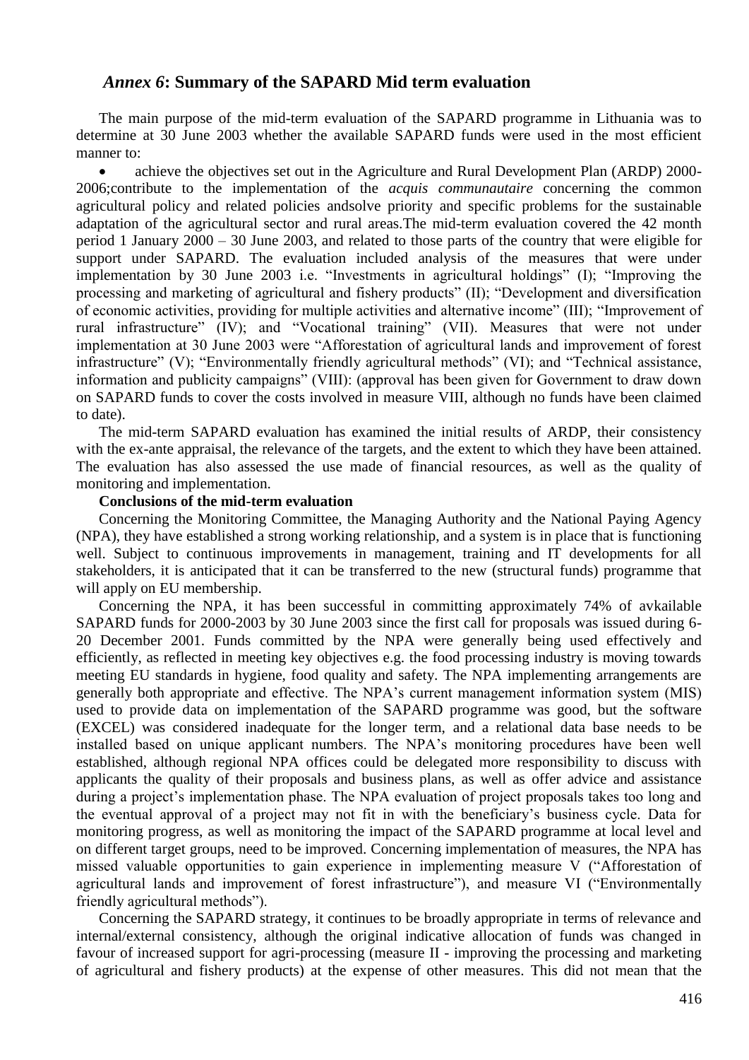## *Annex 6*: Summary of the SAPARD Mid term evaluation

The main purpose of the mid-term evaluation of the SAPARD programme in Lithuania was to determine at 30 June 2003 whether the available SAPARD funds were used in the most efficient manner to:

- achieve the objectives set out in the Agriculture and Rural Development Plan (ARDP) 2000-2006;contribute to the implementation of the *acquis communautaire* concerning the common agricultural policy and related policies andsolve priority and specific problems for the sustainable adaptation of the agricultural sector and rural areas.The mid-term evaluation covered the 42 month period 1 January 2000 – 30 June 2003, and related to those parts of the country that were eligible for support under SAPARD. The evaluation included analysis of the measures that were under implementation by 30 June 2003 i.e. "Investments in agricultural holdings" (I); "Improving the processing and marketing of agricultural and fishery products" (II); "Development and diversification of economic activities, providing for multiple activities and alternative income" (III); "Improvement of rural infrastructure" (IV); and "Vocational training" (VII). Measures that were not under implementation at 30 June 2003 were "Afforestation of agricultural lands and improvement of forest infrastructure" (V); "Environmentally friendly agricultural methods" (VI); and "Technical assistance, information and publicity campaigns" (VIII): (approval has been given for Government to draw down on SAPARD funds to cover the costs involved in measure VIII, although no funds have been claimed to date).

The mid-term SAPARD evaluation has examined the initial results of ARDP, their consistency with the ex-ante appraisal, the relevance of the targets, and the extent to which they have been attained. The evaluation has also assessed the use made of financial resources, as well as the quality of monitoring and implementation.

**Conclusions of the mid-term evaluation**

Concerning the Monitoring Committee, the Managing Authority and the National Paying Agency (NPA), they have established a strong working relationship, and a system is in place that is functioning well. Subject to continuous improvements in management, training and IT developments for all stakeholders, it is anticipated that it can be transferred to the new (structural funds) programme that will apply on EU membership.

Concerning the NPA, it has been successful in committing approximately 74% of avkailable SAPARD funds for 2000-2003 by 30 June 2003 since the first call for proposals was issued during 6-20 December 2001. Funds committed by the NPA were generally being used effectively and efficiently, as reflected in meeting key objectives e.g. the food processing industry is moving towards meeting EU standards in hygiene, food quality and safety. The NPA implementing arrangements are generally both appropriate and effective. The NPA's current management information system (MIS) used to provide data on implementation of the SAPARD programme was good, but the software (EXCEL) was considered inadequate for the longer term, and a relational data base needs to be installed based on unique applicant numbers. The NPA's monitoring procedures have been well established, although regional NPA offices could be delegated more responsibility to discuss with applicants the quality of their proposals and business plans, as well as offer advice and assistance during a project's implementation phase. The NPA evaluation of project proposals takes too long and the eventual approval of a project may not fit in with the beneficiary's business cycle. Data for monitoring progress, as well as monitoring the impact of the SAPARD programme at local level and on different target groups, need to be improved. Concerning implementation of measures, the NPA has missed valuable opportunities to gain experience in implementing measure V ("Afforestation of agricultural lands and improvement of forest infrastructure"), and measure VI ("Environmentally friendly agricultural methods").

Concerning the SAPARD strategy, it continues to be broadly appropriate in terms of relevance and internal/external consistency, although the original indicative allocation of funds was changed in favour of increased support for agri-processing (measure II - improving the processing and marketing of agricultural and fishery products) at the expense of other measures. This did not mean that the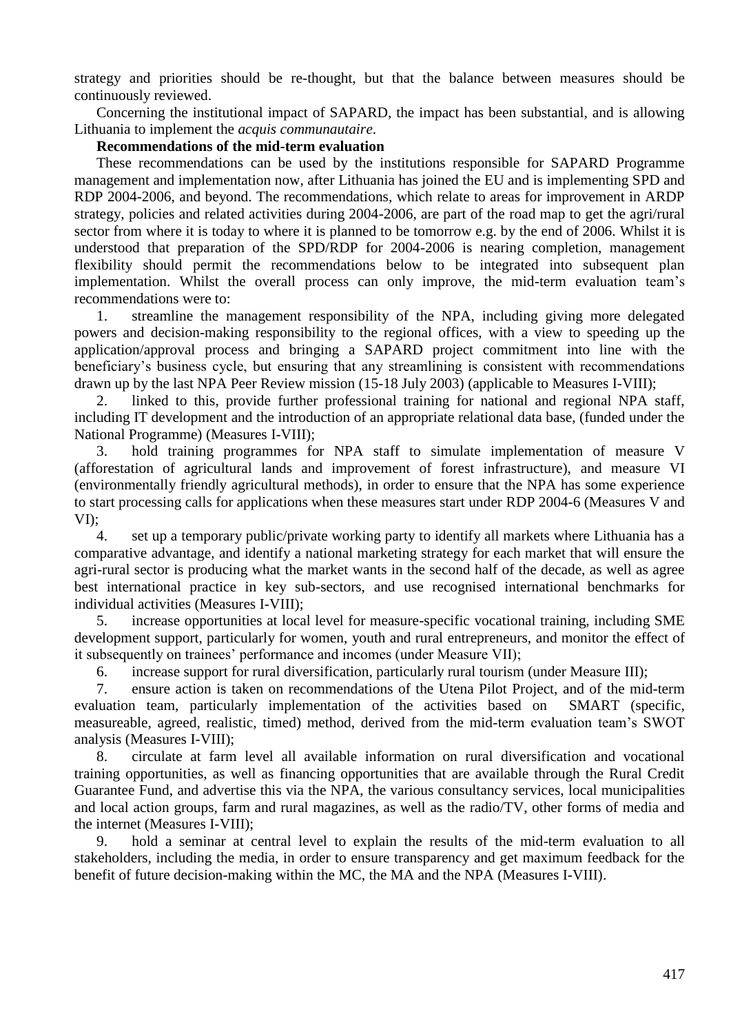strategy and priorities should be re-thought, but that the balance between measures should be continuously reviewed.

Concerning the institutional impact of SAPARD, the impact has been substantial, and is allowing Lithuania to implement the *acquis communautaire*.

**Recommendations of the mid-term evaluation**

These recommendations can be used by the institutions responsible for SAPARD Programme management and implementation now, after Lithuania has joined the EU and is implementing SPD and RDP 2004-2006, and beyond. The recommendations, which relate to areas for improvement in ARDP strategy, policies and related activities during 2004-2006, are part of the road map to get the agri/rural sector from where it is today to where it is planned to be tomorrow e.g. by the end of 2006. Whilst it is understood that preparation of the SPD/RDP for 2004-2006 is nearing completion, management flexibility should permit the recommendations below to be integrated into subsequent plan implementation. Whilst the overall process can only improve, the mid-term evaluation team's recommendations were to:

1. streamline the management responsibility of the NPA, including giving more delegated powers and decision-making responsibility to the regional offices, with a view to speeding up the application/approval process and bringing a SAPARD project commitment into line with the beneficiary's business cycle, but ensuring that any streamlining is consistent with recommendations drawn up by the last NPA Peer Review mission (15-18 July 2003) (applicable to Measures I-VIII);
2. linked to this, provide further professional training for national and regional NPA staff, including IT development and the introduction of an appropriate relational data base, (funded under the National Programme) (Measures I-VIII);
3. hold training programmes for NPA staff to simulate implementation of measure V (afforestation of agricultural lands and improvement of forest infrastructure), and measure VI (environmentally friendly agricultural methods), in order to ensure that the NPA has some experience to start processing calls for applications when these measures start under RDP 2004-6 (Measures V and VI);
4. set up a temporary public/private working party to identify all markets where Lithuania has a comparative advantage, and identify a national marketing strategy for each market that will ensure the agri-rural sector is producing what the market wants in the second half of the decade, as well as agree best international practice in key sub-sectors, and use recognised international benchmarks for individual activities (Measures I-VIII);
5. increase opportunities at local level for measure-specific vocational training, including SME development support, particularly for women, youth and rural entrepreneurs, and monitor the effect of it subsequently on trainees' performance and incomes (under Measure VII);
6. increase support for rural diversification, particularly rural tourism (under Measure III);
7. ensure action is taken on recommendations of the Utena Pilot Project, and of the mid-term evaluation team, particularly implementation of the activities based on SMART (specific, measureable, agreed, realistic, timed) method, derived from the mid-term evaluation team's SWOT analysis (Measures I-VIII);
8. circulate at farm level all available information on rural diversification and vocational training opportunities, as well as financing opportunities that are available through the Rural Credit Guarantee Fund, and advertise this via the NPA, the various consultancy services, local municipalities and local action groups, farm and rural magazines, as well as the radio/TV, other forms of media and the internet (Measures I-VIII);
9. hold a seminar at central level to explain the results of the mid-term evaluation to all stakeholders, including the media, in order to ensure transparency and get maximum feedback for the benefit of future decision-making within the MC, the MA and the NPA (Measures I-VIII).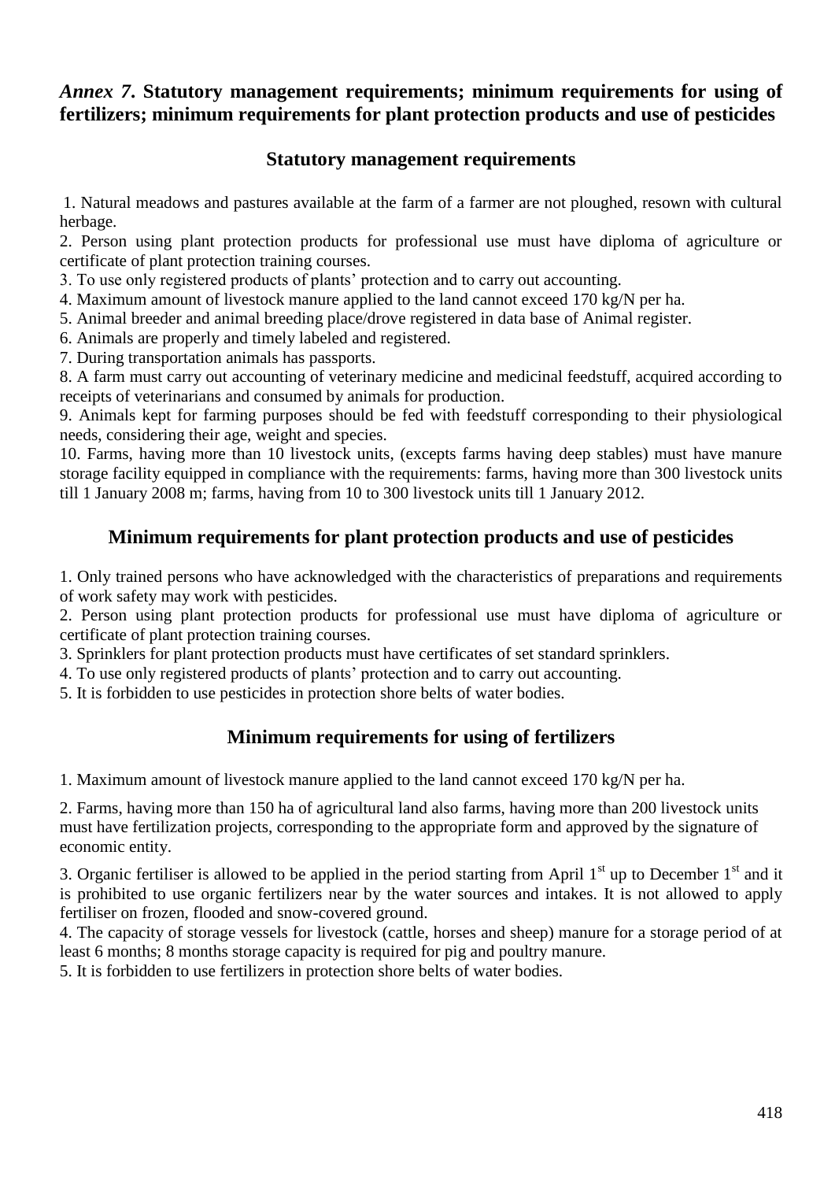## *Annex 7.* Statutory management requirements; minimum requirements for using of fertilizers; minimum requirements for plant protection products and use of pesticides

### Statutory management requirements

1. Natural meadows and pastures available at the farm of a farmer are not ploughed, resown with cultural herbage.
2. Person using plant protection products for professional use must have diploma of agriculture or certificate of plant protection training courses.
3. To use only registered products of plants' protection and to carry out accounting.
4. Maximum amount of livestock manure applied to the land cannot exceed 170 kg/N per ha.
5. Animal breeder and animal breeding place/drove registered in data base of Animal register.
6. Animals are properly and timely labeled and registered.
7. During transportation animals has passports.
8. A farm must carry out accounting of veterinary medicine and medicinal feedstuff, acquired according to receipts of veterinarians and consumed by animals for production.
9. Animals kept for farming purposes should be fed with feedstuff corresponding to their physiological needs, considering their age, weight and species.
10. Farms, having more than 10 livestock units, (excepts farms having deep stables) must have manure storage facility equipped in compliance with the requirements: farms, having more than 300 livestock units till 1 January 2008 m; farms, having from 10 to 300 livestock units till 1 January 2012.

### Minimum requirements for plant protection products and use of pesticides

1. Only trained persons who have acknowledged with the characteristics of preparations and requirements of work safety may work with pesticides.
2. Person using plant protection products for professional use must have diploma of agriculture or certificate of plant protection training courses.
3. Sprinklers for plant protection products must have certificates of set standard sprinklers.
4. To use only registered products of plants' protection and to carry out accounting.
5. It is forbidden to use pesticides in protection shore belts of water bodies.

### Minimum requirements for using of fertilizers

1. Maximum amount of livestock manure applied to the land cannot exceed 170 kg/N per ha.

2. Farms, having more than 150 ha of agricultural land also farms, having more than 200 livestock units must have fertilization projects, corresponding to the appropriate form and approved by the signature of economic entity.

3. Organic fertiliser is allowed to be applied in the period starting from April 1st up to December 1st and it is prohibited to use organic fertilizers near by the water sources and intakes. It is not allowed to apply fertiliser on frozen, flooded and snow-covered ground.
4. The capacity of storage vessels for livestock (cattle, horses and sheep) manure for a storage period of at least 6 months; 8 months storage capacity is required for pig and poultry manure.
5. It is forbidden to use fertilizers in protection shore belts of water bodies.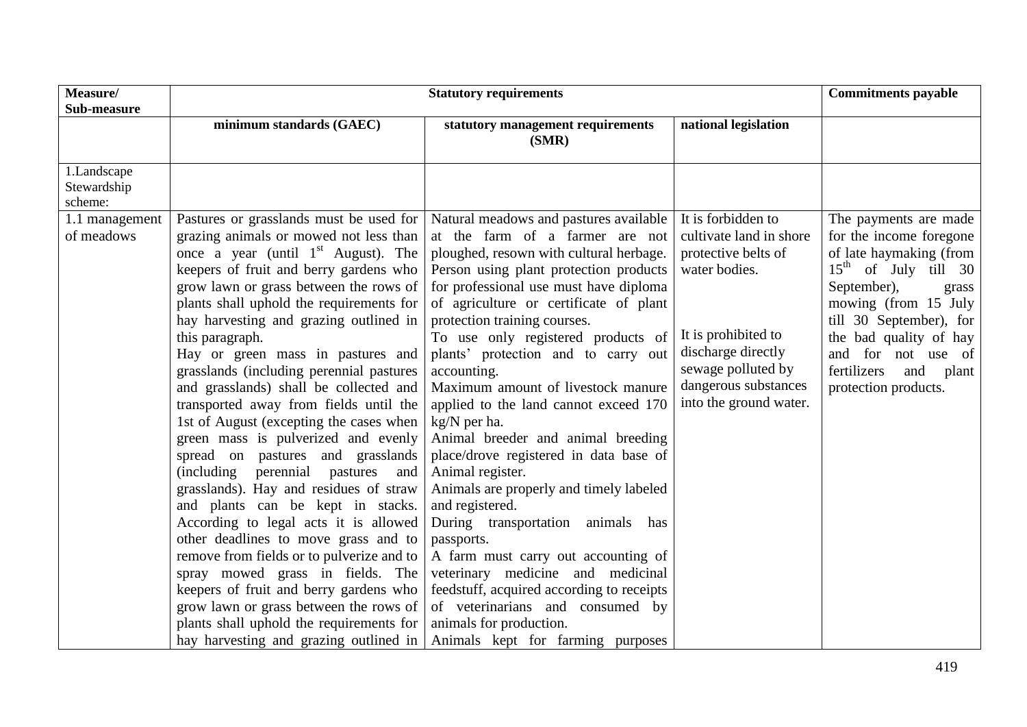| Measure/ Sub-measure | Statutory requirements | | | Commitments payable |
|---|---|---|---|---|
| | minimum standards (GAEC) | statutory management requirements (SMR) | national legislation | |
| 1.Landscape Stewardship scheme: | | | | |
| 1.1 management of meadows | Pastures or grasslands must be used for grazing animals or mowed not less than once a year (until 1st August). The keepers of fruit and berry gardens who grow lawn or grass between the rows of plants shall uphold the requirements for hay harvesting and grazing outlined in this paragraph. Hay or green mass in pastures and grasslands (including perennial pastures and grasslands) shall be collected and transported away from fields until the 1st of August (excepting the cases when green mass is pulverized and evenly spread on pastures and grasslands (including perennial pastures and grasslands). Hay and residues of straw and plants can be kept in stacks. According to legal acts it is allowed other deadlines to move grass and to remove from fields or to pulverize and to spray mowed grass in fields. The keepers of fruit and berry gardens who grow lawn or grass between the rows of plants shall uphold the requirements for hay harvesting and grazing outlined in | Natural meadows and pastures available at the farm of a farmer are not ploughed, resown with cultural herbage. Person using plant protection products for professional use must have diploma of agriculture or certificate of plant protection training courses. To use only registered products of plants' protection and to carry out accounting. Maximum amount of livestock manure applied to the land cannot exceed 170 kg/N per ha. Animal breeder and animal breeding place/drove registered in data base of Animal register. Animals are properly and timely labeled and registered. During transportation animals has passports. A farm must carry out accounting of veterinary medicine and medicinal feedstuff, acquired according to receipts of veterinarians and consumed by animals for production. Animals kept for farming purposes | It is forbidden to cultivate land in shore protective belts of water bodies. It is prohibited to discharge directly sewage polluted by dangerous substances into the ground water. | The payments are made for the income foregone of late haymaking (from 15th of July till 30 September), grass mowing (from 15 July till 30 September), for the bad quality of hay and for not use of fertilizers and plant protection products. |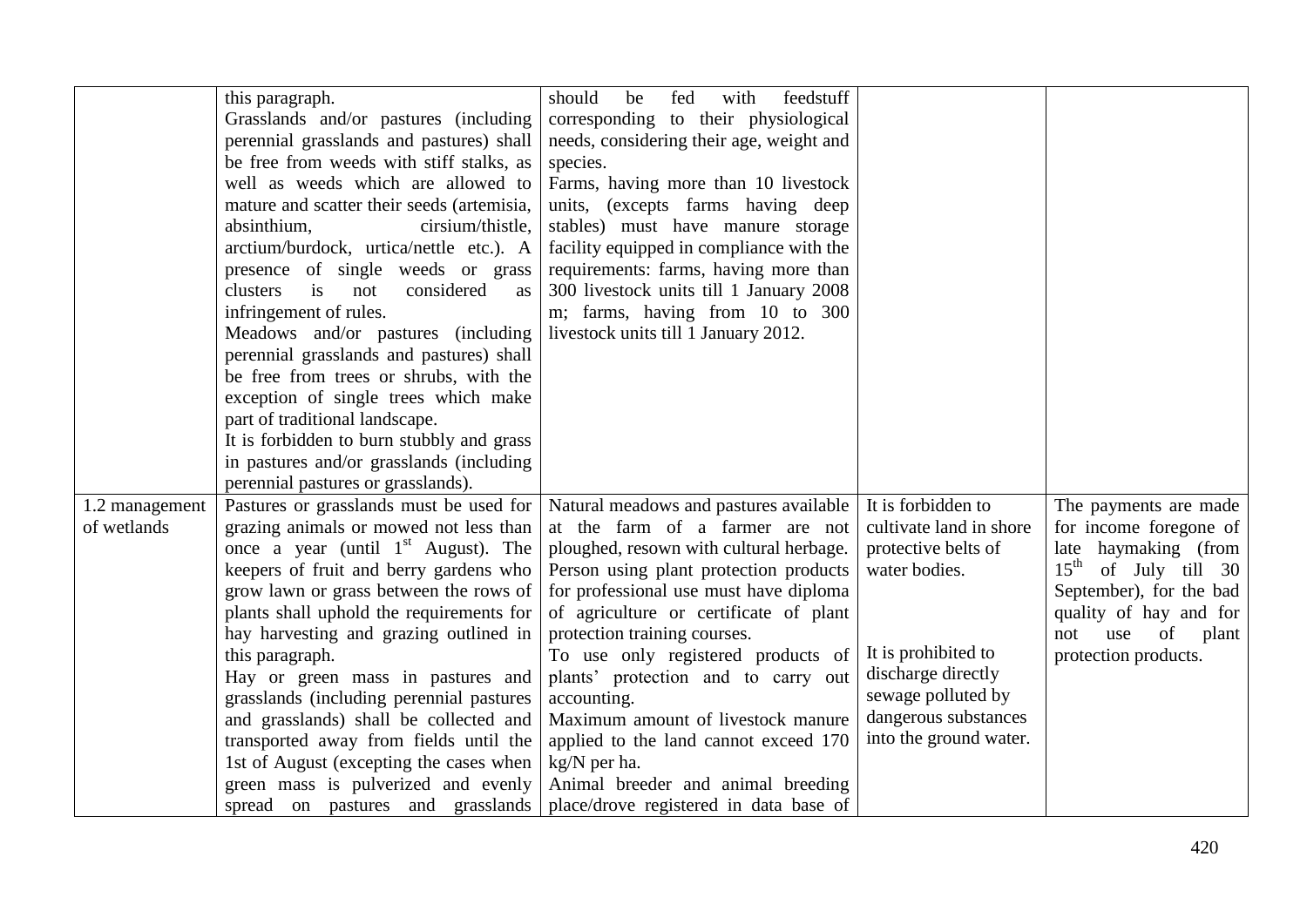| | | | | |
|---|---|---|---|---|
| | this paragraph. Grasslands and/or pastures (including perennial grasslands and pastures) shall be free from weeds with stiff stalks, as well as weeds which are allowed to mature and scatter their seeds (artemisia, absinthium, cirsium/thistle, arctium/burdock, urtica/nettle etc.). A presence of single weeds or grass clusters is not considered as infringement of rules. Meadows and/or pastures (including perennial grasslands and pastures) shall be free from trees or shrubs, with the exception of single trees which make part of traditional landscape. It is forbidden to burn stubbly and grass in pastures and/or grasslands (including perennial pastures or grasslands). | should be fed with feedstuff corresponding to their physiological needs, considering their age, weight and species. Farms, having more than 10 livestock units, (excepts farms having deep stables) must have manure storage facility equipped in compliance with the requirements: farms, having more than 300 livestock units till 1 January 2008 m; farms, having from 10 to 300 livestock units till 1 January 2012. | | |
| 1.2 management of wetlands | Pastures or grasslands must be used for grazing animals or mowed not less than once a year (until 1st August). The keepers of fruit and berry gardens who grow lawn or grass between the rows of plants shall uphold the requirements for hay harvesting and grazing outlined in this paragraph. Hay or green mass in pastures and grasslands (including perennial pastures and grasslands) shall be collected and transported away from fields until the 1st of August (excepting the cases when green mass is pulverized and evenly spread on pastures and grasslands | Natural meadows and pastures available at the farm of a farmer are not ploughed, resown with cultural herbage. Person using plant protection products for professional use must have diploma of agriculture or certificate of plant protection training courses. To use only registered products of plants' protection and to carry out accounting. Maximum amount of livestock manure applied to the land cannot exceed 170 kg/N per ha. Animal breeder and animal breeding place/drove registered in data base of | It is forbidden to cultivate land in shore protective belts of water bodies. It is prohibited to discharge directly sewage polluted by dangerous substances into the ground water. | The payments are made for income foregone of late haymaking (from 15th of July till 30 September), for the bad quality of hay and for not use of plant protection products. |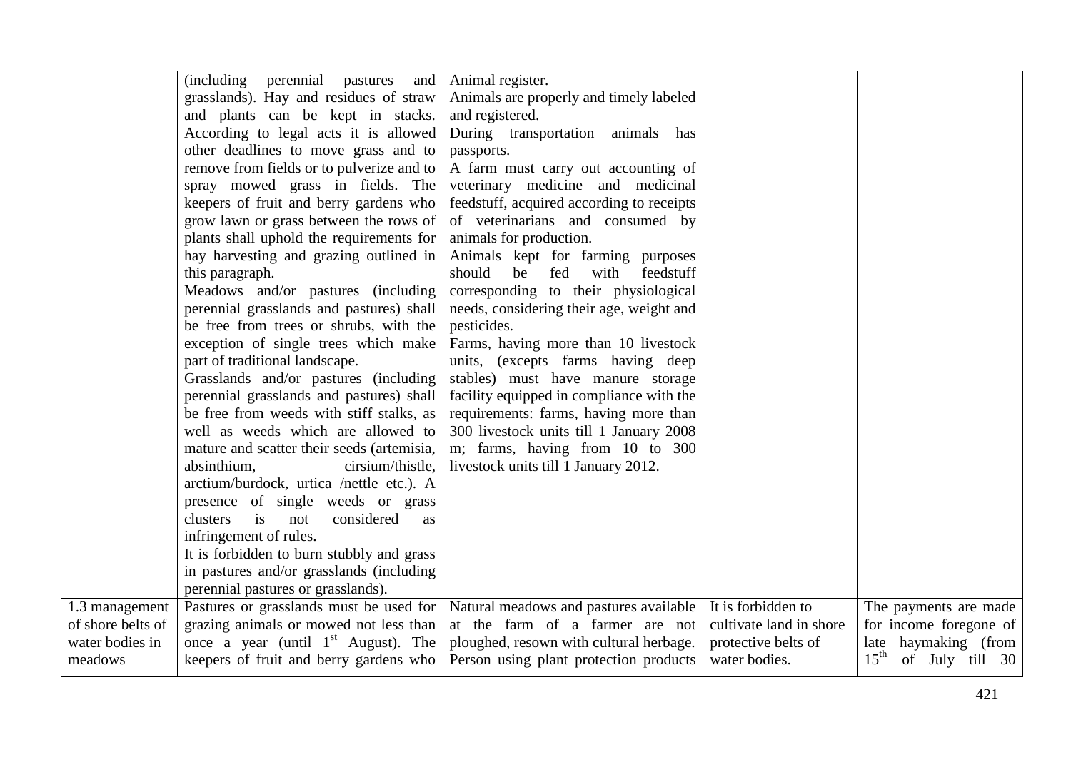| | | | | |
|---|---|---|---|---|
| | (including perennial pastures and grasslands). Hay and residues of straw and plants can be kept in stacks. According to legal acts it is allowed other deadlines to move grass and to remove from fields or to pulverize and to spray mowed grass in fields. The keepers of fruit and berry gardens who grow lawn or grass between the rows of plants shall uphold the requirements for hay harvesting and grazing outlined in this paragraph.<br>Meadows and/or pastures (including perennial grasslands and pastures) shall be free from trees or shrubs, with the exception of single trees which make part of traditional landscape.<br>Grasslands and/or pastures (including perennial grasslands and pastures) shall be free from weeds with stiff stalks, as well as weeds which are allowed to mature and scatter their seeds (artemisia, absinthium, cirsium/thistle, arctium/burdock, urtica /nettle etc.). A presence of single weeds or grass clusters is not considered as infringement of rules.<br>It is forbidden to burn stubbly and grass in pastures and/or grasslands (including perennial pastures or grasslands). | Animal register.<br>Animals are properly and timely labeled and registered.<br>During transportation animals has passports.<br>A farm must carry out accounting of veterinary medicine and medicinal feedstuff, acquired according to receipts of veterinarians and consumed by animals for production.<br>Animals kept for farming purposes should be fed with feedstuff corresponding to their physiological needs, considering their age, weight and pesticides.<br>Farms, having more than 10 livestock units, (excepts farms having deep stables) must have manure storage facility equipped in compliance with the requirements: farms, having more than 300 livestock units till 1 January 2008 m; farms, having from 10 to 300 livestock units till 1 January 2012. | | |
| 1.3 management of shore belts of water bodies in meadows | Pastures or grasslands must be used for grazing animals or mowed not less than once a year (until 1st August). The keepers of fruit and berry gardens who | Natural meadows and pastures available at the farm of a farmer are not ploughed, resown with cultural herbage. Person using plant protection products | It is forbidden to cultivate land in shore protective belts of water bodies. | The payments are made for income foregone of late haymaking (from 15th of July till 30 |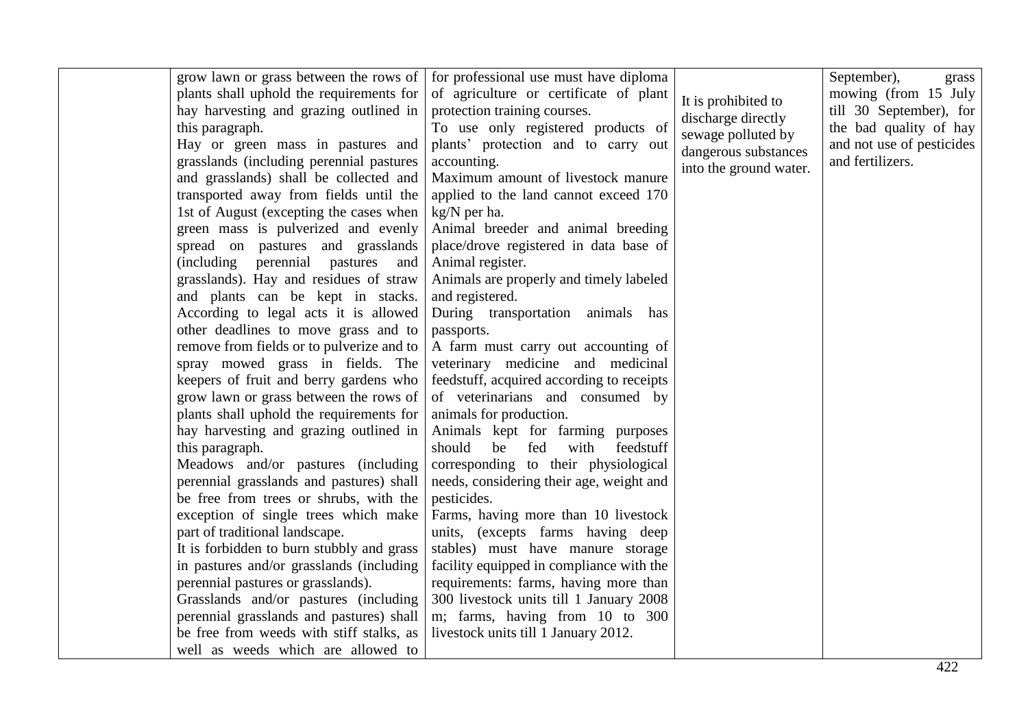| | | | | |
|---|---|---|---|---|
| | grow lawn or grass between the rows of plants shall uphold the requirements for hay harvesting and grazing outlined in this paragraph.<br>Hay or green mass in pastures and grasslands (including perennial pastures and grasslands) shall be collected and transported away from fields until the 1st of August (excepting the cases when green mass is pulverized and evenly spread on pastures and grasslands (including perennial pastures and grasslands). Hay and residues of straw and plants can be kept in stacks. According to legal acts it is allowed other deadlines to move grass and to remove from fields or to pulverize and to spray mowed grass in fields. The keepers of fruit and berry gardens who grow lawn or grass between the rows of plants shall uphold the requirements for hay harvesting and grazing outlined in this paragraph.<br>Meadows and/or pastures (including perennial grasslands and pastures) shall be free from trees or shrubs, with the exception of single trees which make part of traditional landscape.<br>It is forbidden to burn stubbly and grass in pastures and/or grasslands (including perennial pastures or grasslands).<br>Grasslands and/or pastures (including perennial grasslands and pastures) shall be free from weeds with stiff stalks, as well as weeds which are allowed to | for professional use must have diploma of agriculture or certificate of plant protection training courses.<br>To use only registered products of plants' protection and to carry out accounting.<br>Maximum amount of livestock manure applied to the land cannot exceed 170 kg/N per ha.<br>Animal breeder and animal breeding place/drove registered in data base of Animal register.<br>Animals are properly and timely labeled and registered.<br>During transportation animals has passports.<br>A farm must carry out accounting of veterinary medicine and medicinal feedstuff, acquired according to receipts of veterinarians and consumed by animals for production.<br>Animals kept for farming purposes should be fed with feedstuff corresponding to their physiological needs, considering their age, weight and pesticides.<br>Farms, having more than 10 livestock units, (excepts farms having deep stables) must have manure storage facility equipped in compliance with the requirements: farms, having more than 300 livestock units till 1 January 2008 m; farms, having from 10 to 300 livestock units till 1 January 2012. | It is prohibited to discharge directly sewage polluted by dangerous substances into the ground water. | September), grass mowing (from 15 July till 30 September), for the bad quality of hay and not use of pesticides and fertilizers. |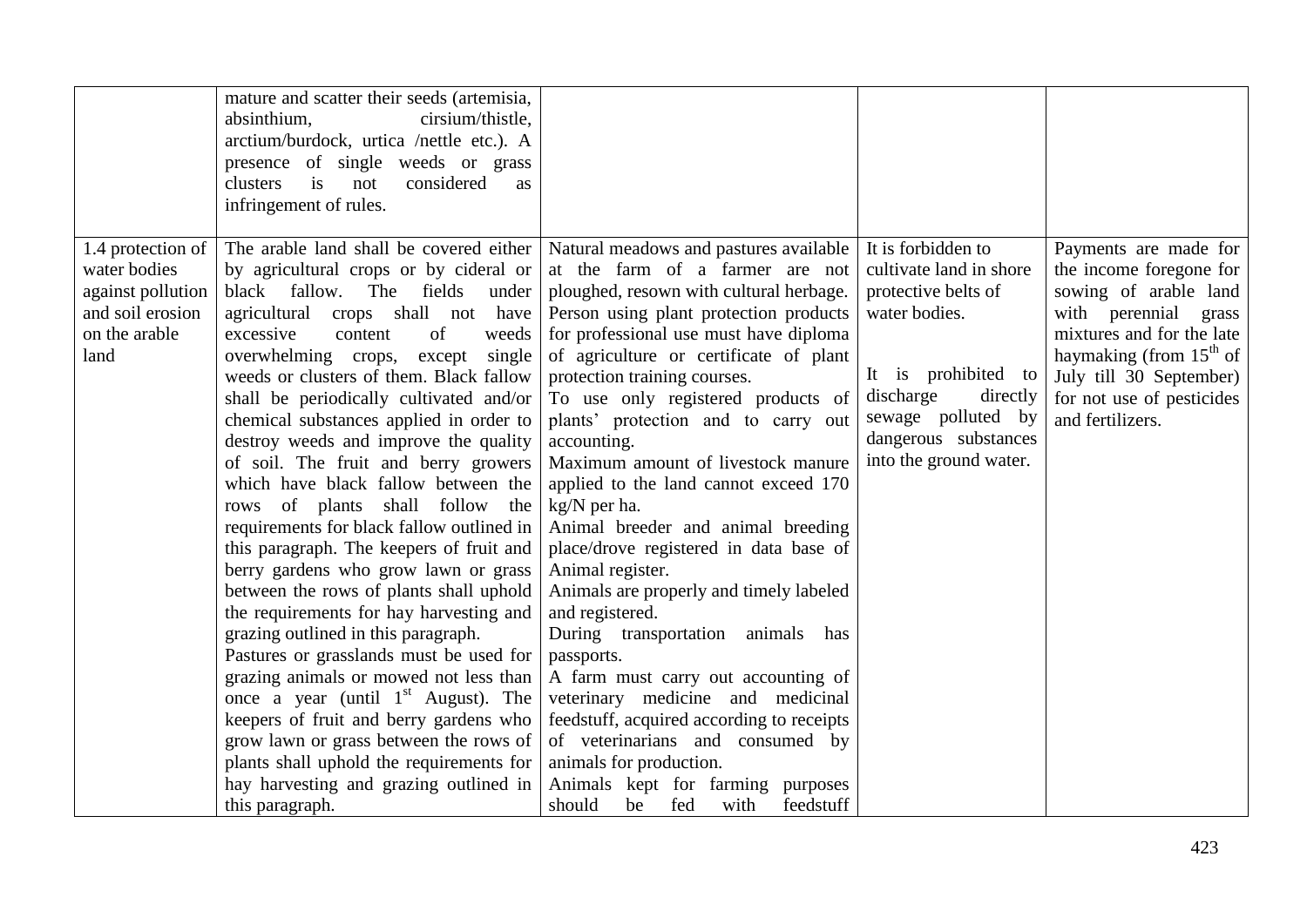| | | | | |
|---|---|---|---|---|
| | mature and scatter their seeds (artemisia, absinthium, cirsium/thistle, arctium/burdock, urtica /nettle etc.). A presence of single weeds or grass clusters is not considered as infringement of rules. | | | |
| 1.4 protection of water bodies against pollution and soil erosion on the arable land | The arable land shall be covered either by agricultural crops or by cideral or black fallow. The fields under agricultural crops shall not have excessive content of weeds overwhelming crops, except single weeds or clusters of them. Black fallow shall be periodically cultivated and/or chemical substances applied in order to destroy weeds and improve the quality of soil. The fruit and berry growers which have black fallow between the rows of plants shall follow the requirements for black fallow outlined in this paragraph. The keepers of fruit and berry gardens who grow lawn or grass between the rows of plants shall uphold the requirements for hay harvesting and grazing outlined in this paragraph.<br>Pastures or grasslands must be used for grazing animals or mowed not less than once a year (until 1st August). The keepers of fruit and berry gardens who grow lawn or grass between the rows of plants shall uphold the requirements for hay harvesting and grazing outlined in this paragraph. | Natural meadows and pastures available at the farm of a farmer are not ploughed, resown with cultural herbage.<br>Person using plant protection products for professional use must have diploma of agriculture or certificate of plant protection training courses.<br>To use only registered products of plants' protection and to carry out accounting.<br>Maximum amount of livestock manure applied to the land cannot exceed 170 kg/N per ha.<br>Animal breeder and animal breeding place/drove registered in data base of Animal register.<br>Animals are properly and timely labeled and registered.<br>During transportation animals has passports.<br>A farm must carry out accounting of veterinary medicine and medicinal feedstuff, acquired according to receipts of veterinarians and consumed by animals for production.<br>Animals kept for farming purposes should be fed with feedstuff | It is forbidden to cultivate land in shore protective belts of water bodies.<br><br>It is prohibited to discharge directly sewage polluted by dangerous substances into the ground water. | Payments are made for the income foregone for sowing of arable land with perennial grass mixtures and for the late haymaking (from 15th of July till 30 September) for not use of pesticides and fertilizers. |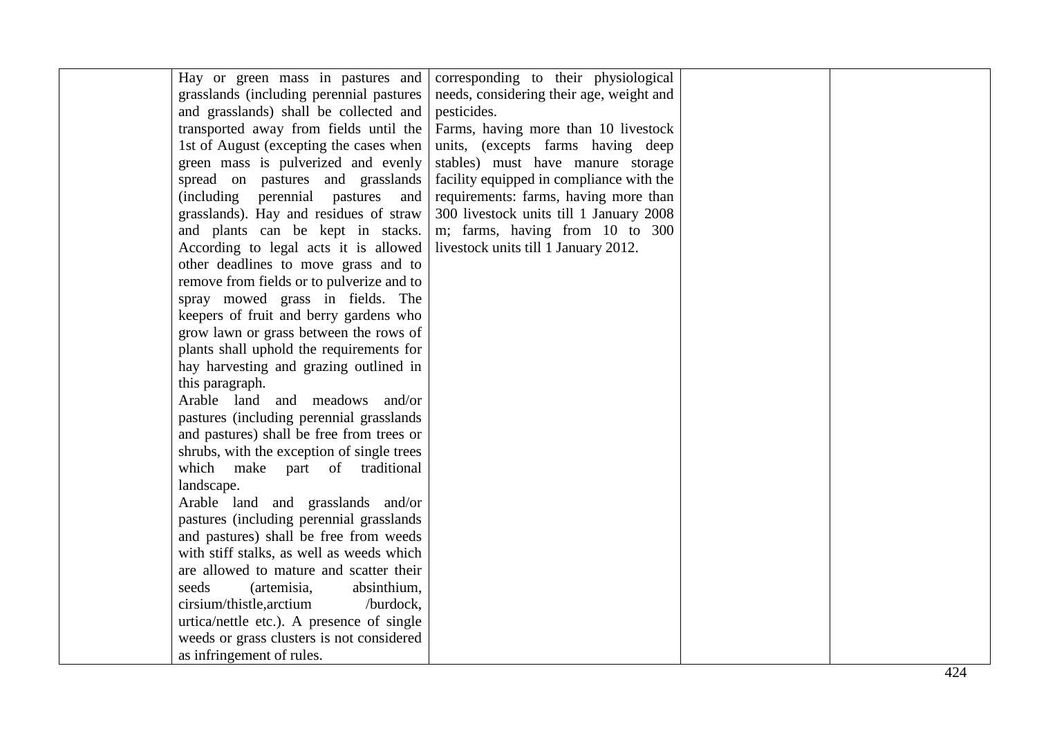|  |  |  |  |  |
|---|---|---|---|---|
|  | Hay or green mass in pastures and grasslands (including perennial pastures and grasslands) shall be collected and transported away from fields until the 1st of August (excepting the cases when green mass is pulverized and evenly spread on pastures and grasslands (including perennial pastures and grasslands). Hay and residues of straw and plants can be kept in stacks. According to legal acts it is allowed other deadlines to move grass and to remove from fields or to pulverize and to spray mowed grass in fields. The keepers of fruit and berry gardens who grow lawn or grass between the rows of plants shall uphold the requirements for hay harvesting and grazing outlined in this paragraph.<br>Arable land and meadows and/or pastures (including perennial grasslands and pastures) shall be free from trees or shrubs, with the exception of single trees which make part of traditional landscape.<br>Arable land and grasslands and/or pastures (including perennial grasslands and pastures) shall be free from weeds with stiff stalks, as well as weeds which are allowed to mature and scatter their seeds (artemisia, absinthium, cirsium/thistle,arctium /burdock, urtica/nettle etc.). A presence of single weeds or grass clusters is not considered as infringement of rules. | corresponding to their physiological needs, considering their age, weight and pesticides.<br>Farms, having more than 10 livestock units, (excepts farms having deep stables) must have manure storage facility equipped in compliance with the requirements: farms, having more than 300 livestock units till 1 January 2008 m; farms, having from 10 to 300 livestock units till 1 January 2012. |  |  |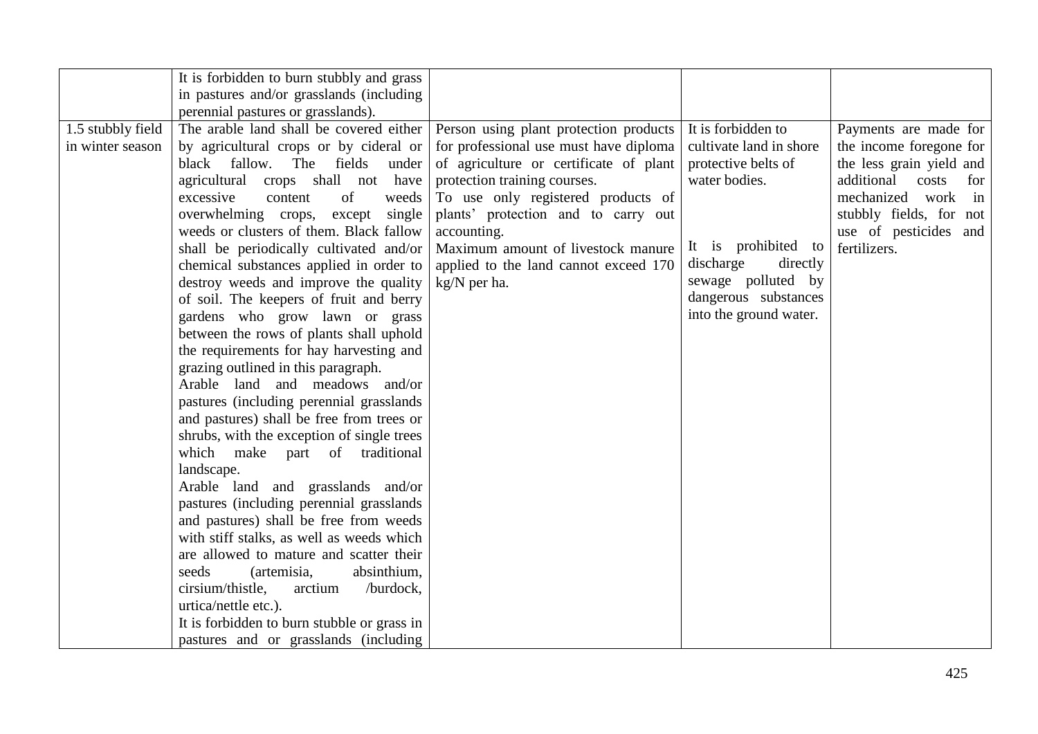|  |  |  |  |  |
|---|---|---|---|---|
|  | It is forbidden to burn stubbly and grass in pastures and/or grasslands (including perennial pastures or grasslands). |  |  |  |
| 1.5 stubbly field in winter season | The arable land shall be covered either by agricultural crops or by cideral or black fallow. The fields under agricultural crops shall not have excessive content of weeds overwhelming crops, except single weeds or clusters of them. Black fallow shall be periodically cultivated and/or chemical substances applied in order to destroy weeds and improve the quality of soil. The keepers of fruit and berry gardens who grow lawn or grass between the rows of plants shall uphold the requirements for hay harvesting and grazing outlined in this paragraph.<br>Arable land and meadows and/or pastures (including perennial grasslands and pastures) shall be free from trees or shrubs, with the exception of single trees which make part of traditional landscape.<br>Arable land and grasslands and/or pastures (including perennial grasslands and pastures) shall be free from weeds with stiff stalks, as well as weeds which are allowed to mature and scatter their seeds (artemisia, absinthium, cirsium/thistle, arctium /burdock, urtica/nettle etc.).<br>It is forbidden to burn stubble or grass in pastures and or grasslands (including | Person using plant protection products for professional use must have diploma of agriculture or certificate of plant protection training courses.<br>To use only registered products of plants' protection and to carry out accounting.<br>Maximum amount of livestock manure applied to the land cannot exceed 170 kg/N per ha. | It is forbidden to cultivate land in shore protective belts of water bodies.<br><br>It is prohibited to discharge directly sewage polluted by dangerous substances into the ground water. | Payments are made for the income foregone for the less grain yield and additional costs for mechanized work in stubbly fields, for not use of pesticides and fertilizers. |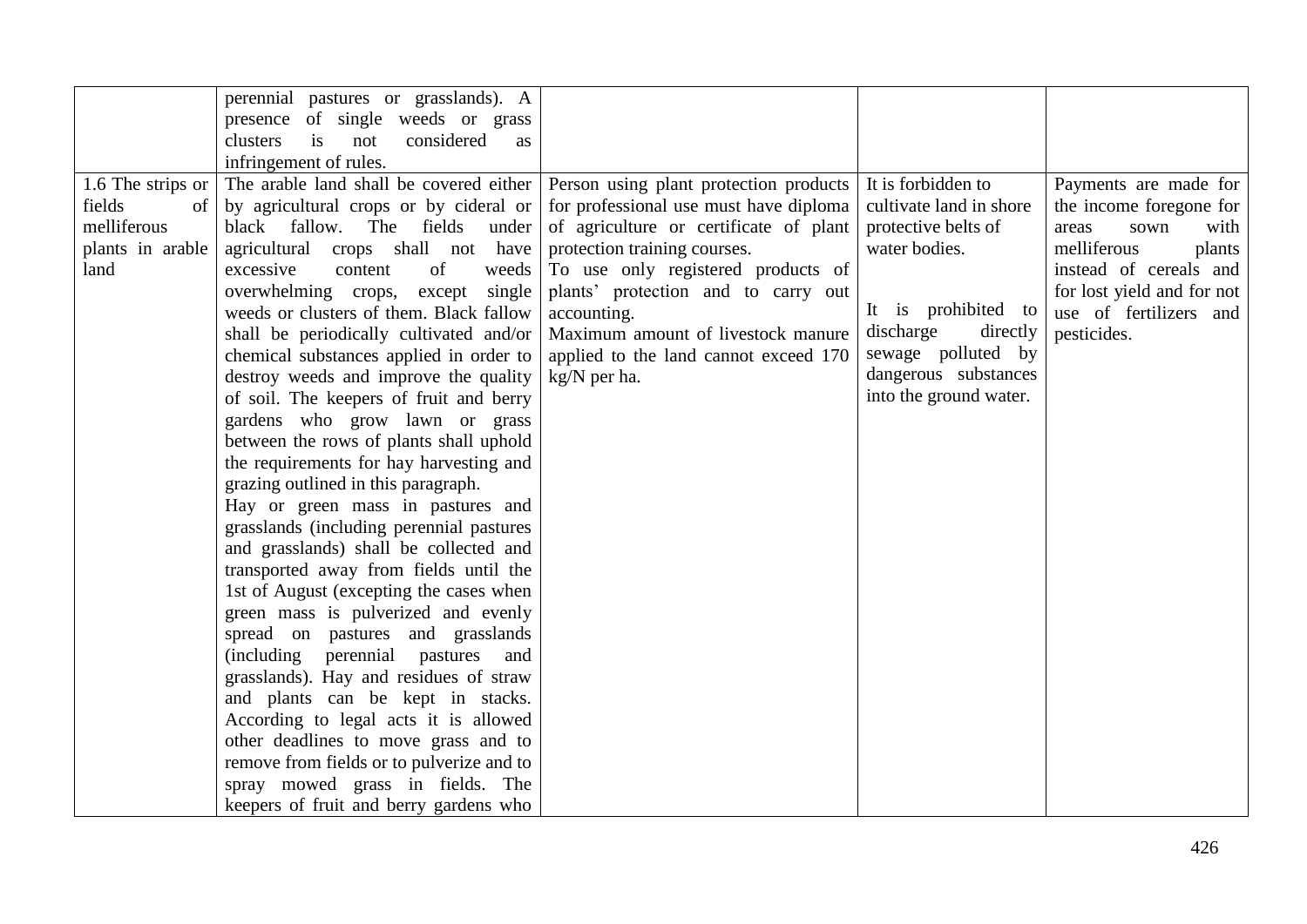| | perennial pastures or grasslands). A presence of single weeds or grass clusters is not considered as infringement of rules. | | | |
|---|---|---|---|---|
| 1.6 The strips or fields of melliferous plants in arable land | The arable land shall be covered either by agricultural crops or by cideral or black fallow. The fields under agricultural crops shall not have excessive content of weeds overwhelming crops, except single weeds or clusters of them. Black fallow shall be periodically cultivated and/or chemical substances applied in order to destroy weeds and improve the quality of soil. The keepers of fruit and berry gardens who grow lawn or grass between the rows of plants shall uphold the requirements for hay harvesting and grazing outlined in this paragraph. Hay or green mass in pastures and grasslands (including perennial pastures and grasslands) shall be collected and transported away from fields until the 1st of August (excepting the cases when green mass is pulverized and evenly spread on pastures and grasslands (including perennial pastures and grasslands). Hay and residues of straw and plants can be kept in stacks. According to legal acts it is allowed other deadlines to move grass and to remove from fields or to pulverize and to spray mowed grass in fields. The keepers of fruit and berry gardens who | Person using plant protection products for professional use must have diploma of agriculture or certificate of plant protection training courses. To use only registered products of plants' protection and to carry out accounting. Maximum amount of livestock manure applied to the land cannot exceed 170 kg/N per ha. | It is forbidden to cultivate land in shore protective belts of water bodies. It is prohibited to discharge directly sewage polluted by dangerous substances into the ground water. | Payments are made for the income foregone for areas sown with melliferous plants instead of cereals and for lost yield and for not use of fertilizers and pesticides. |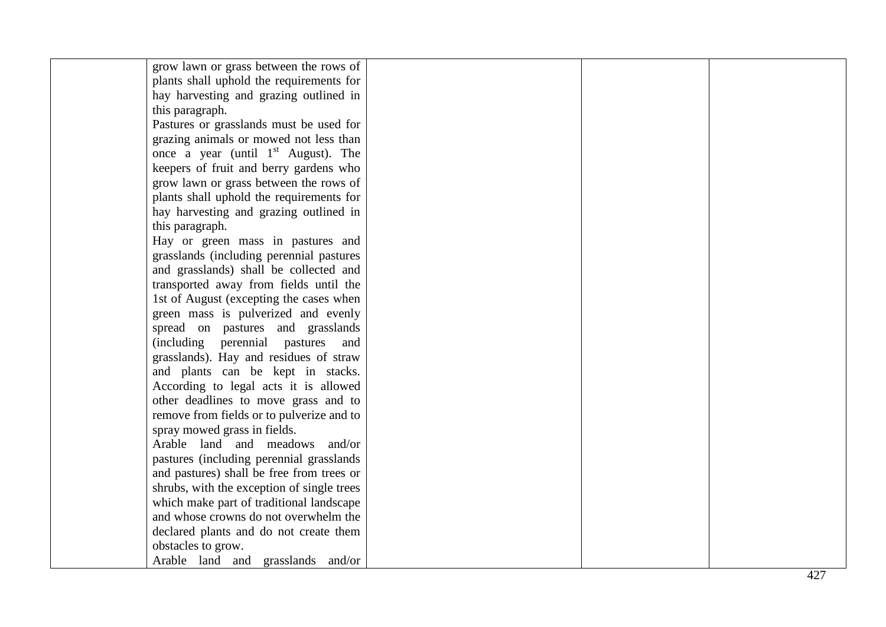| | | | | |
|---|---|---|---|---|
| | grow lawn or grass between the rows of plants shall uphold the requirements for hay harvesting and grazing outlined in this paragraph.<br>Pastures or grasslands must be used for grazing animals or mowed not less than once a year (until 1st August). The keepers of fruit and berry gardens who grow lawn or grass between the rows of plants shall uphold the requirements for hay harvesting and grazing outlined in this paragraph.<br>Hay or green mass in pastures and grasslands (including perennial pastures and grasslands) shall be collected and transported away from fields until the 1st of August (excepting the cases when green mass is pulverized and evenly spread on pastures and grasslands (including perennial pastures and grasslands). Hay and residues of straw and plants can be kept in stacks. According to legal acts it is allowed other deadlines to move grass and to remove from fields or to pulverize and to spray mowed grass in fields.<br>Arable land and meadows and/or pastures (including perennial grasslands and pastures) shall be free from trees or shrubs, with the exception of single trees which make part of traditional landscape and whose crowns do not overwhelm the declared plants and do not create them obstacles to grow.<br>Arable land and grasslands and/or | | | |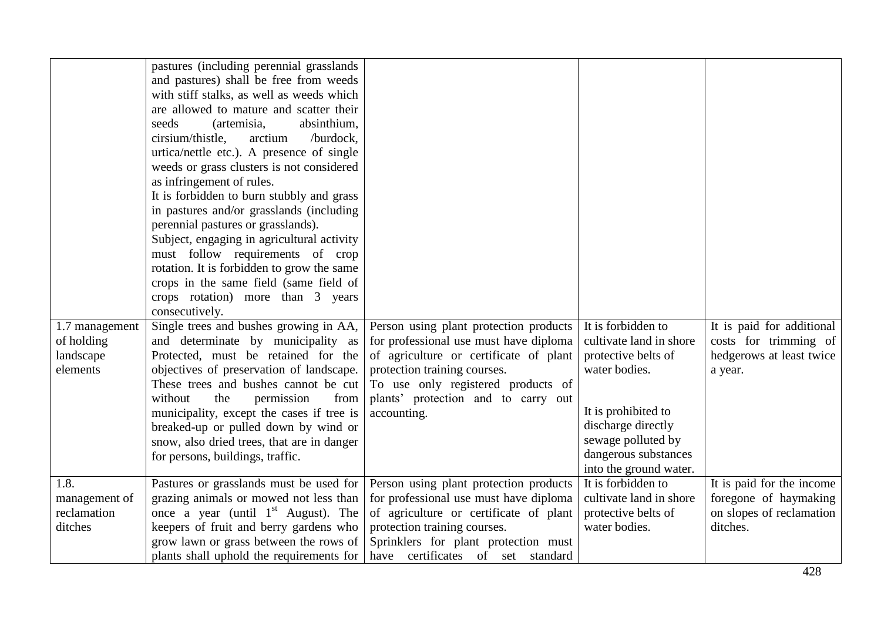| | | | | |
|---|---|---|---|---|
| | pastures (including perennial grasslands and pastures) shall be free from weeds with stiff stalks, as well as weeds which are allowed to mature and scatter their seeds (artemisia, absinthium, cirsium/thistle, arctium /burdock, urtica/nettle etc.). A presence of single weeds or grass clusters is not considered as infringement of rules.<br>It is forbidden to burn stubbly and grass in pastures and/or grasslands (including perennial pastures or grasslands).<br>Subject, engaging in agricultural activity must follow requirements of crop rotation. It is forbidden to grow the same crops in the same field (same field of crops rotation) more than 3 years consecutively. | | | |
| 1.7 management of holding landscape elements | Single trees and bushes growing in AA, and determinate by municipality as Protected, must be retained for the objectives of preservation of landscape. These trees and bushes cannot be cut without the permission from municipality, except the cases if tree is breaked-up or pulled down by wind or snow, also dried trees, that are in danger for persons, buildings, traffic. | Person using plant protection products for professional use must have diploma of agriculture or certificate of plant protection training courses.<br>To use only registered products of plants' protection and to carry out accounting. | It is forbidden to cultivate land in shore protective belts of water bodies.<br><br>It is prohibited to discharge directly sewage polluted by dangerous substances into the ground water. | It is paid for additional costs for trimming of hedgerows at least twice a year. |
| 1.8. management of reclamation ditches | Pastures or grasslands must be used for grazing animals or mowed not less than once a year (until 1st August). The keepers of fruit and berry gardens who grow lawn or grass between the rows of plants shall uphold the requirements for | Person using plant protection products for professional use must have diploma of agriculture or certificate of plant protection training courses.<br>Sprinklers for plant protection must have certificates of set standard | It is forbidden to cultivate land in shore protective belts of water bodies. | It is paid for the income foregone of haymaking on slopes of reclamation ditches. |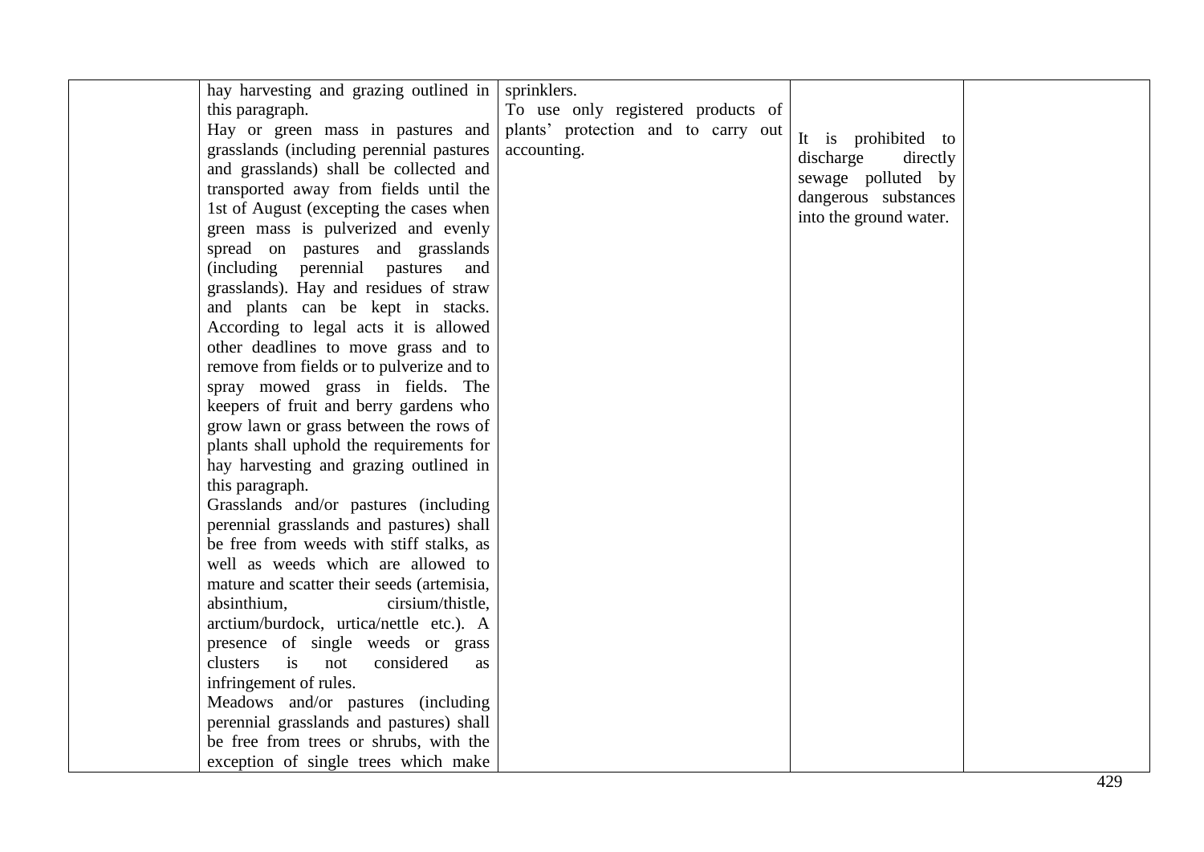| | | | | |
|---|---|---|---|---|
| | hay harvesting and grazing outlined in this paragraph.<br>Hay or green mass in pastures and grasslands (including perennial pastures and grasslands) shall be collected and transported away from fields until the 1st of August (excepting the cases when green mass is pulverized and evenly spread on pastures and grasslands (including perennial pastures and grasslands). Hay and residues of straw and plants can be kept in stacks. According to legal acts it is allowed other deadlines to move grass and to remove from fields or to pulverize and to spray mowed grass in fields. The keepers of fruit and berry gardens who grow lawn or grass between the rows of plants shall uphold the requirements for hay harvesting and grazing outlined in this paragraph.<br>Grasslands and/or pastures (including perennial grasslands and pastures) shall be free from weeds with stiff stalks, as well as weeds which are allowed to mature and scatter their seeds (artemisia, absinthium, cirsium/thistle, arctium/burdock, urtica/nettle etc.). A presence of single weeds or grass clusters is not considered as infringement of rules.<br>Meadows and/or pastures (including perennial grasslands and pastures) shall be free from trees or shrubs, with the exception of single trees which make | sprinklers.<br>To use only registered products of plants' protection and to carry out accounting. | It is prohibited to discharge directly sewage polluted by dangerous substances into the ground water. | |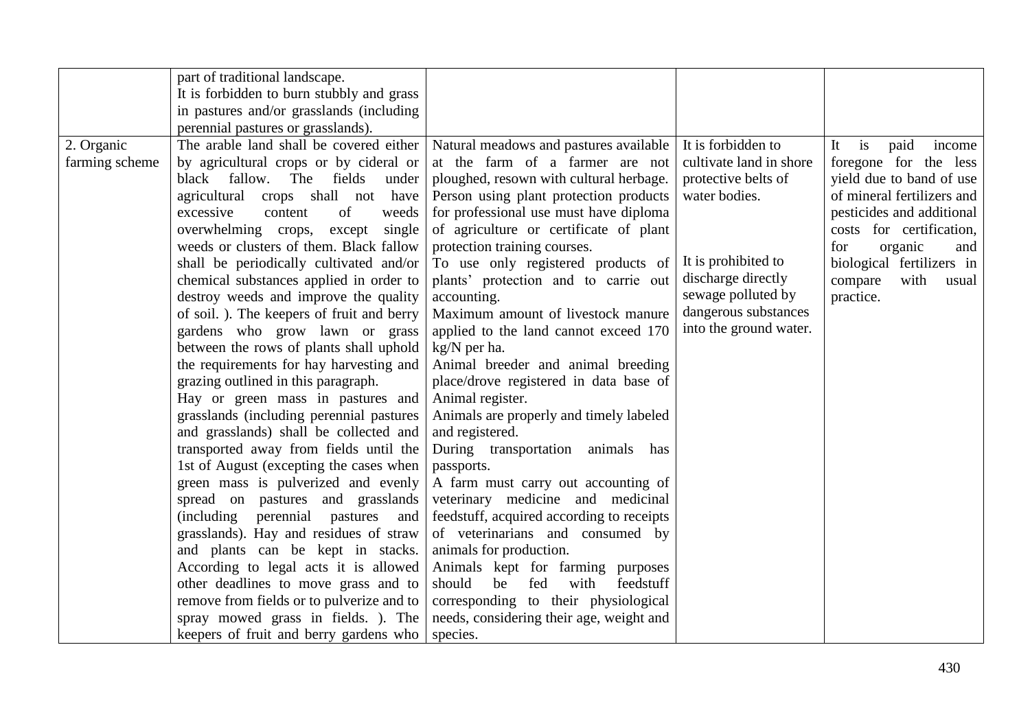| | | | | |
|---|---|---|---|---|
| | part of traditional landscape. It is forbidden to burn stubbly and grass in pastures and/or grasslands (including perennial pastures or grasslands). | | | |
| 2. Organic farming scheme | The arable land shall be covered either by agricultural crops or by cideral or black fallow. The fields under agricultural crops shall not have excessive content of weeds overwhelming crops, except single weeds or clusters of them. Black fallow shall be periodically cultivated and/or chemical substances applied in order to destroy weeds and improve the quality of soil. ). The keepers of fruit and berry gardens who grow lawn or grass between the rows of plants shall uphold the requirements for hay harvesting and grazing outlined in this paragraph. Hay or green mass in pastures and grasslands (including perennial pastures and grasslands) shall be collected and transported away from fields until the 1st of August (excepting the cases when green mass is pulverized and evenly spread on pastures and grasslands (including perennial pastures and grasslands). Hay and residues of straw and plants can be kept in stacks. According to legal acts it is allowed other deadlines to move grass and to remove from fields or to pulverize and to spray mowed grass in fields. ). The keepers of fruit and berry gardens who | Natural meadows and pastures available at the farm of a farmer are not ploughed, resown with cultural herbage. Person using plant protection products for professional use must have diploma of agriculture or certificate of plant protection training courses. To use only registered products of plants' protection and to carrie out accounting. Maximum amount of livestock manure applied to the land cannot exceed 170 kg/N per ha. Animal breeder and animal breeding place/drove registered in data base of Animal register. Animals are properly and timely labeled and registered. During transportation animals has passports. A farm must carry out accounting of veterinary medicine and medicinal feedstuff, acquired according to receipts of veterinarians and consumed by animals for production. Animals kept for farming purposes should be fed with feedstuff corresponding to their physiological needs, considering their age, weight and species. | It is forbidden to cultivate land in shore protective belts of water bodies. It is prohibited to discharge directly sewage polluted by dangerous substances into the ground water. | It is paid income foregone for the less yield due to band of use of mineral fertilizers and pesticides and additional costs for certification, for organic and biological fertilizers in compare with usual practice. |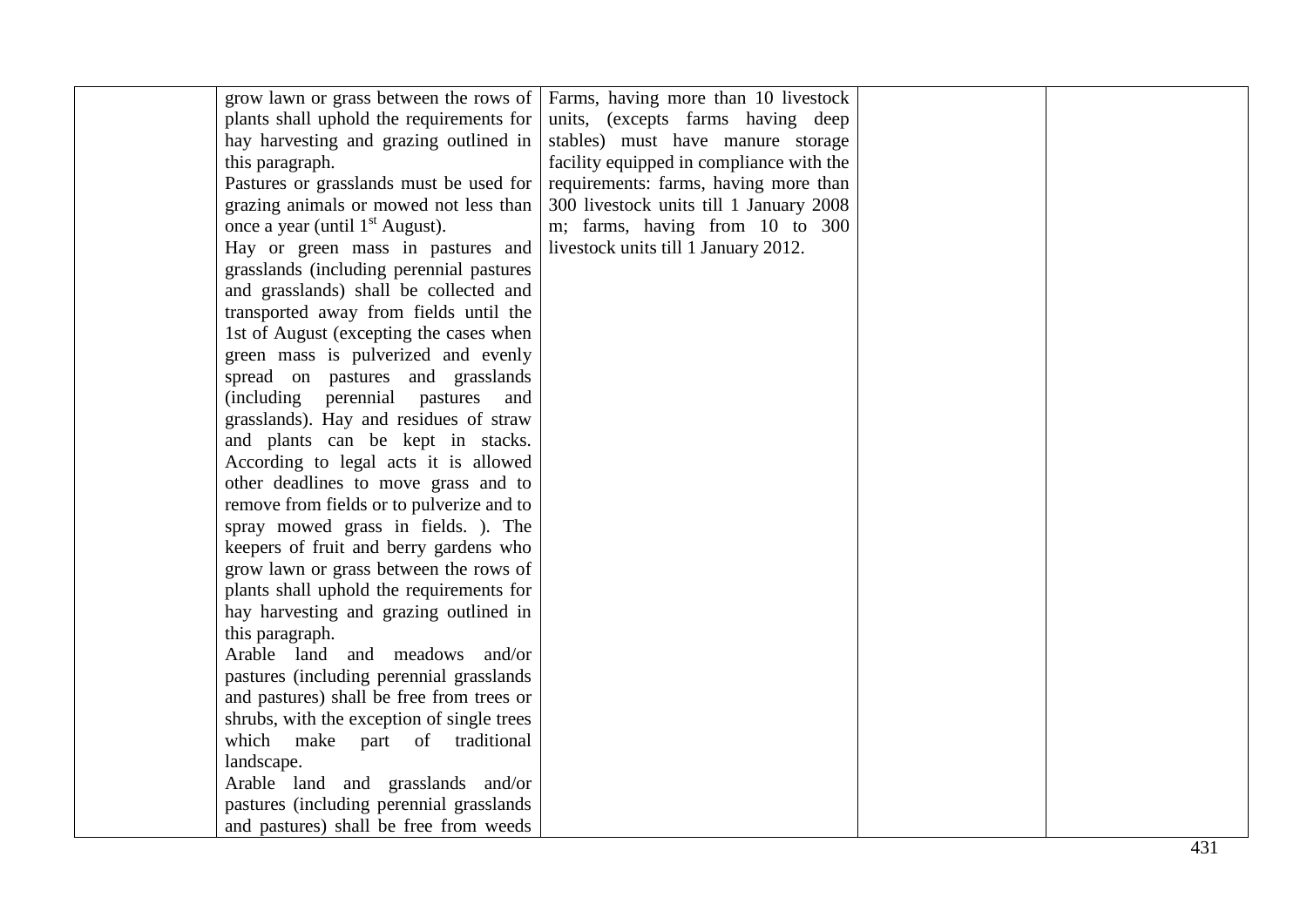|  | grow lawn or grass between the rows of plants shall uphold the requirements for hay harvesting and grazing outlined in this paragraph.<br>Pastures or grasslands must be used for grazing animals or mowed not less than once a year (until 1st August).<br>Hay or green mass in pastures and grasslands (including perennial pastures and grasslands) shall be collected and transported away from fields until the 1st of August (excepting the cases when green mass is pulverized and evenly spread on pastures and grasslands (including perennial pastures and grasslands). Hay and residues of straw and plants can be kept in stacks. According to legal acts it is allowed other deadlines to move grass and to remove from fields or to pulverize and to spray mowed grass in fields. ). The keepers of fruit and berry gardens who grow lawn or grass between the rows of plants shall uphold the requirements for hay harvesting and grazing outlined in this paragraph.<br>Arable land and meadows and/or pastures (including perennial grasslands and pastures) shall be free from trees or shrubs, with the exception of single trees which make part of traditional landscape.<br>Arable land and grasslands and/or pastures (including perennial grasslands and pastures) shall be free from weeds | Farms, having more than 10 livestock units, (excepts farms having deep stables) must have manure storage facility equipped in compliance with the requirements: farms, having more than 300 livestock units till 1 January 2008 m; farms, having from 10 to 300 livestock units till 1 January 2012. |  |  |
|---|---|---|---|---|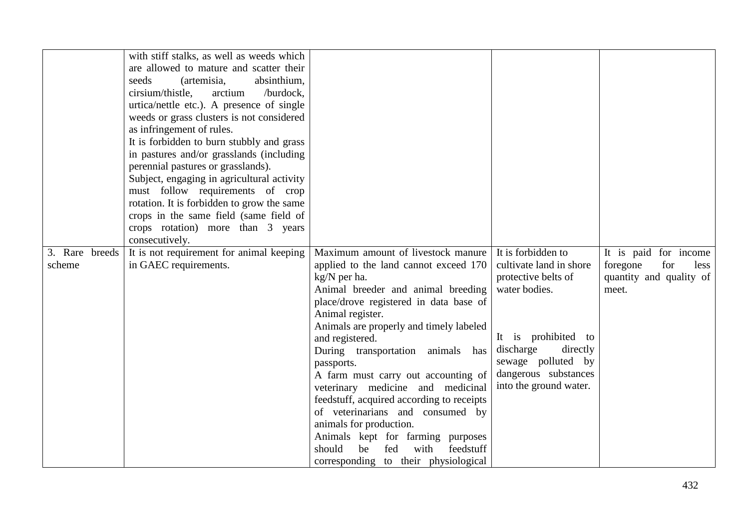| | | | | |
|---|---|---|---|---|
| | with stiff stalks, as well as weeds which are allowed to mature and scatter their seeds (artemisia, absinthium, cirsium/thistle, arctium /burdock, urtica/nettle etc.). A presence of single weeds or grass clusters is not considered as infringement of rules.<br>It is forbidden to burn stubbly and grass in pastures and/or grasslands (including perennial pastures or grasslands).<br>Subject, engaging in agricultural activity must follow requirements of crop rotation. It is forbidden to grow the same crops in the same field (same field of crops rotation) more than 3 years consecutively. | | | |
| 3. Rare breeds scheme | It is not requirement for animal keeping in GAEC requirements. | Maximum amount of livestock manure applied to the land cannot exceed 170 kg/N per ha.<br>Animal breeder and animal breeding place/drove registered in data base of Animal register.<br>Animals are properly and timely labeled and registered.<br>During transportation animals has passports.<br>A farm must carry out accounting of veterinary medicine and medicinal feedstuff, acquired according to receipts of veterinarians and consumed by animals for production.<br>Animals kept for farming purposes should be fed with feedstuff corresponding to their physiological | It is forbidden to cultivate land in shore protective belts of water bodies.<br><br>It is prohibited to discharge directly sewage polluted by dangerous substances into the ground water. | It is paid for income foregone for less quantity and quality of meet. |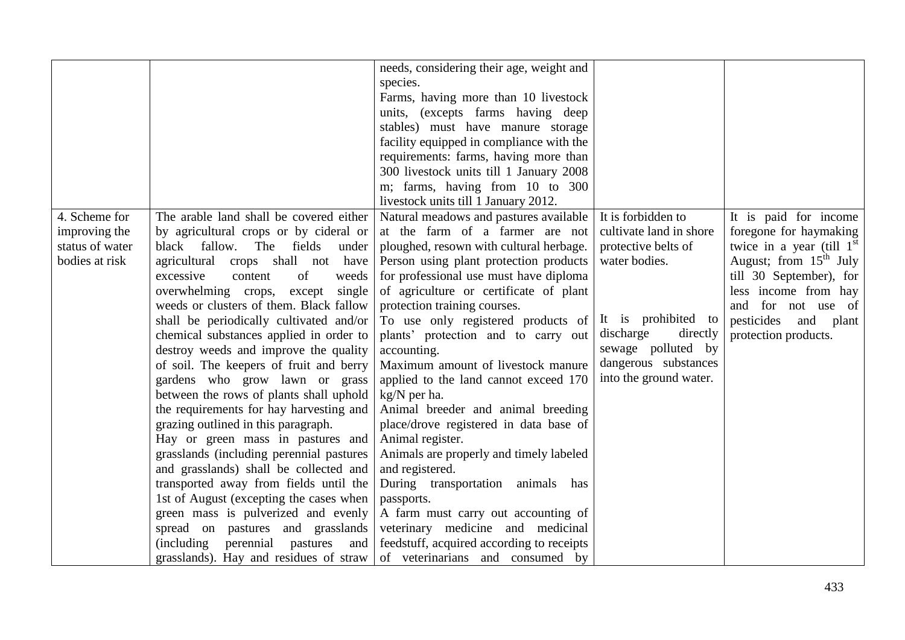| | | | | |
|---|---|---|---|---|
| | | needs, considering their age, weight and species.<br>Farms, having more than 10 livestock units, (excepts farms having deep stables) must have manure storage facility equipped in compliance with the requirements: farms, having more than 300 livestock units till 1 January 2008 m; farms, having from 10 to 300 livestock units till 1 January 2012. | | |
| 4. Scheme for improving the status of water bodies at risk | The arable land shall be covered either by agricultural crops or by cideral or black fallow. The fields under agricultural crops shall not have excessive content of weeds overwhelming crops, except single weeds or clusters of them. Black fallow shall be periodically cultivated and/or chemical substances applied in order to destroy weeds and improve the quality of soil. The keepers of fruit and berry gardens who grow lawn or grass between the rows of plants shall uphold the requirements for hay harvesting and grazing outlined in this paragraph.<br>Hay or green mass in pastures and grasslands (including perennial pastures and grasslands) shall be collected and transported away from fields until the 1st of August (excepting the cases when green mass is pulverized and evenly spread on pastures and grasslands (including perennial pastures and grasslands). Hay and residues of straw | Natural meadows and pastures available at the farm of a farmer are not ploughed, resown with cultural herbage.<br>Person using plant protection products for professional use must have diploma of agriculture or certificate of plant protection training courses.<br>To use only registered products of plants' protection and to carry out accounting.<br>Maximum amount of livestock manure applied to the land cannot exceed 170 kg/N per ha.<br>Animal breeder and animal breeding place/drove registered in data base of Animal register.<br>Animals are properly and timely labeled and registered.<br>During transportation animals has passports.<br>A farm must carry out accounting of veterinary medicine and medicinal feedstuff, acquired according to receipts of veterinarians and consumed by | It is forbidden to cultivate land in shore protective belts of water bodies.<br><br>It is prohibited to discharge directly sewage polluted by dangerous substances into the ground water. | It is paid for income foregone for haymaking twice in a year (till 1st August; from 15th July till 30 September), for less income from hay and for not use of pesticides and plant protection products. |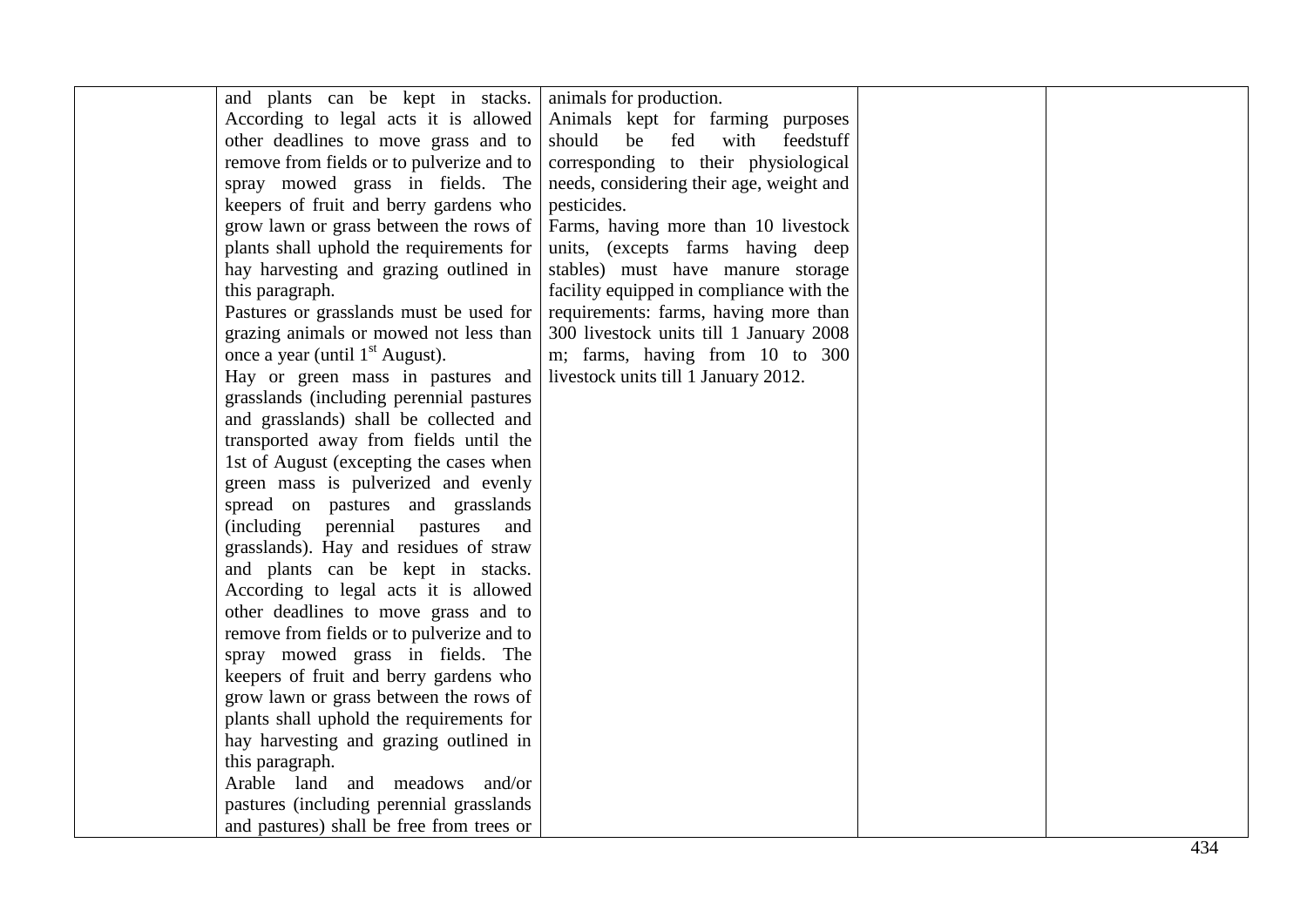|  | and plants can be kept in stacks. According to legal acts it is allowed other deadlines to move grass and to remove from fields or to pulverize and to spray mowed grass in fields. The keepers of fruit and berry gardens who grow lawn or grass between the rows of plants shall uphold the requirements for hay harvesting and grazing outlined in this paragraph.<br>Pastures or grasslands must be used for grazing animals or mowed not less than once a year (until 1st August).<br>Hay or green mass in pastures and grasslands (including perennial pastures and grasslands) shall be collected and transported away from fields until the 1st of August (excepting the cases when green mass is pulverized and evenly spread on pastures and grasslands (including perennial pastures and grasslands). Hay and residues of straw and plants can be kept in stacks. According to legal acts it is allowed other deadlines to move grass and to remove from fields or to pulverize and to spray mowed grass in fields. The keepers of fruit and berry gardens who grow lawn or grass between the rows of plants shall uphold the requirements for hay harvesting and grazing outlined in this paragraph.<br>Arable land and meadows and/or pastures (including perennial grasslands and pastures) shall be free from trees or | animals for production.<br>Animals kept for farming purposes should be fed with feedstuff corresponding to their physiological needs, considering their age, weight and pesticides.<br>Farms, having more than 10 livestock units, (excepts farms having deep stables) must have manure storage facility equipped in compliance with the requirements: farms, having more than 300 livestock units till 1 January 2008 m; farms, having from 10 to 300 livestock units till 1 January 2012. |  |  |
|---|---|---|---|---|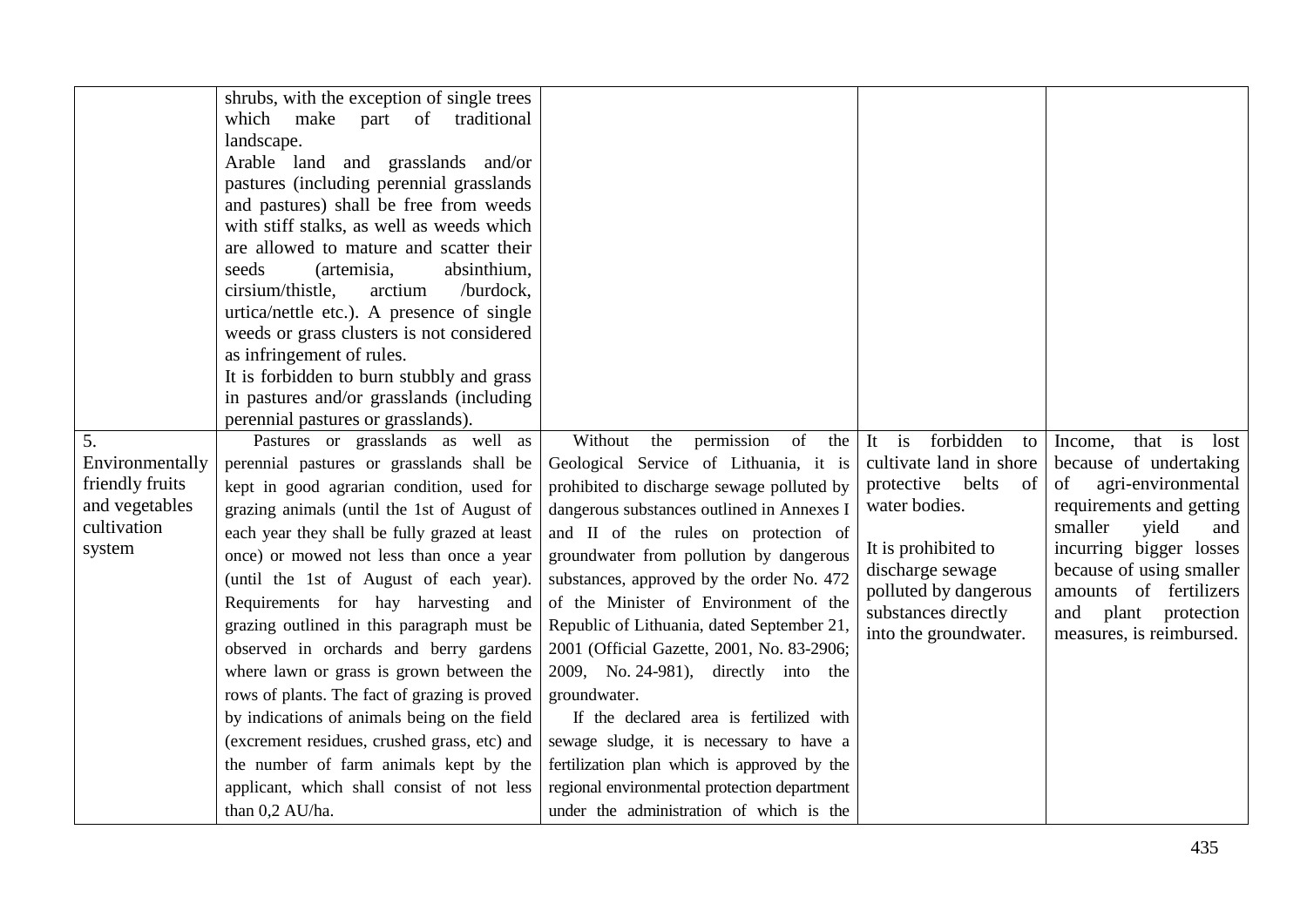| | | | | |
|---|---|---|---|---|
| | shrubs, with the exception of single trees which make part of traditional landscape. Arable land and grasslands and/or pastures (including perennial grasslands and pastures) shall be free from weeds with stiff stalks, as well as weeds which are allowed to mature and scatter their seeds (artemisia, absinthium, cirsium/thistle, arctium /burdock, urtica/nettle etc.). A presence of single weeds or grass clusters is not considered as infringement of rules. It is forbidden to burn stubbly and grass in pastures and/or grasslands (including perennial pastures or grasslands). | | | |
| 5. Environmentally friendly fruits and vegetables cultivation system | Pastures or grasslands as well as perennial pastures or grasslands shall be kept in good agrarian condition, used for grazing animals (until the 1st of August of each year they shall be fully grazed at least once) or mowed not less than once a year (until the 1st of August of each year). Requirements for hay harvesting and grazing outlined in this paragraph must be observed in orchards and berry gardens where lawn or grass is grown between the rows of plants. The fact of grazing is proved by indications of animals being on the field (excrement residues, crushed grass, etc) and the number of farm animals kept by the applicant, which shall consist of not less than 0,2 AU/ha. | Without the permission of the Geological Service of Lithuania, it is prohibited to discharge sewage polluted by dangerous substances outlined in Annexes I and II of the rules on protection of groundwater from pollution by dangerous substances, approved by the order No. 472 of the Minister of Environment of the Republic of Lithuania, dated September 21, 2001 (Official Gazette, 2001, No. 83-2906; 2009, No. 24-981), directly into the groundwater. If the declared area is fertilized with sewage sludge, it is necessary to have a fertilization plan which is approved by the regional environmental protection department under the administration of which is the | It is forbidden to cultivate land in shore protective belts of water bodies. It is prohibited to discharge sewage polluted by dangerous substances directly into the groundwater. | Income, that is lost because of undertaking of agri-environmental requirements and getting smaller yield and incurring bigger losses because of using smaller amounts of fertilizers and plant protection measures, is reimbursed. |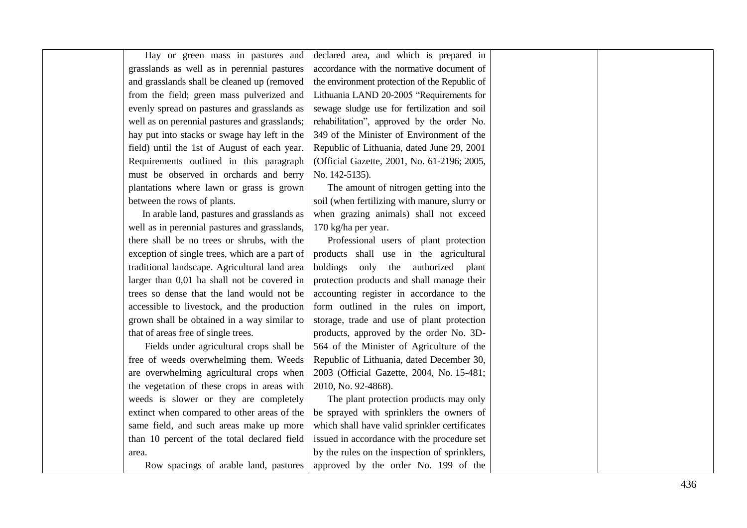| | | | | |
|---|---|---|---|---|
| | Hay or green mass in pastures and grasslands as well as in perennial pastures and grasslands shall be cleaned up (removed from the field; green mass pulverized and evenly spread on pastures and grasslands as well as on perennial pastures and grasslands; hay put into stacks or swage hay left in the field) until the 1st of August of each year. Requirements outlined in this paragraph must be observed in orchards and berry plantations where lawn or grass is grown between the rows of plants.<br>In arable land, pastures and grasslands as well as in perennial pastures and grasslands, there shall be no trees or shrubs, with the exception of single trees, which are a part of traditional landscape. Agricultural land area larger than 0,01 ha shall not be covered in trees so dense that the land would not be accessible to livestock, and the production grown shall be obtained in a way similar to that of areas free of single trees.<br>Fields under agricultural crops shall be free of weeds overwhelming them. Weeds are overwhelming agricultural crops when the vegetation of these crops in areas with weeds is slower or they are completely extinct when compared to other areas of the same field, and such areas make up more than 10 percent of the total declared field area.<br>Row spacings of arable land, pastures | declared area, and which is prepared in accordance with the normative document of the environment protection of the Republic of Lithuania LAND 20-2005 "Requirements for sewage sludge use for fertilization and soil rehabilitation", approved by the order No. 349 of the Minister of Environment of the Republic of Lithuania, dated June 29, 2001 (Official Gazette, 2001, No. 61-2196; 2005, No. 142-5135).<br>The amount of nitrogen getting into the soil (when fertilizing with manure, slurry or when grazing animals) shall not exceed 170 kg/ha per year.<br>Professional users of plant protection products shall use in the agricultural holdings only the authorized plant protection products and shall manage their accounting register in accordance to the form outlined in the rules on import, storage, trade and use of plant protection products, approved by the order No. 3D-564 of the Minister of Agriculture of the Republic of Lithuania, dated December 30, 2003 (Official Gazette, 2004, No. 15-481; 2010, No. 92-4868).<br>The plant protection products may only be sprayed with sprinklers the owners of which shall have valid sprinkler certificates issued in accordance with the procedure set by the rules on the inspection of sprinklers, approved by the order No. 199 of the | | |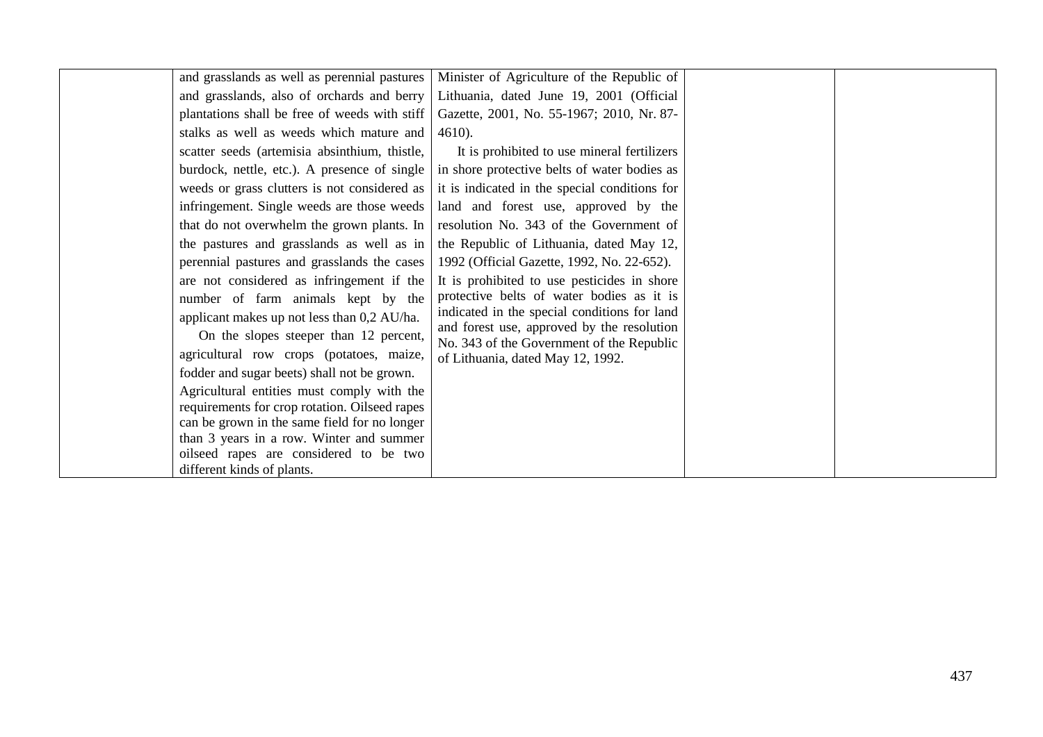|  | and grasslands as well as perennial pastures and grasslands, also of orchards and berry plantations shall be free of weeds with stiff stalks as well as weeds which mature and scatter seeds (artemisia absinthium, thistle, burdock, nettle, etc.). A presence of single weeds or grass clutters is not considered as infringement. Single weeds are those weeds that do not overwhelm the grown plants. In the pastures and grasslands as well as in perennial pastures and grasslands the cases are not considered as infringement if the number of farm animals kept by the applicant makes up not less than 0,2 AU/ha.<br>On the slopes steeper than 12 percent, agricultural row crops (potatoes, maize, fodder and sugar beets) shall not be grown.<br>Agricultural entities must comply with the requirements for crop rotation. Oilseed rapes can be grown in the same field for no longer than 3 years in a row. Winter and summer oilseed rapes are considered to be two different kinds of plants. | Minister of Agriculture of the Republic of Lithuania, dated June 19, 2001 (Official Gazette, 2001, No. 55-1967; 2010, Nr. 87-4610).<br>It is prohibited to use mineral fertilizers in shore protective belts of water bodies as it is indicated in the special conditions for land and forest use, approved by the resolution No. 343 of the Government of the Republic of Lithuania, dated May 12, 1992 (Official Gazette, 1992, No. 22-652).<br>It is prohibited to use pesticides in shore protective belts of water bodies as it is indicated in the special conditions for land and forest use, approved by the resolution No. 343 of the Government of the Republic of Lithuania, dated May 12, 1992. |  |  |
|---|---|---|---|---|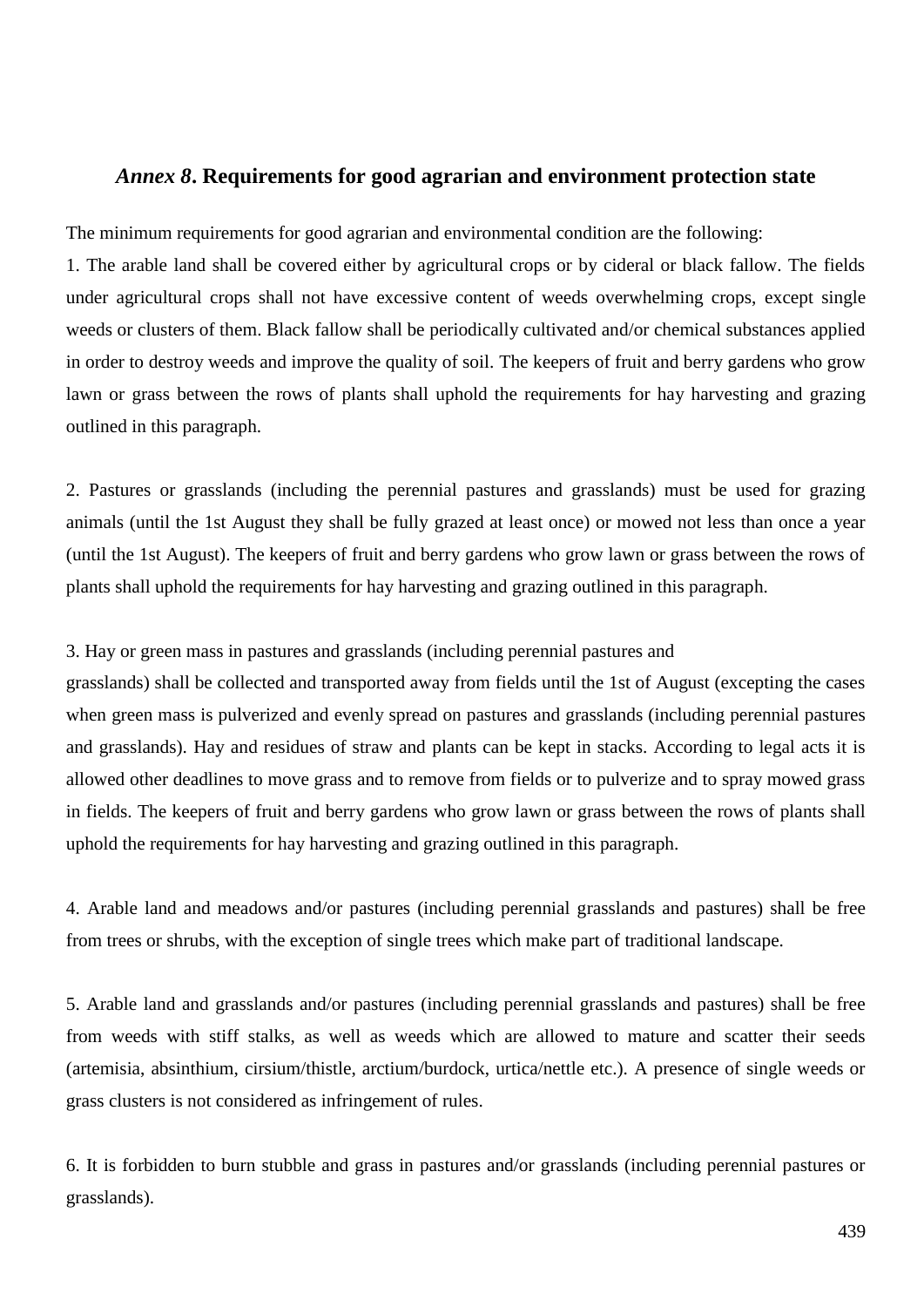## *Annex 8*. Requirements for good agrarian and environment protection state

The minimum requirements for good agrarian and environmental condition are the following:

1. The arable land shall be covered either by agricultural crops or by cideral or black fallow. The fields under agricultural crops shall not have excessive content of weeds overwhelming crops, except single weeds or clusters of them. Black fallow shall be periodically cultivated and/or chemical substances applied in order to destroy weeds and improve the quality of soil. The keepers of fruit and berry gardens who grow lawn or grass between the rows of plants shall uphold the requirements for hay harvesting and grazing outlined in this paragraph.

2. Pastures or grasslands (including the perennial pastures and grasslands) must be used for grazing animals (until the 1st August they shall be fully grazed at least once) or mowed not less than once a year (until the 1st August). The keepers of fruit and berry gardens who grow lawn or grass between the rows of plants shall uphold the requirements for hay harvesting and grazing outlined in this paragraph.

3. Hay or green mass in pastures and grasslands (including perennial pastures and grasslands) shall be collected and transported away from fields until the 1st of August (excepting the cases when green mass is pulverized and evenly spread on pastures and grasslands (including perennial pastures and grasslands). Hay and residues of straw and plants can be kept in stacks. According to legal acts it is allowed other deadlines to move grass and to remove from fields or to pulverize and to spray mowed grass in fields. The keepers of fruit and berry gardens who grow lawn or grass between the rows of plants shall uphold the requirements for hay harvesting and grazing outlined in this paragraph.

4. Arable land and meadows and/or pastures (including perennial grasslands and pastures) shall be free from trees or shrubs, with the exception of single trees which make part of traditional landscape.

5. Arable land and grasslands and/or pastures (including perennial grasslands and pastures) shall be free from weeds with stiff stalks, as well as weeds which are allowed to mature and scatter their seeds (artemisia, absinthium, cirsium/thistle, arctium/burdock, urtica/nettle etc.). A presence of single weeds or grass clusters is not considered as infringement of rules.

6. It is forbidden to burn stubble and grass in pastures and/or grasslands (including perennial pastures or grasslands).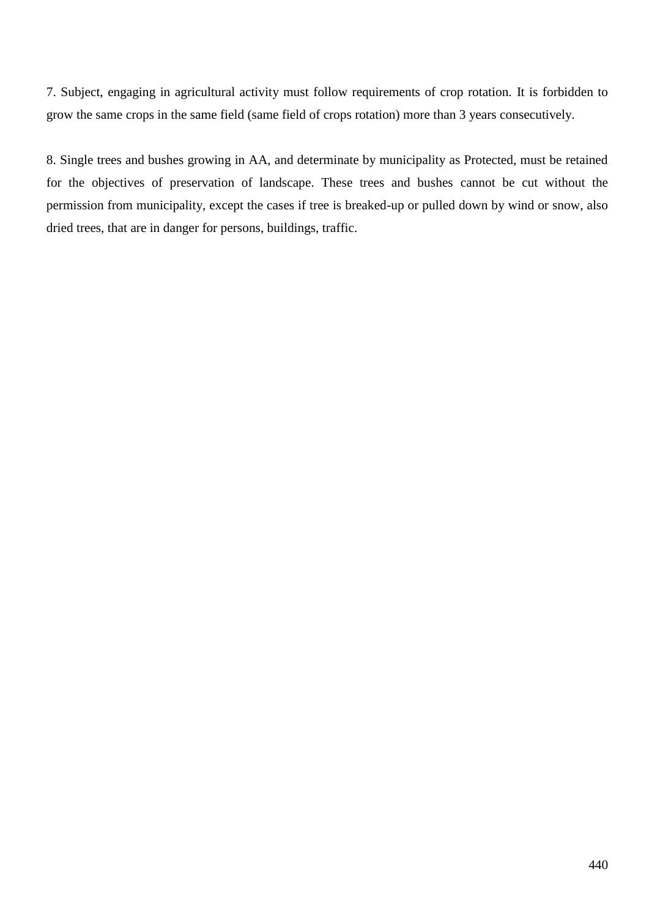7. Subject, engaging in agricultural activity must follow requirements of crop rotation. It is forbidden to grow the same crops in the same field (same field of crops rotation) more than 3 years consecutively.

8. Single trees and bushes growing in AA, and determinate by municipality as Protected, must be retained for the objectives of preservation of landscape. These trees and bushes cannot be cut without the permission from municipality, except the cases if tree is breaked-up or pulled down by wind or snow, also dried trees, that are in danger for persons, buildings, traffic.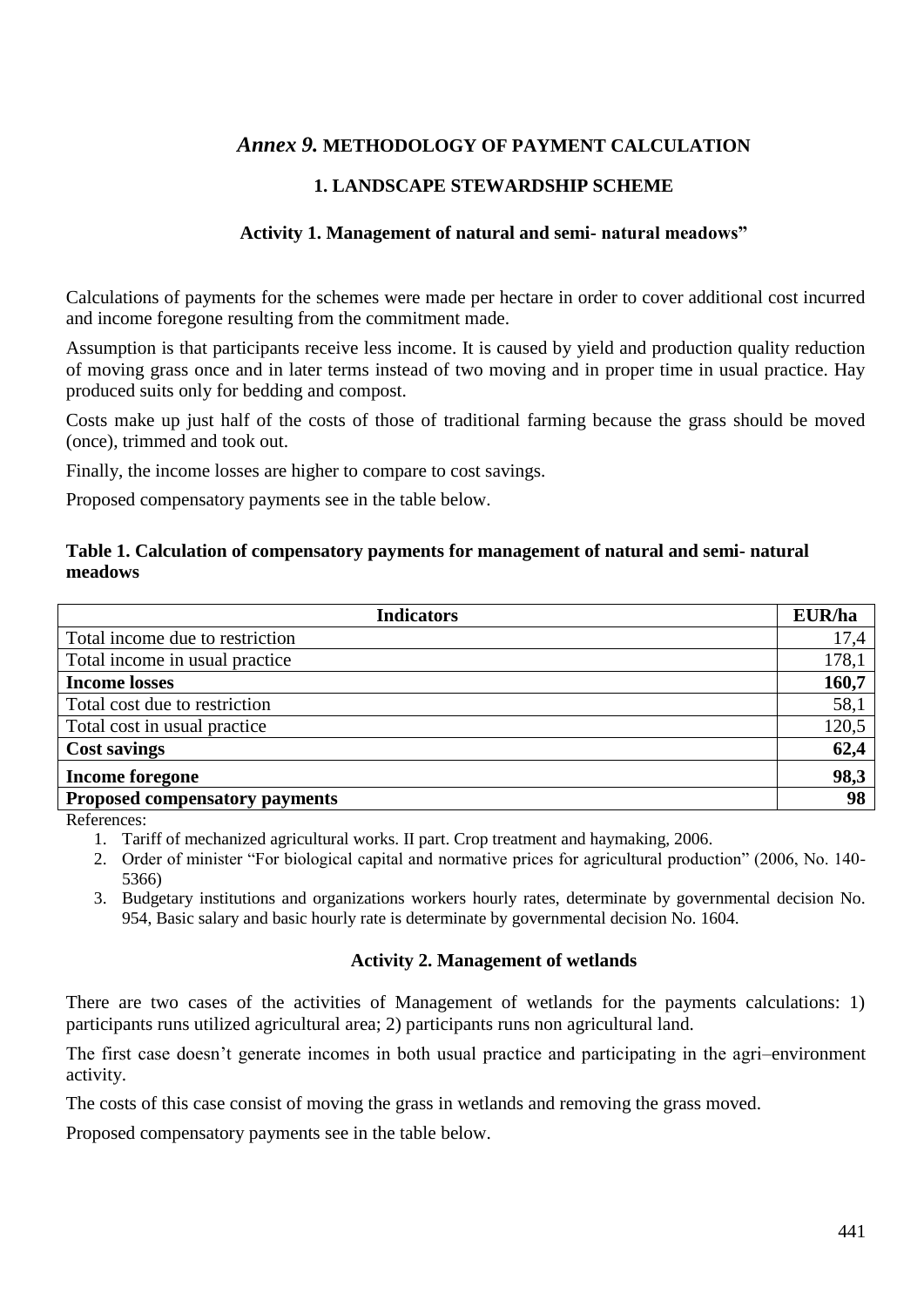# *Annex 9.* METHODOLOGY OF PAYMENT CALCULATION

## 1. LANDSCAPE STEWARDSHIP SCHEME

### Activity 1. Management of natural and semi- natural meadows"

Calculations of payments for the schemes were made per hectare in order to cover additional cost incurred and income foregone resulting from the commitment made.

Assumption is that participants receive less income. It is caused by yield and production quality reduction of moving grass once and in later terms instead of two moving and in proper time in usual practice. Hay produced suits only for bedding and compost.

Costs make up just half of the costs of those of traditional farming because the grass should be moved (once), trimmed and took out.

Finally, the income losses are higher to compare to cost savings.

Proposed compensatory payments see in the table below.

**Table 1. Calculation of compensatory payments for management of natural and semi- natural meadows**

| Indicators | EUR/ha |
|---|---|
| Total income due to restriction | 17,4 |
| Total income in usual practice | 178,1 |
| **Income losses** | **160,7** |
| Total cost due to restriction | 58,1 |
| Total cost in usual practice | 120,5 |
| **Cost savings** | **62,4** |
| **Income foregone** | **98,3** |
| **Proposed compensatory payments** | **98** |

References:

1. Tariff of mechanized agricultural works. II part. Crop treatment and haymaking, 2006.
2. Order of minister "For biological capital and normative prices for agricultural production" (2006, No. 140-5366)
3. Budgetary institutions and organizations workers hourly rates, determinate by governmental decision No. 954, Basic salary and basic hourly rate is determinate by governmental decision No. 1604.

### Activity 2. Management of wetlands

There are two cases of the activities of Management of wetlands for the payments calculations: 1) participants runs utilized agricultural area; 2) participants runs non agricultural land.

The first case doesn't generate incomes in both usual practice and participating in the agri–environment activity.

The costs of this case consist of moving the grass in wetlands and removing the grass moved.

Proposed compensatory payments see in the table below.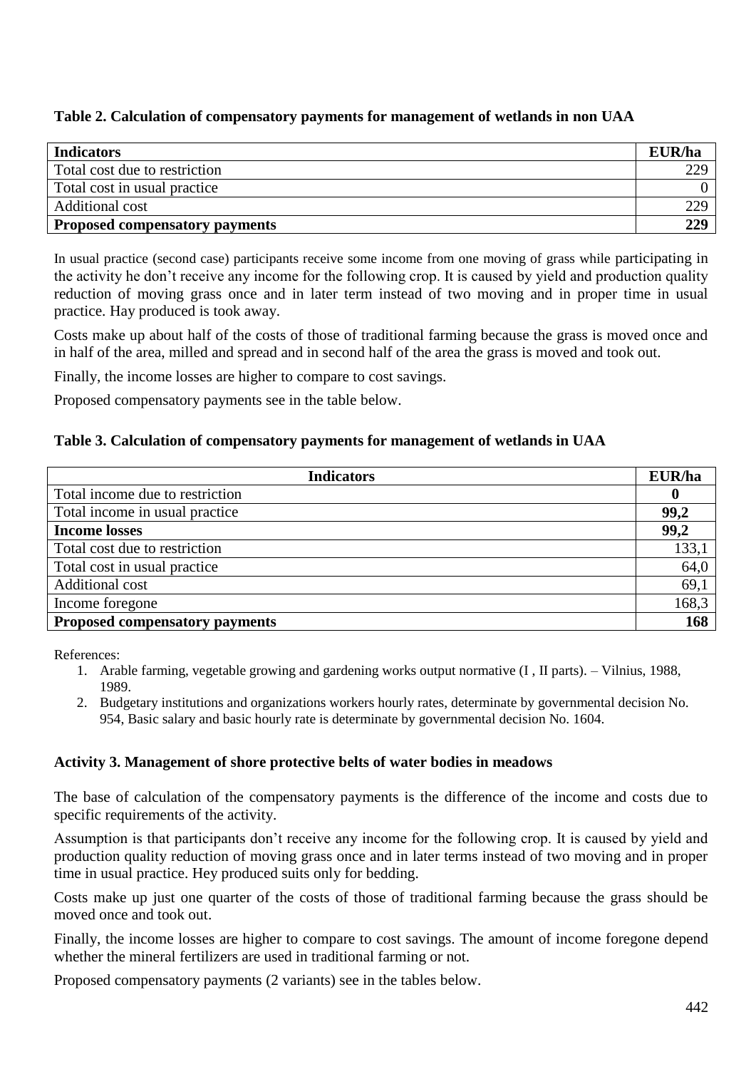**Table 2. Calculation of compensatory payments for management of wetlands in non UAA**

| Indicators | EUR/ha |
|---|---|
| Total cost due to restriction | 229 |
| Total cost in usual practice | 0 |
| Additional cost | 229 |
| **Proposed compensatory payments** | **229** |

In usual practice (second case) participants receive some income from one moving of grass while participating in the activity he don't receive any income for the following crop. It is caused by yield and production quality reduction of moving grass once and in later term instead of two moving and in proper time in usual practice. Hay produced is took away.

Costs make up about half of the costs of those of traditional farming because the grass is moved once and in half of the area, milled and spread and in second half of the area the grass is moved and took out.

Finally, the income losses are higher to compare to cost savings.

Proposed compensatory payments see in the table below.

**Table 3. Calculation of compensatory payments for management of wetlands in UAA**

| Indicators | EUR/ha |
|---|---|
| Total income due to restriction | **0** |
| Total income in usual practice | **99,2** |
| **Income losses** | **99,2** |
| Total cost due to restriction | 133,1 |
| Total cost in usual practice | 64,0 |
| Additional cost | 69,1 |
| Income foregone | 168,3 |
| **Proposed compensatory payments** | **168** |

References:

1. Arable farming, vegetable growing and gardening works output normative (I , II parts). – Vilnius, 1988, 1989.
2. Budgetary institutions and organizations workers hourly rates, determinate by governmental decision No. 954, Basic salary and basic hourly rate is determinate by governmental decision No. 1604.

**Activity 3. Management of shore protective belts of water bodies in meadows**

The base of calculation of the compensatory payments is the difference of the income and costs due to specific requirements of the activity.

Assumption is that participants don't receive any income for the following crop. It is caused by yield and production quality reduction of moving grass once and in later terms instead of two moving and in proper time in usual practice. Hey produced suits only for bedding.

Costs make up just one quarter of the costs of those of traditional farming because the grass should be moved once and took out.

Finally, the income losses are higher to compare to cost savings. The amount of income foregone depend whether the mineral fertilizers are used in traditional farming or not.

Proposed compensatory payments (2 variants) see in the tables below.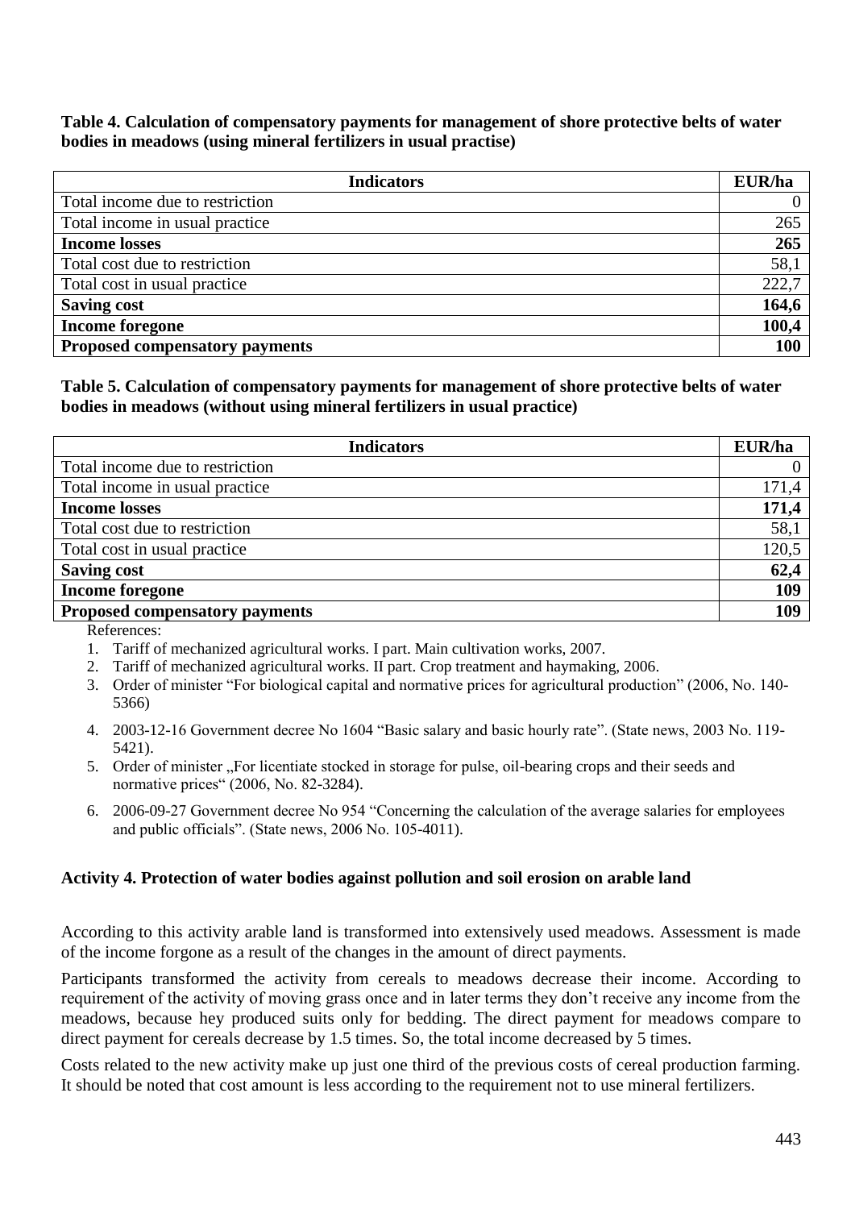**Table 4. Calculation of compensatory payments for management of shore protective belts of water bodies in meadows (using mineral fertilizers in usual practise)**

| Indicators | EUR/ha |
|---|---|
| Total income due to restriction | 0 |
| Total income in usual practice | 265 |
| **Income losses** | **265** |
| Total cost due to restriction | 58,1 |
| Total cost in usual practice | 222,7 |
| **Saving cost** | **164,6** |
| **Income foregone** | **100,4** |
| **Proposed compensatory payments** | **100** |

**Table 5. Calculation of compensatory payments for management of shore protective belts of water bodies in meadows (without using mineral fertilizers in usual practice)**

| Indicators | EUR/ha |
|---|---|
| Total income due to restriction | 0 |
| Total income in usual practice | 171,4 |
| **Income losses** | **171,4** |
| Total cost due to restriction | 58,1 |
| Total cost in usual practice | 120,5 |
| **Saving cost** | **62,4** |
| **Income foregone** | **109** |
| **Proposed compensatory payments** | **109** |

References:

1. Tariff of mechanized agricultural works. I part. Main cultivation works, 2007.
2. Tariff of mechanized agricultural works. II part. Crop treatment and haymaking, 2006.
3. Order of minister "For biological capital and normative prices for agricultural production" (2006, No. 140-5366)
4. 2003-12-16 Government decree No 1604 "Basic salary and basic hourly rate". (State news, 2003 No. 119-5421).
5. Order of minister „For licentiate stocked in storage for pulse, oil-bearing crops and their seeds and normative prices" (2006, No. 82-3284).
6. 2006-09-27 Government decree No 954 "Concerning the calculation of the average salaries for employees and public officials". (State news, 2006 No. 105-4011).

**Activity 4. Protection of water bodies against pollution and soil erosion on arable land**

According to this activity arable land is transformed into extensively used meadows. Assessment is made of the income forgone as a result of the changes in the amount of direct payments.

Participants transformed the activity from cereals to meadows decrease their income. According to requirement of the activity of moving grass once and in later terms they don't receive any income from the meadows, because hey produced suits only for bedding. The direct payment for meadows compare to direct payment for cereals decrease by 1.5 times. So, the total income decreased by 5 times.

Costs related to the new activity make up just one third of the previous costs of cereal production farming. It should be noted that cost amount is less according to the requirement not to use mineral fertilizers.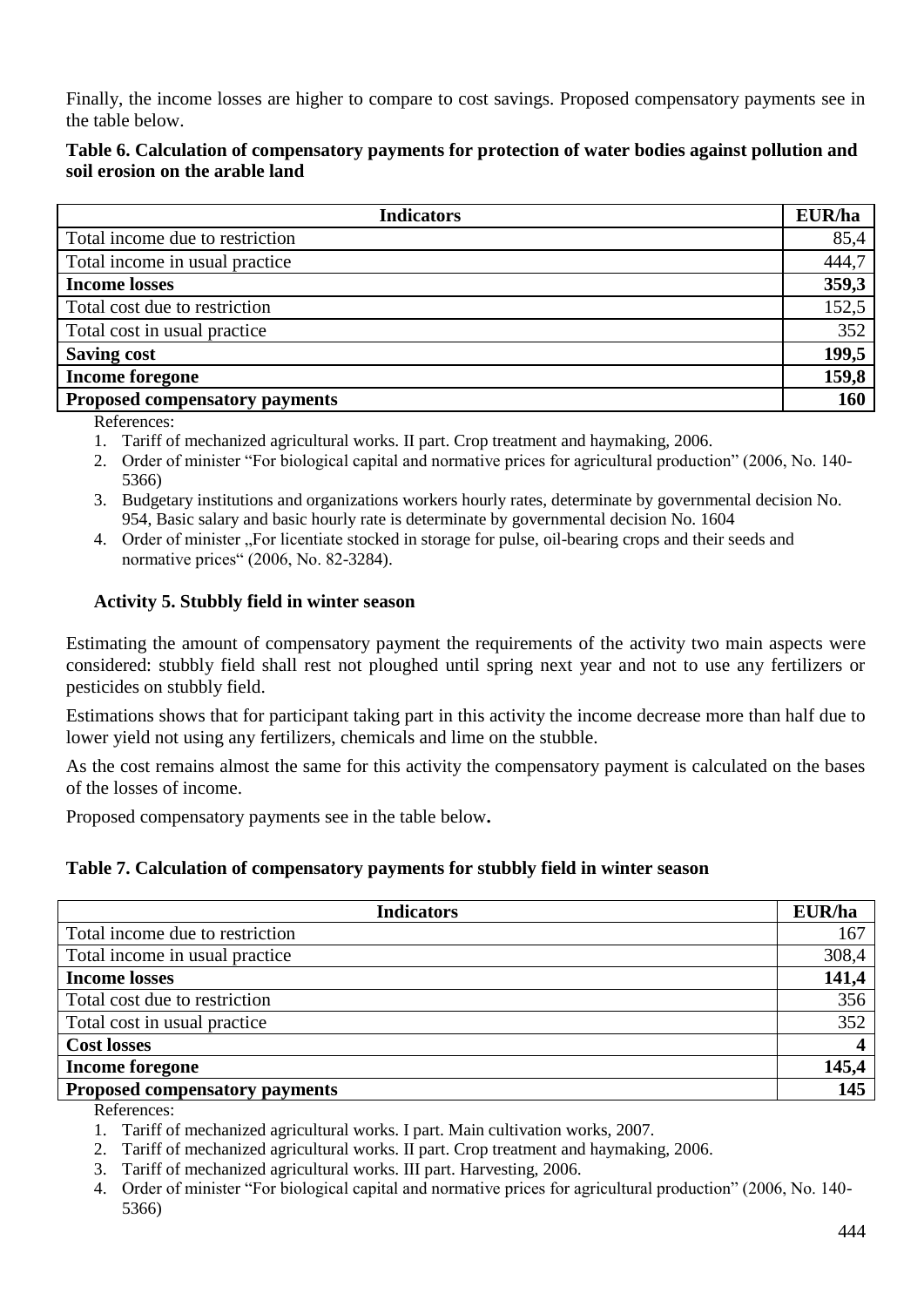Finally, the income losses are higher to compare to cost savings. Proposed compensatory payments see in the table below.

**Table 6. Calculation of compensatory payments for protection of water bodies against pollution and soil erosion on the arable land**

| Indicators | EUR/ha |
|---|---|
| Total income due to restriction | 85,4 |
| Total income in usual practice | 444,7 |
| **Income losses** | **359,3** |
| Total cost due to restriction | 152,5 |
| Total cost in usual practice | 352 |
| **Saving cost** | **199,5** |
| **Income foregone** | **159,8** |
| **Proposed compensatory payments** | **160** |

References:

1. Tariff of mechanized agricultural works. II part. Crop treatment and haymaking, 2006.
2. Order of minister "For biological capital and normative prices for agricultural production" (2006, No. 140-5366)
3. Budgetary institutions and organizations workers hourly rates, determinate by governmental decision No. 954, Basic salary and basic hourly rate is determinate by governmental decision No. 1604
4. Order of minister „For licentiate stocked in storage for pulse, oil-bearing crops and their seeds and normative prices" (2006, No. 82-3284).

**Activity 5. Stubbly field in winter season**

Estimating the amount of compensatory payment the requirements of the activity two main aspects were considered: stubbly field shall rest not ploughed until spring next year and not to use any fertilizers or pesticides on stubbly field.

Estimations shows that for participant taking part in this activity the income decrease more than half due to lower yield not using any fertilizers, chemicals and lime on the stubble.

As the cost remains almost the same for this activity the compensatory payment is calculated on the bases of the losses of income.

Proposed compensatory payments see in the table below**.**

**Table 7. Calculation of compensatory payments for stubbly field in winter season**

| Indicators | EUR/ha |
|---|---|
| Total income due to restriction | 167 |
| Total income in usual practice | 308,4 |
| **Income losses** | **141,4** |
| Total cost due to restriction | 356 |
| Total cost in usual practice | 352 |
| **Cost losses** | **4** |
| **Income foregone** | **145,4** |
| **Proposed compensatory payments** | **145** |

References:

1. Tariff of mechanized agricultural works. I part. Main cultivation works, 2007.
2. Tariff of mechanized agricultural works. II part. Crop treatment and haymaking, 2006.
3. Tariff of mechanized agricultural works. III part. Harvesting, 2006.
4. Order of minister "For biological capital and normative prices for agricultural production" (2006, No. 140-5366)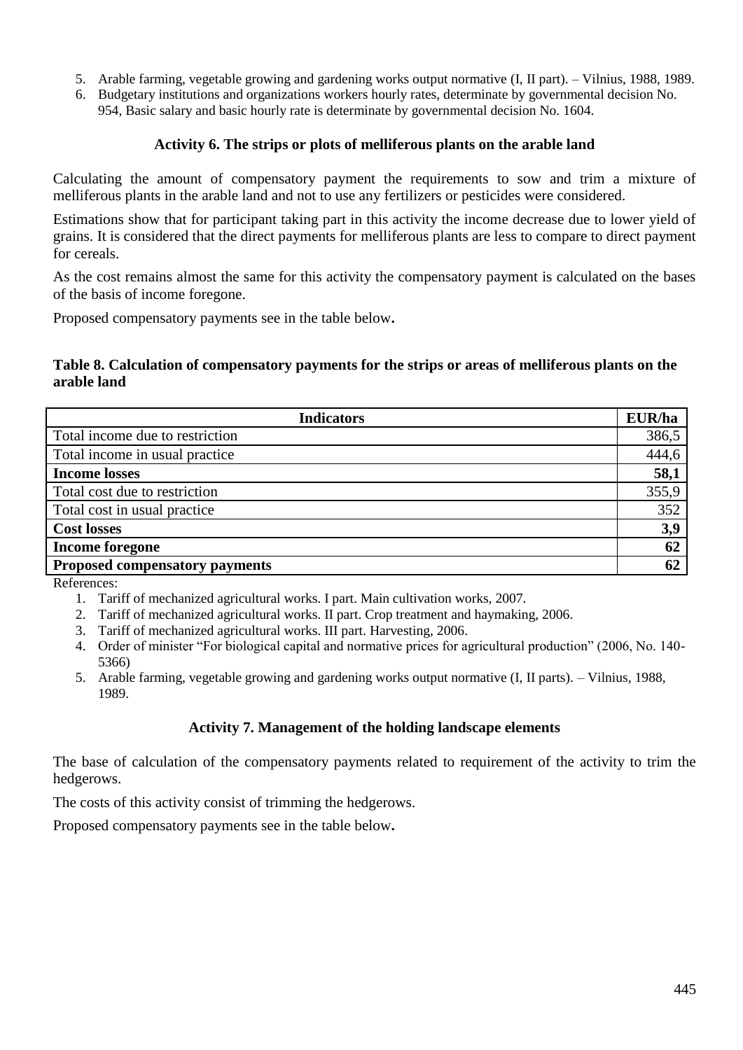5. Arable farming, vegetable growing and gardening works output normative (I, II part). – Vilnius, 1988, 1989.
6. Budgetary institutions and organizations workers hourly rates, determinate by governmental decision No. 954, Basic salary and basic hourly rate is determinate by governmental decision No. 1604.

### Activity 6. The strips or plots of melliferous plants on the arable land

Calculating the amount of compensatory payment the requirements to sow and trim a mixture of melliferous plants in the arable land and not to use any fertilizers or pesticides were considered.

Estimations show that for participant taking part in this activity the income decrease due to lower yield of grains. It is considered that the direct payments for melliferous plants are less to compare to direct payment for cereals.

As the cost remains almost the same for this activity the compensatory payment is calculated on the bases of the basis of income foregone.

Proposed compensatory payments see in the table below**.**

**Table 8. Calculation of compensatory payments for the strips or areas of melliferous plants on the arable land**

| Indicators | EUR/ha |
|---|---|
| Total income due to restriction | 386,5 |
| Total income in usual practice | 444,6 |
| **Income losses** | **58,1** |
| Total cost due to restriction | 355,9 |
| Total cost in usual practice | 352 |
| **Cost losses** | **3,9** |
| **Income foregone** | **62** |
| **Proposed compensatory payments** | **62** |

References:

1. Tariff of mechanized agricultural works. I part. Main cultivation works, 2007.
2. Tariff of mechanized agricultural works. II part. Crop treatment and haymaking, 2006.
3. Tariff of mechanized agricultural works. III part. Harvesting, 2006.
4. Order of minister "For biological capital and normative prices for agricultural production" (2006, No. 140-5366)
5. Arable farming, vegetable growing and gardening works output normative (I, II parts). – Vilnius, 1988, 1989.

### Activity 7. Management of the holding landscape elements

The base of calculation of the compensatory payments related to requirement of the activity to trim the hedgerows.

The costs of this activity consist of trimming the hedgerows.

Proposed compensatory payments see in the table below**.**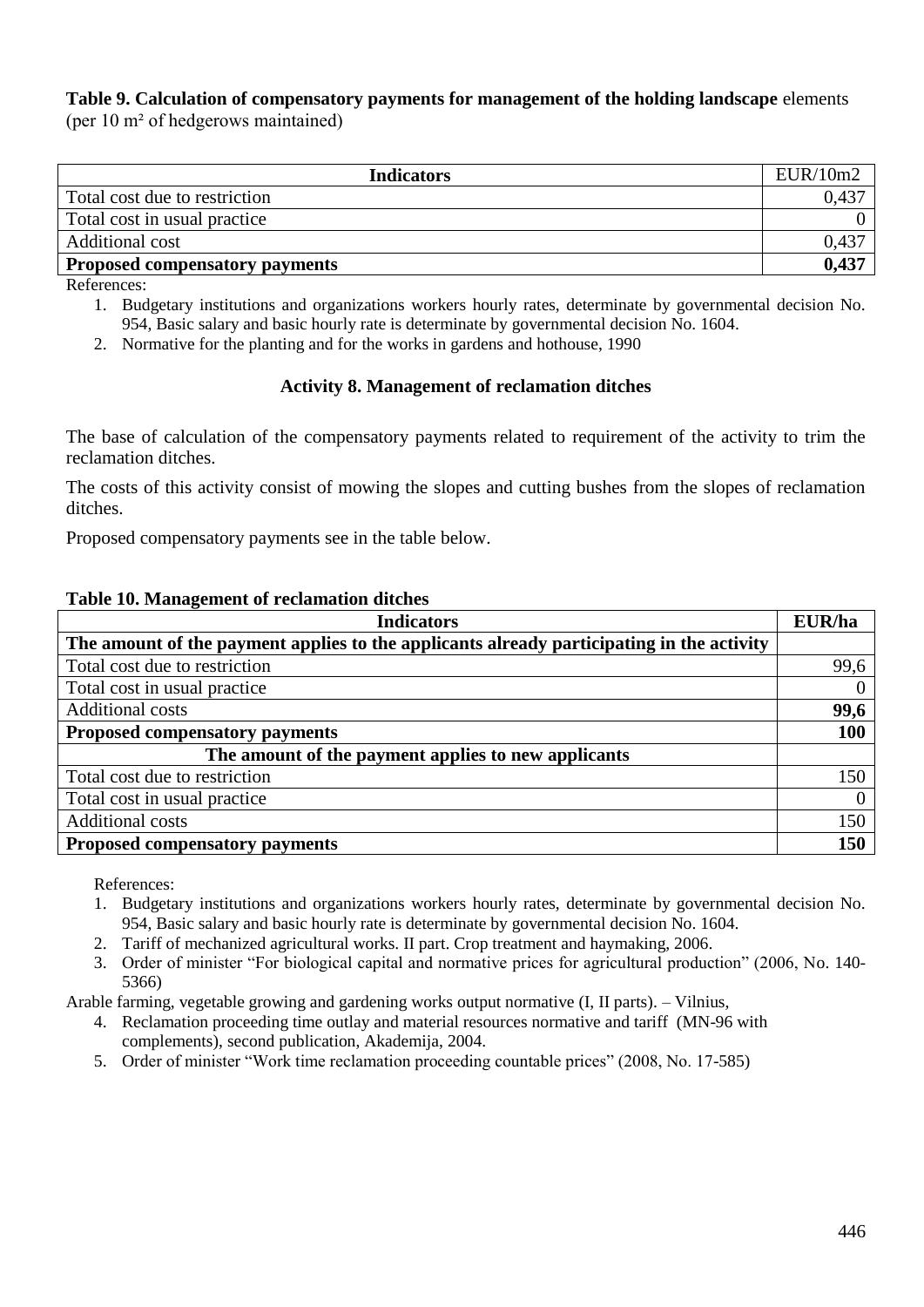**Table 9. Calculation of compensatory payments for management of the holding landscape** elements (per 10 m² of hedgerows maintained)

| Indicators | EUR/10m2 |
|---|---|
| Total cost due to restriction | 0,437 |
| Total cost in usual practice | 0 |
| Additional cost | 0,437 |
| **Proposed compensatory payments** | **0,437** |

References:

1. Budgetary institutions and organizations workers hourly rates, determinate by governmental decision No. 954, Basic salary and basic hourly rate is determinate by governmental decision No. 1604.
2. Normative for the planting and for the works in gardens and hothouse, 1990

### Activity 8. Management of reclamation ditches

The base of calculation of the compensatory payments related to requirement of the activity to trim the reclamation ditches.

The costs of this activity consist of mowing the slopes and cutting bushes from the slopes of reclamation ditches.

Proposed compensatory payments see in the table below.

**Table 10. Management of reclamation ditches**

| Indicators | EUR/ha |
|---|---|
| **The amount of the payment applies to the applicants already participating in the activity** | |
| Total cost due to restriction | 99,6 |
| Total cost in usual practice | 0 |
| Additional costs | **99,6** |
| **Proposed compensatory payments** | **100** |
| **The amount of the payment applies to new applicants** | |
| Total cost due to restriction | 150 |
| Total cost in usual practice | 0 |
| Additional costs | 150 |
| **Proposed compensatory payments** | **150** |

References:

1. Budgetary institutions and organizations workers hourly rates, determinate by governmental decision No. 954, Basic salary and basic hourly rate is determinate by governmental decision No. 1604.
2. Tariff of mechanized agricultural works. II part. Crop treatment and haymaking, 2006.
3. Order of minister "For biological capital and normative prices for agricultural production" (2006, No. 140-5366)

Arable farming, vegetable growing and gardening works output normative (I, II parts). – Vilnius,

4. Reclamation proceeding time outlay and material resources normative and tariff (MN-96 with complements), second publication, Akademija, 2004.
5. Order of minister "Work time reclamation proceeding countable prices" (2008, No. 17-585)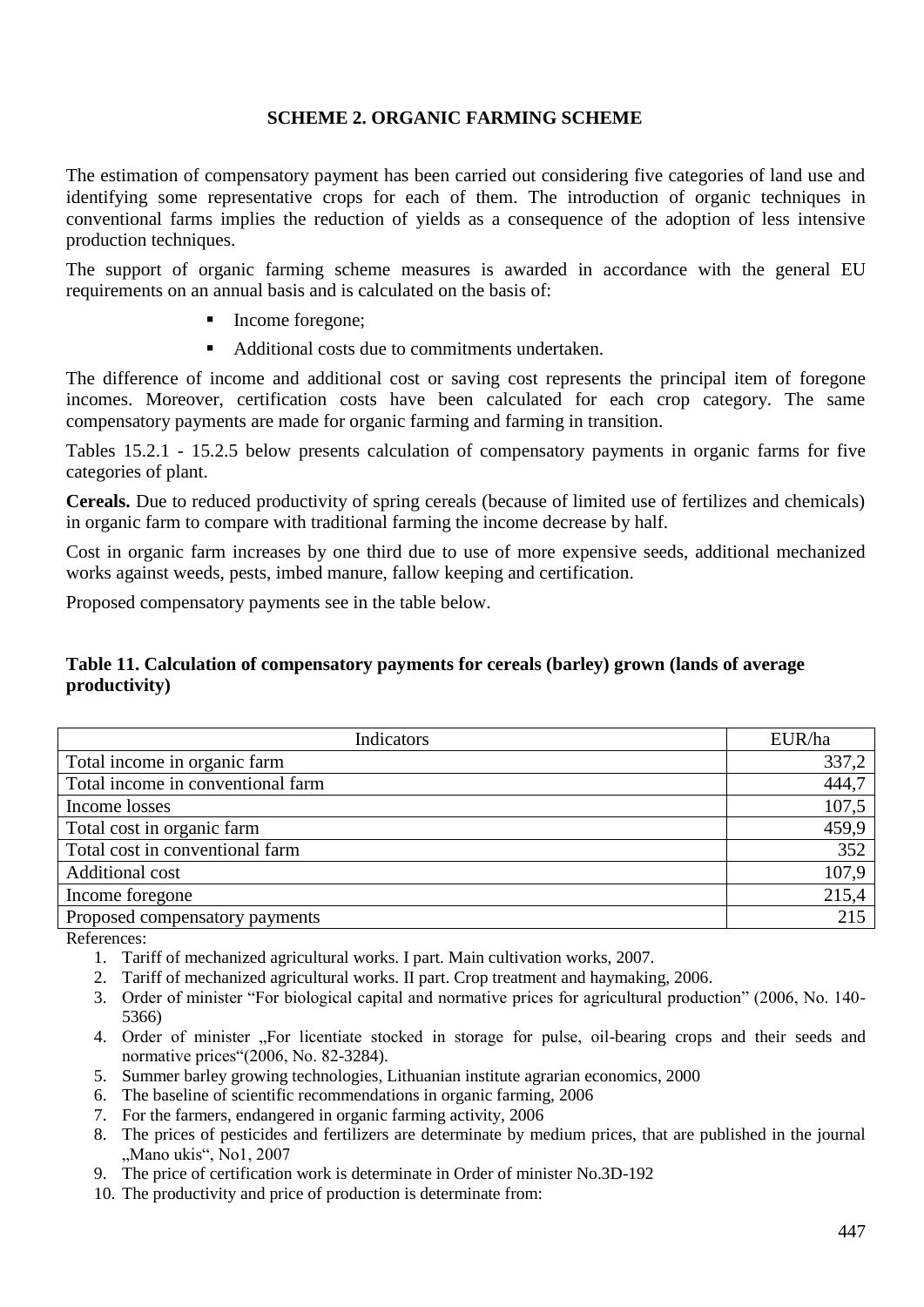## SCHEME 2. ORGANIC FARMING SCHEME

The estimation of compensatory payment has been carried out considering five categories of land use and identifying some representative crops for each of them. The introduction of organic techniques in conventional farms implies the reduction of yields as a consequence of the adoption of less intensive production techniques.

The support of organic farming scheme measures is awarded in accordance with the general EU requirements on an annual basis and is calculated on the basis of:

- Income foregone;
- Additional costs due to commitments undertaken.

The difference of income and additional cost or saving cost represents the principal item of foregone incomes. Moreover, certification costs have been calculated for each crop category. The same compensatory payments are made for organic farming and farming in transition.

Tables 15.2.1 - 15.2.5 below presents calculation of compensatory payments in organic farms for five categories of plant.

**Cereals.** Due to reduced productivity of spring cereals (because of limited use of fertilizes and chemicals) in organic farm to compare with traditional farming the income decrease by half.

Cost in organic farm increases by one third due to use of more expensive seeds, additional mechanized works against weeds, pests, imbed manure, fallow keeping and certification.

Proposed compensatory payments see in the table below.

**Table 11. Calculation of compensatory payments for cereals (barley) grown (lands of average productivity)**

| Indicators | EUR/ha |
|---|---|
| Total income in organic farm | 337,2 |
| Total income in conventional farm | 444,7 |
| Income losses | 107,5 |
| Total cost in organic farm | 459,9 |
| Total cost in conventional farm | 352 |
| Additional cost | 107,9 |
| Income foregone | 215,4 |
| Proposed compensatory payments | 215 |

References:

1. Tariff of mechanized agricultural works. I part. Main cultivation works, 2007.
2. Tariff of mechanized agricultural works. II part. Crop treatment and haymaking, 2006.
3. Order of minister "For biological capital and normative prices for agricultural production" (2006, No. 140-5366)
4. Order of minister „For licentiate stocked in storage for pulse, oil-bearing crops and their seeds and normative prices"(2006, No. 82-3284).
5. Summer barley growing technologies, Lithuanian institute agrarian economics, 2000
6. The baseline of scientific recommendations in organic farming, 2006
7. For the farmers, endangered in organic farming activity, 2006
8. The prices of pesticides and fertilizers are determinate by medium prices, that are published in the journal „Mano ukis", No1, 2007
9. The price of certification work is determinate in Order of minister No.3D-192
10. The productivity and price of production is determinate from: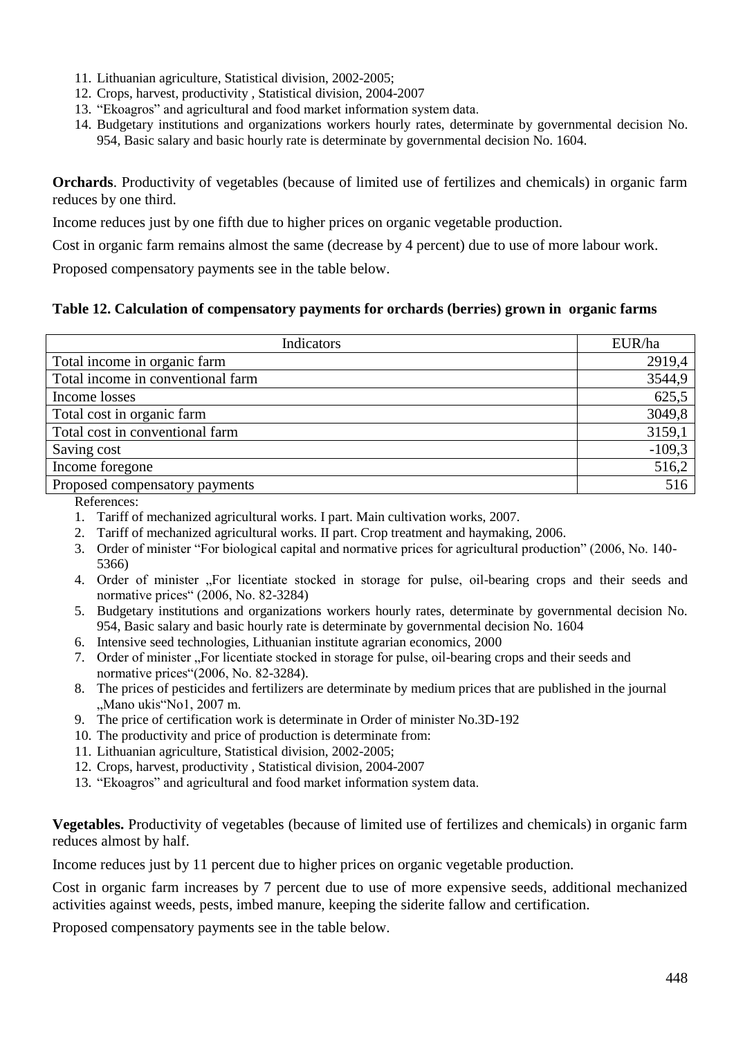11. Lithuanian agriculture, Statistical division, 2002-2005;
12. Crops, harvest, productivity , Statistical division, 2004-2007
13. "Ekoagros" and agricultural and food market information system data.
14. Budgetary institutions and organizations workers hourly rates, determinate by governmental decision No. 954, Basic salary and basic hourly rate is determinate by governmental decision No. 1604.

**Orchards**. Productivity of vegetables (because of limited use of fertilizes and chemicals) in organic farm reduces by one third.

Income reduces just by one fifth due to higher prices on organic vegetable production.

Cost in organic farm remains almost the same (decrease by 4 percent) due to use of more labour work.

Proposed compensatory payments see in the table below.

**Table 12. Calculation of compensatory payments for orchards (berries) grown in organic farms**

| Indicators | EUR/ha |
|---|---|
| Total income in organic farm | 2919,4 |
| Total income in conventional farm | 3544,9 |
| Income losses | 625,5 |
| Total cost in organic farm | 3049,8 |
| Total cost in conventional farm | 3159,1 |
| Saving cost | -109,3 |
| Income foregone | 516,2 |
| Proposed compensatory payments | 516 |

References:

1. Tariff of mechanized agricultural works. I part. Main cultivation works, 2007.
2. Tariff of mechanized agricultural works. II part. Crop treatment and haymaking, 2006.
3. Order of minister "For biological capital and normative prices for agricultural production" (2006, No. 140-5366)
4. Order of minister „For licentiate stocked in storage for pulse, oil-bearing crops and their seeds and normative prices" (2006, No. 82-3284)
5. Budgetary institutions and organizations workers hourly rates, determinate by governmental decision No. 954, Basic salary and basic hourly rate is determinate by governmental decision No. 1604
6. Intensive seed technologies, Lithuanian institute agrarian economics, 2000
7. Order of minister „For licentiate stocked in storage for pulse, oil-bearing crops and their seeds and normative prices"(2006, No. 82-3284).
8. The prices of pesticides and fertilizers are determinate by medium prices that are published in the journal „Mano ukis"No1, 2007 m.
9. The price of certification work is determinate in Order of minister No.3D-192
10. The productivity and price of production is determinate from:
11. Lithuanian agriculture, Statistical division, 2002-2005;
12. Crops, harvest, productivity , Statistical division, 2004-2007
13. "Ekoagros" and agricultural and food market information system data.

**Vegetables.** Productivity of vegetables (because of limited use of fertilizes and chemicals) in organic farm reduces almost by half.

Income reduces just by 11 percent due to higher prices on organic vegetable production.

Cost in organic farm increases by 7 percent due to use of more expensive seeds, additional mechanized activities against weeds, pests, imbed manure, keeping the siderite fallow and certification.

Proposed compensatory payments see in the table below.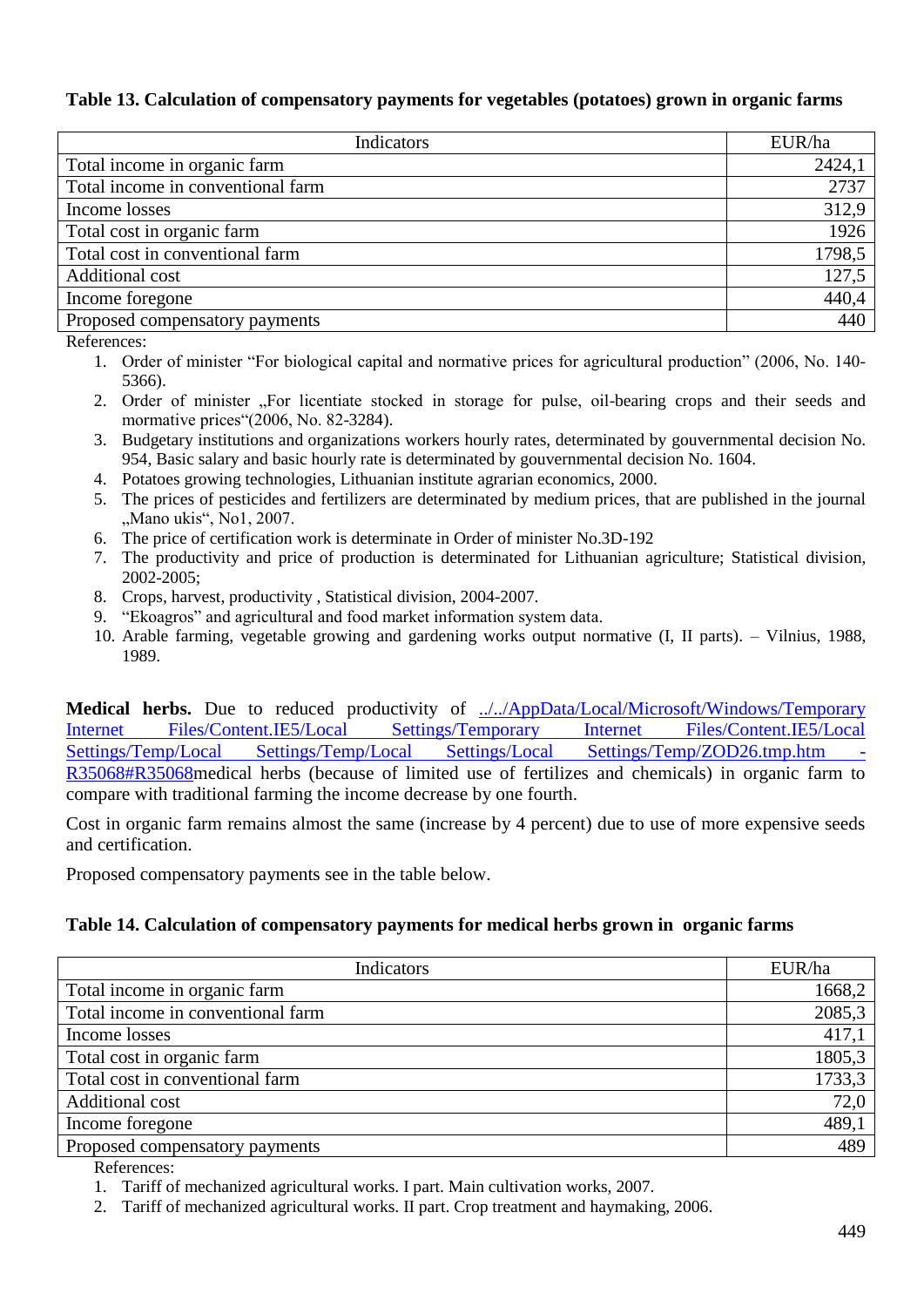**Table 13. Calculation of compensatory payments for vegetables (potatoes) grown in organic farms**

| Indicators | EUR/ha |
|---|---|
| Total income in organic farm | 2424,1 |
| Total income in conventional farm | 2737 |
| Income losses | 312,9 |
| Total cost in organic farm | 1926 |
| Total cost in conventional farm | 1798,5 |
| Additional cost | 127,5 |
| Income foregone | 440,4 |
| Proposed compensatory payments | 440 |

References:

1. Order of minister "For biological capital and normative prices for agricultural production" (2006, No. 140-5366).
2. Order of minister „For licentiate stocked in storage for pulse, oil-bearing crops and their seeds and mormative prices"(2006, No. 82-3284).
3. Budgetary institutions and organizations workers hourly rates, determinated by gouvernmental decision No. 954, Basic salary and basic hourly rate is determinated by gouvernmental decision No. 1604.
4. Potatoes growing technologies, Lithuanian institute agrarian economics, 2000.
5. The prices of pesticides and fertilizers are determinated by medium prices, that are published in the journal „Mano ukis", No1, 2007.
6. The price of certification work is determinate in Order of minister No.3D-192
7. The productivity and price of production is determinated for Lithuanian agriculture; Statistical division, 2002-2005;
8. Crops, harvest, productivity , Statistical division, 2004-2007.
9. "Ekoagros" and agricultural and food market information system data.
10. Arable farming, vegetable growing and gardening works output normative (I, II parts). – Vilnius, 1988, 1989.

**Medical herbs.** Due to reduced productivity of [../../AppData/Local/Microsoft/Windows/Temporary Internet Files/Content.IE5/Local Settings/Temporary Internet Files/Content.IE5/Local Settings/Temp/Local Settings/Temp/Local Settings/Local Settings/Temp/ZOD26.tmp.htm - R35068#R35068](../../AppData/Local/Microsoft/Windows/Temporary Internet Files/Content.IE5/Local Settings/Temporary Internet Files/Content.IE5/Local Settings/Temp/Local Settings/Temp/Local Settings/Local Settings/Temp/ZOD26.tmp.htm#R35068)medical herbs (because of limited use of fertilizes and chemicals) in organic farm to compare with traditional farming the income decrease by one fourth.

Cost in organic farm remains almost the same (increase by 4 percent) due to use of more expensive seeds and certification.

Proposed compensatory payments see in the table below.

**Table 14. Calculation of compensatory payments for medical herbs grown in organic farms**

| Indicators | EUR/ha |
|---|---|
| Total income in organic farm | 1668,2 |
| Total income in conventional farm | 2085,3 |
| Income losses | 417,1 |
| Total cost in organic farm | 1805,3 |
| Total cost in conventional farm | 1733,3 |
| Additional cost | 72,0 |
| Income foregone | 489,1 |
| Proposed compensatory payments | 489 |

References:

1. Tariff of mechanized agricultural works. I part. Main cultivation works, 2007.
2. Tariff of mechanized agricultural works. II part. Crop treatment and haymaking, 2006.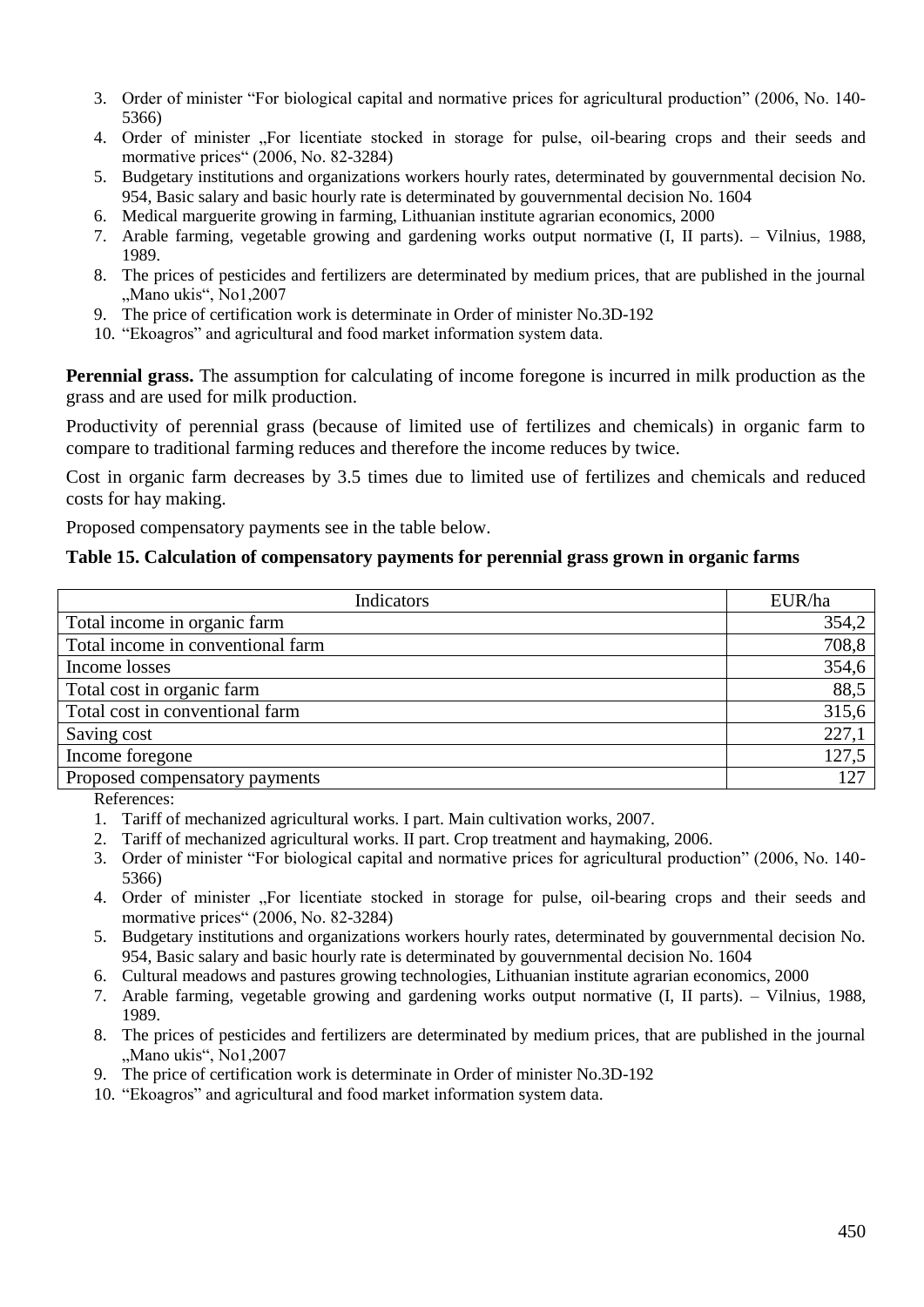3. Order of minister "For biological capital and normative prices for agricultural production" (2006, No. 140-5366)
4. Order of minister „For licentiate stocked in storage for pulse, oil-bearing crops and their seeds and mormative prices" (2006, No. 82-3284)
5. Budgetary institutions and organizations workers hourly rates, determinated by gouvernmental decision No. 954, Basic salary and basic hourly rate is determinated by gouvernmental decision No. 1604
6. Medical marguerite growing in farming, Lithuanian institute agrarian economics, 2000
7. Arable farming, vegetable growing and gardening works output normative (I, II parts). – Vilnius, 1988, 1989.
8. The prices of pesticides and fertilizers are determinated by medium prices, that are published in the journal „Mano ukis", No1,2007
9. The price of certification work is determinate in Order of minister No.3D-192
10. "Ekoagros" and agricultural and food market information system data.

**Perennial grass.** The assumption for calculating of income foregone is incurred in milk production as the grass and are used for milk production.

Productivity of perennial grass (because of limited use of fertilizes and chemicals) in organic farm to compare to traditional farming reduces and therefore the income reduces by twice.

Cost in organic farm decreases by 3.5 times due to limited use of fertilizes and chemicals and reduced costs for hay making.

Proposed compensatory payments see in the table below.

**Table 15. Calculation of compensatory payments for perennial grass grown in organic farms**

| Indicators | EUR/ha |
|---|---|
| Total income in organic farm | 354,2 |
| Total income in conventional farm | 708,8 |
| Income losses | 354,6 |
| Total cost in organic farm | 88,5 |
| Total cost in conventional farm | 315,6 |
| Saving cost | 227,1 |
| Income foregone | 127,5 |
| Proposed compensatory payments | 127 |

References:

1. Tariff of mechanized agricultural works. I part. Main cultivation works, 2007.
2. Tariff of mechanized agricultural works. II part. Crop treatment and haymaking, 2006.
3. Order of minister "For biological capital and normative prices for agricultural production" (2006, No. 140-5366)
4. Order of minister „For licentiate stocked in storage for pulse, oil-bearing crops and their seeds and mormative prices" (2006, No. 82-3284)
5. Budgetary institutions and organizations workers hourly rates, determinated by gouvernmental decision No. 954, Basic salary and basic hourly rate is determinated by gouvernmental decision No. 1604
6. Cultural meadows and pastures growing technologies, Lithuanian institute agrarian economics, 2000
7. Arable farming, vegetable growing and gardening works output normative (I, II parts). – Vilnius, 1988, 1989.
8. The prices of pesticides and fertilizers are determinated by medium prices, that are published in the journal „Mano ukis", No1,2007
9. The price of certification work is determinate in Order of minister No.3D-192
10. "Ekoagros" and agricultural and food market information system data.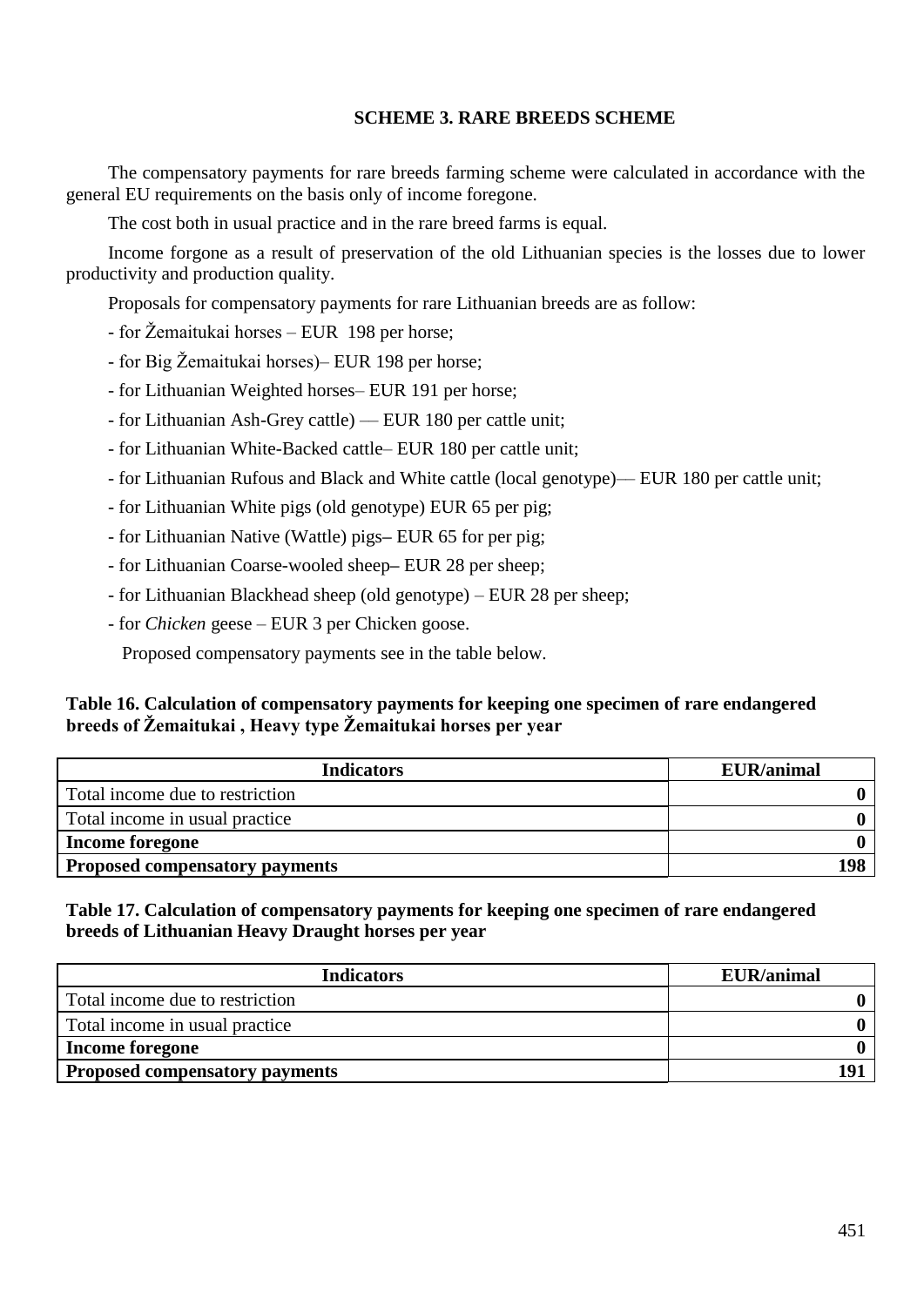### SCHEME 3. RARE BREEDS SCHEME

The compensatory payments for rare breeds farming scheme were calculated in accordance with the general EU requirements on the basis only of income foregone.

The cost both in usual practice and in the rare breed farms is equal.

Income forgone as a result of preservation of the old Lithuanian species is the losses due to lower productivity and production quality.

Proposals for compensatory payments for rare Lithuanian breeds are as follow:

- for Žemaitukai horses – EUR  198 per horse;
- for Big Žemaitukai horses)– EUR 198 per horse;
- for Lithuanian Weighted horses– EUR 191 per horse;
- for Lithuanian Ash-Grey cattle) — EUR 180 per cattle unit;
- for Lithuanian White-Backed cattle– EUR 180 per cattle unit;
- for Lithuanian Rufous and Black and White cattle (local genotype)— EUR 180 per cattle unit;
- for Lithuanian White pigs (old genotype) EUR 65 per pig;
- for Lithuanian Native (Wattle) pigs**–** EUR 65 for per pig;
- for Lithuanian Coarse-wooled sheep**–** EUR 28 per sheep;
- for Lithuanian Blackhead sheep (old genotype) – EUR 28 per sheep;
- for *Chicken* geese – EUR 3 per Chicken goose.

Proposed compensatory payments see in the table below.

**Table 16. Calculation of compensatory payments for keeping one specimen of rare endangered breeds of Žemaitukai , Heavy type Žemaitukai horses per year**

| Indicators | EUR/animal |
|---|---|
| Total income due to restriction | **0** |
| Total income in usual practice | **0** |
| **Income foregone** | **0** |
| **Proposed compensatory payments** | **198** |

**Table 17. Calculation of compensatory payments for keeping one specimen of rare endangered breeds of Lithuanian Heavy Draught horses per year**

| Indicators | EUR/animal |
|---|---|
| Total income due to restriction | **0** |
| Total income in usual practice | **0** |
| **Income foregone** | **0** |
| **Proposed compensatory payments** | **191** |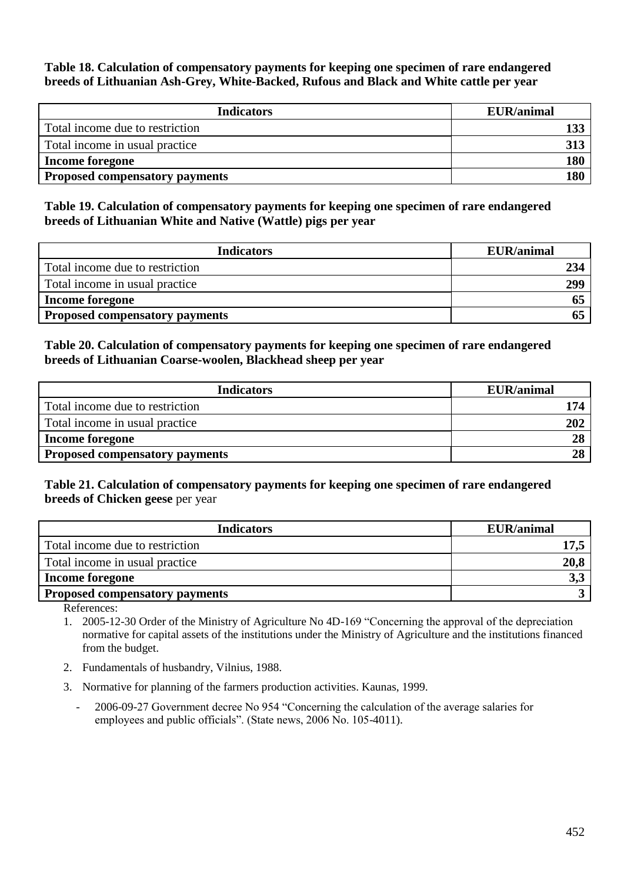**Table 18. Calculation of compensatory payments for keeping one specimen of rare endangered breeds of Lithuanian Ash-Grey, White-Backed, Rufous and Black and White cattle per year**

| Indicators | EUR/animal |
|---|---|
| Total income due to restriction | **133** |
| Total income in usual practice | **313** |
| **Income foregone** | **180** |
| **Proposed compensatory payments** | **180** |

**Table 19. Calculation of compensatory payments for keeping one specimen of rare endangered breeds of Lithuanian White and Native (Wattle) pigs per year**

| Indicators | EUR/animal |
|---|---|
| Total income due to restriction | **234** |
| Total income in usual practice | **299** |
| **Income foregone** | **65** |
| **Proposed compensatory payments** | **65** |

**Table 20. Calculation of compensatory payments for keeping one specimen of rare endangered breeds of Lithuanian Coarse-woolen, Blackhead sheep per year**

| Indicators | EUR/animal |
|---|---|
| Total income due to restriction | **174** |
| Total income in usual practice | **202** |
| **Income foregone** | **28** |
| **Proposed compensatory payments** | **28** |

**Table 21. Calculation of compensatory payments for keeping one specimen of rare endangered breeds of Chicken geese** per year

| Indicators | EUR/animal |
|---|---|
| Total income due to restriction | **17,5** |
| Total income in usual practice | **20,8** |
| **Income foregone** | **3,3** |
| **Proposed compensatory payments** | **3** |

References:

1. 2005-12-30 Order of the Ministry of Agriculture No 4D-169 "Concerning the approval of the depreciation normative for capital assets of the institutions under the Ministry of Agriculture and the institutions financed from the budget.
2. Fundamentals of husbandry, Vilnius, 1988.
3. Normative for planning of the farmers production activities. Kaunas, 1999.
   - 2006-09-27 Government decree No 954 "Concerning the calculation of the average salaries for employees and public officials". (State news, 2006 No. 105-4011).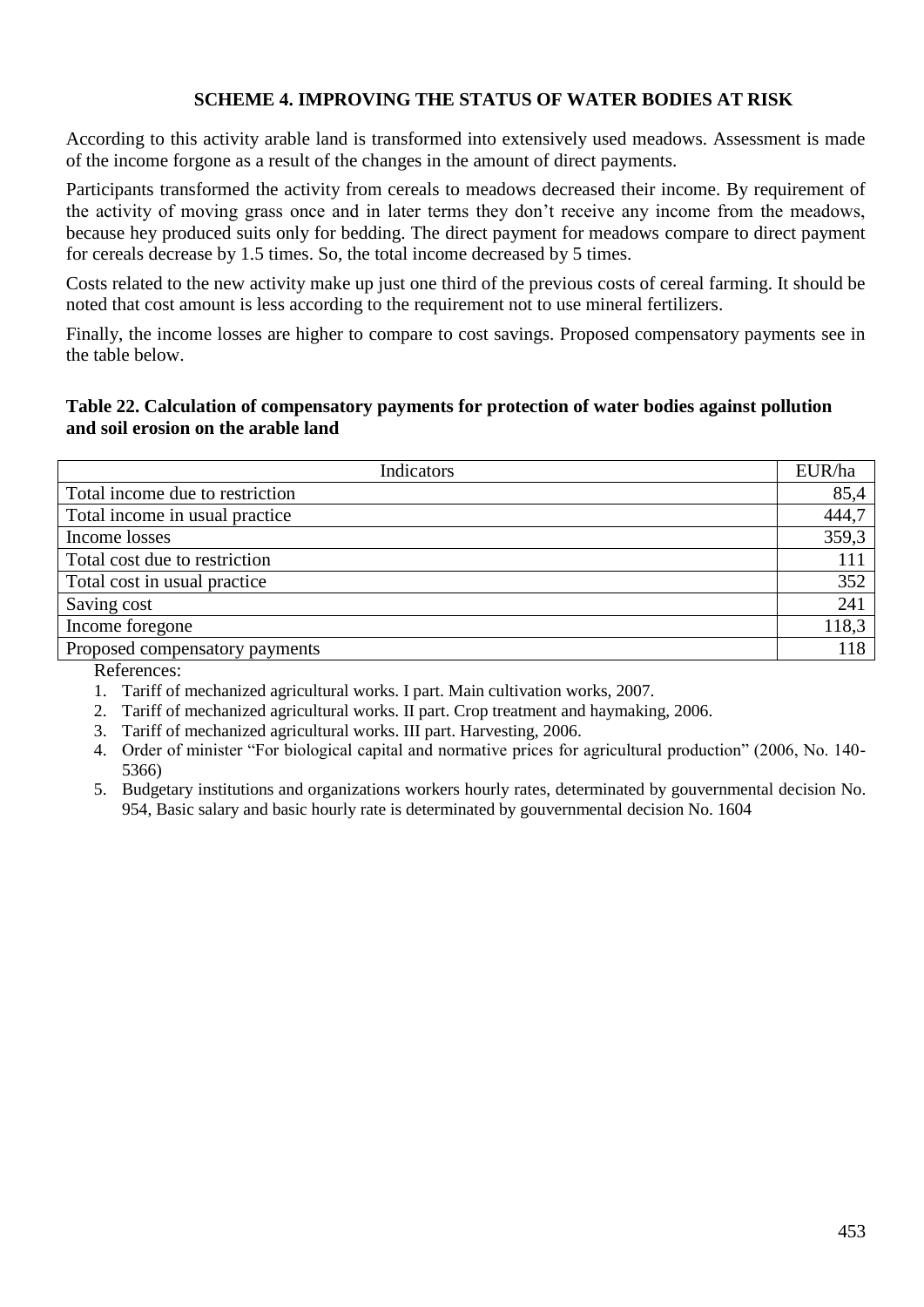## SCHEME 4. IMPROVING THE STATUS OF WATER BODIES AT RISK

According to this activity arable land is transformed into extensively used meadows. Assessment is made of the income forgone as a result of the changes in the amount of direct payments.

Participants transformed the activity from cereals to meadows decreased their income. By requirement of the activity of moving grass once and in later terms they don't receive any income from the meadows, because hey produced suits only for bedding. The direct payment for meadows compare to direct payment for cereals decrease by 1.5 times. So, the total income decreased by 5 times.

Costs related to the new activity make up just one third of the previous costs of cereal farming. It should be noted that cost amount is less according to the requirement not to use mineral fertilizers.

Finally, the income losses are higher to compare to cost savings. Proposed compensatory payments see in the table below.

**Table 22. Calculation of compensatory payments for protection of water bodies against pollution and soil erosion on the arable land**

| Indicators | EUR/ha |
|---|---|
| Total income due to restriction | 85,4 |
| Total income in usual practice | 444,7 |
| Income losses | 359,3 |
| Total cost due to restriction | 111 |
| Total cost in usual practice | 352 |
| Saving cost | 241 |
| Income foregone | 118,3 |
| Proposed compensatory payments | 118 |

References:

1. Tariff of mechanized agricultural works. I part. Main cultivation works, 2007.
2. Tariff of mechanized agricultural works. II part. Crop treatment and haymaking, 2006.
3. Tariff of mechanized agricultural works. III part. Harvesting, 2006.
4. Order of minister "For biological capital and normative prices for agricultural production" (2006, No. 140-5366)
5. Budgetary institutions and organizations workers hourly rates, determinated by gouvernmental decision No. 954, Basic salary and basic hourly rate is determinated by gouvernmental decision No. 1604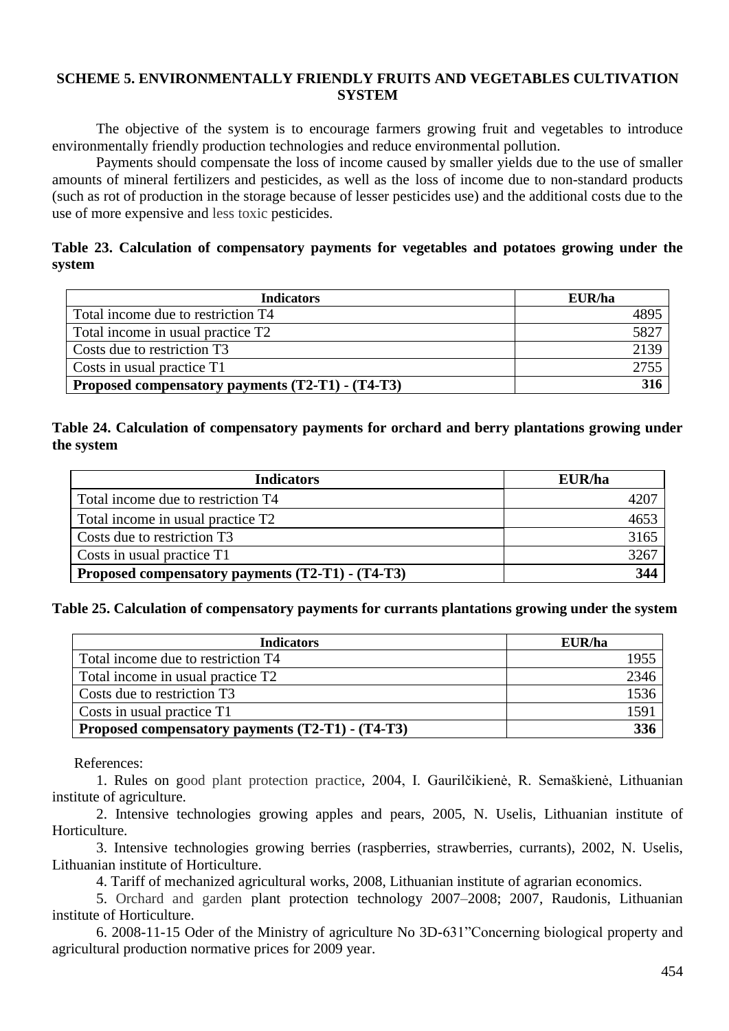## SCHEME 5. ENVIRONMENTALLY FRIENDLY FRUITS AND VEGETABLES CULTIVATION SYSTEM

The objective of the system is to encourage farmers growing fruit and vegetables to introduce environmentally friendly production technologies and reduce environmental pollution.

Payments should compensate the loss of income caused by smaller yields due to the use of smaller amounts of mineral fertilizers and pesticides, as well as the loss of income due to non-standard products (such as rot of production in the storage because of lesser pesticides use) and the additional costs due to the use of more expensive and less toxic pesticides.

**Table 23. Calculation of compensatory payments for vegetables and potatoes growing under the system**

| Indicators | EUR/ha |
|---|---|
| Total income due to restriction T4 | 4895 |
| Total income in usual practice T2 | 5827 |
| Costs due to restriction T3 | 2139 |
| Costs in usual practice T1 | 2755 |
| **Proposed compensatory payments (T2-T1) - (T4-T3)** | **316** |

**Table 24. Calculation of compensatory payments for orchard and berry plantations growing under the system**

| Indicators | EUR/ha |
|---|---|
| Total income due to restriction T4 | 4207 |
| Total income in usual practice T2 | 4653 |
| Costs due to restriction T3 | 3165 |
| Costs in usual practice T1 | 3267 |
| **Proposed compensatory payments (T2-T1) - (T4-T3)** | **344** |

**Table 25. Calculation of compensatory payments for currants plantations growing under the system**

| Indicators | EUR/ha |
|---|---|
| Total income due to restriction T4 | 1955 |
| Total income in usual practice T2 | 2346 |
| Costs due to restriction T3 | 1536 |
| Costs in usual practice T1 | 1591 |
| **Proposed compensatory payments (T2-T1) - (T4-T3)** | **336** |

References:

1. Rules on good plant protection practice, 2004, I. Gaurilčikienė, R. Semaškienė, Lithuanian institute of agriculture.
2. Intensive technologies growing apples and pears, 2005, N. Uselis, Lithuanian institute of Horticulture.
3. Intensive technologies growing berries (raspberries, strawberries, currants), 2002, N. Uselis, Lithuanian institute of Horticulture.
4. Tariff of mechanized agricultural works, 2008, Lithuanian institute of agrarian economics.
5. Orchard and garden plant protection technology 2007–2008; 2007, Raudonis, Lithuanian institute of Horticulture.
6. 2008-11-15 Oder of the Ministry of agriculture No 3D-631"Concerning biological property and agricultural production normative prices for 2009 year.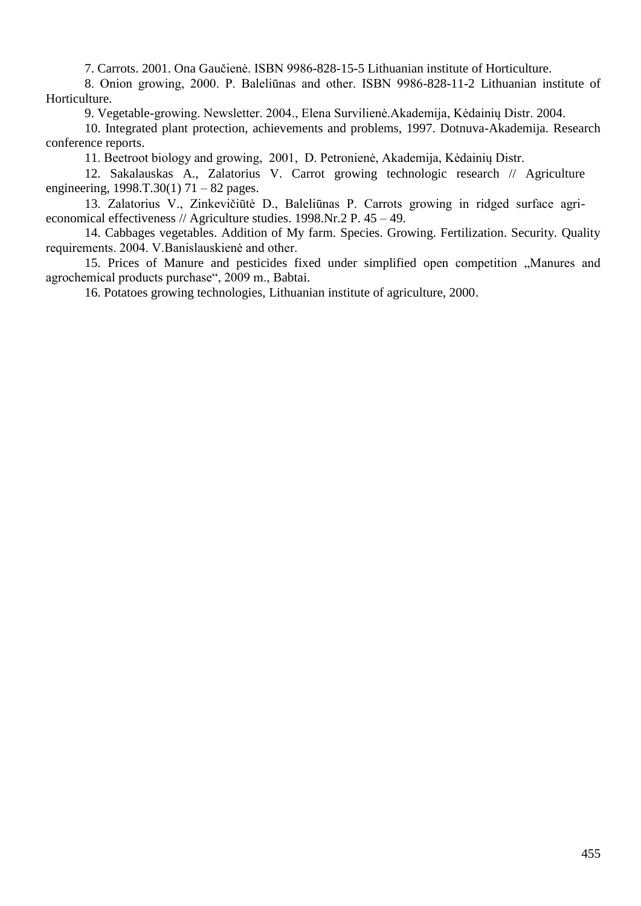7. Carrots. 2001. Ona Gaučienė. ISBN 9986-828-15-5 Lithuanian institute of Horticulture.

8. Onion growing, 2000. P. Balelіūnas and other. ISBN 9986-828-11-2 Lithuanian institute of Horticulture.

9. Vegetable-growing. Newsletter. 2004., Elena Survilienė.Akademija, Kėdainių Distr. 2004.

10. Integrated plant protection, achievements and problems, 1997. Dotnuva-Akademija. Research conference reports.

11. Beetroot biology and growing, 2001, D. Petronienė, Akademija, Kėdainių Distr.

12. Sakalauskas A., Zalatorius V. Carrot growing technologic research // Agriculture engineering, 1998.T.30(1) 71 – 82 pages.

13. Zalatorius V., Zinkevičiūtė D., Balelіūnas P. Carrots growing in ridged surface agri-economical effectiveness // Agriculture studies. 1998.Nr.2 P. 45 – 49.

14. Cabbages vegetables. Addition of My farm. Species. Growing. Fertilization. Security. Quality requirements. 2004. V.Banislauskienė and other.

15. Prices of Manure and pesticides fixed under simplified open competition „Manures and agrochemical products purchase“, 2009 m., Babtai.

16. Potatoes growing technologies, Lithuanian institute of agriculture, 2000.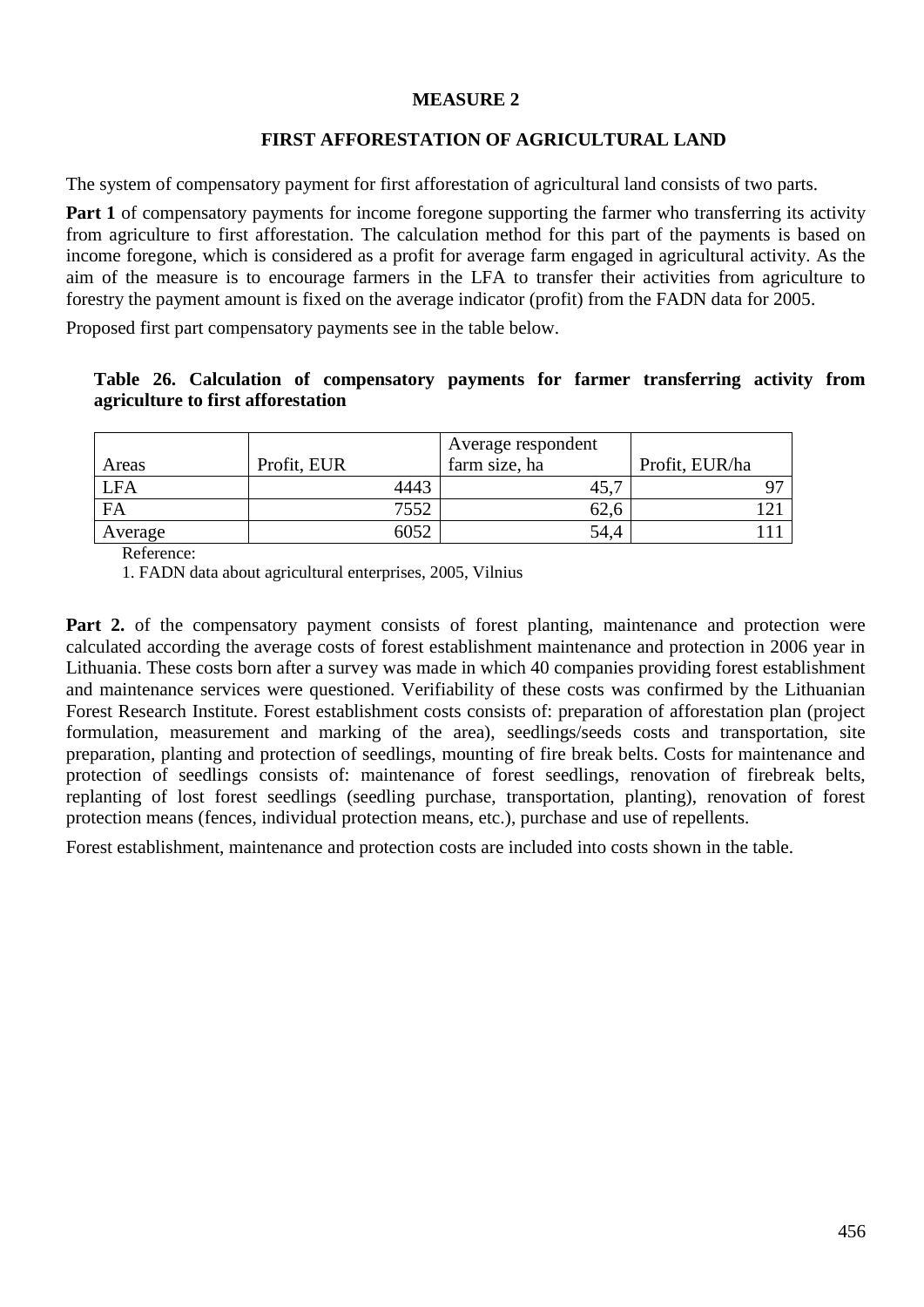## MEASURE 2

### FIRST AFFORESTATION OF AGRICULTURAL LAND

The system of compensatory payment for first afforestation of agricultural land consists of two parts.

**Part 1** of compensatory payments for income foregone supporting the farmer who transferring its activity from agriculture to first afforestation. The calculation method for this part of the payments is based on income foregone, which is considered as a profit for average farm engaged in agricultural activity. As the aim of the measure is to encourage farmers in the LFA to transfer their activities from agriculture to forestry the payment amount is fixed on the average indicator (profit) from the FADN data for 2005.

Proposed first part compensatory payments see in the table below.

**Table 26. Calculation of compensatory payments for farmer transferring activity from agriculture to first afforestation**

| Areas | Profit, EUR | Average respondent farm size, ha | Profit, EUR/ha |
|---|---|---|---|
| LFA | 4443 | 45,7 | 97 |
| FA | 7552 | 62,6 | 121 |
| Average | 6052 | 54,4 | 111 |

Reference:

1. FADN data about agricultural enterprises, 2005, Vilnius

**Part 2.** of the compensatory payment consists of forest planting, maintenance and protection were calculated according the average costs of forest establishment maintenance and protection in 2006 year in Lithuania. These costs born after a survey was made in which 40 companies providing forest establishment and maintenance services were questioned. Verifiability of these costs was confirmed by the Lithuanian Forest Research Institute. Forest establishment costs consists of: preparation of afforestation plan (project formulation, measurement and marking of the area), seedlings/seeds costs and transportation, site preparation, planting and protection of seedlings, mounting of fire break belts. Costs for maintenance and protection of seedlings consists of: maintenance of forest seedlings, renovation of firebreak belts, replanting of lost forest seedlings (seedling purchase, transportation, planting), renovation of forest protection means (fences, individual protection means, etc.), purchase and use of repellents.

Forest establishment, maintenance and protection costs are included into costs shown in the table.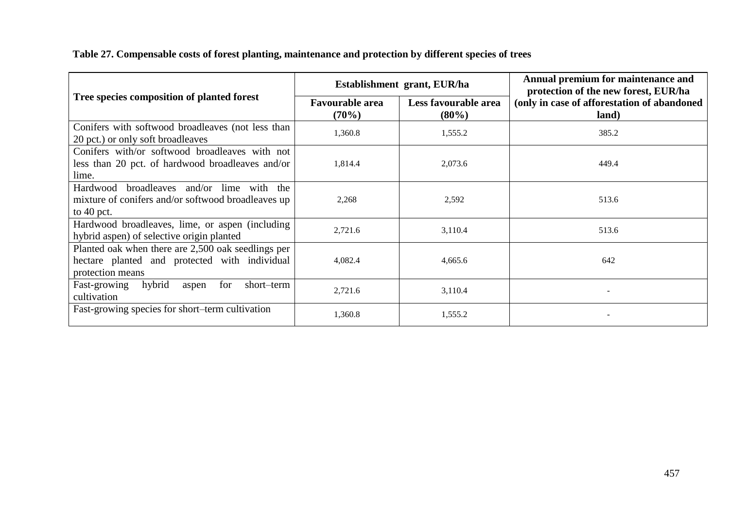**Table 27. Compensable costs of forest planting, maintenance and protection by different species of trees**

| Tree species composition of planted forest | Establishment grant, EUR/ha | | Annual premium for maintenance and protection of the new forest, EUR/ha (only in case of afforestation of abandoned land) |
|---|---|---|---|
| | Favourable area (70%) | Less favourable area (80%) | |
| Conifers with softwood broadleaves (not less than 20 pct.) or only soft broadleaves | 1,360.8 | 1,555.2 | 385.2 |
| Conifers with/or softwood broadleaves with not less than 20 pct. of hardwood broadleaves and/or lime. | 1,814.4 | 2,073.6 | 449.4 |
| Hardwood broadleaves and/or lime with the mixture of conifers and/or softwood broadleaves up to 40 pct. | 2,268 | 2,592 | 513.6 |
| Hardwood broadleaves, lime, or aspen (including hybrid aspen) of selective origin planted | 2,721.6 | 3,110.4 | 513.6 |
| Planted oak when there are 2,500 oak seedlings per hectare planted and protected with individual protection means | 4,082.4 | 4,665.6 | 642 |
| Fast-growing hybrid aspen for short–term cultivation | 2,721.6 | 3,110.4 | - |
| Fast-growing species for short–term cultivation | 1,360.8 | 1,555.2 | - |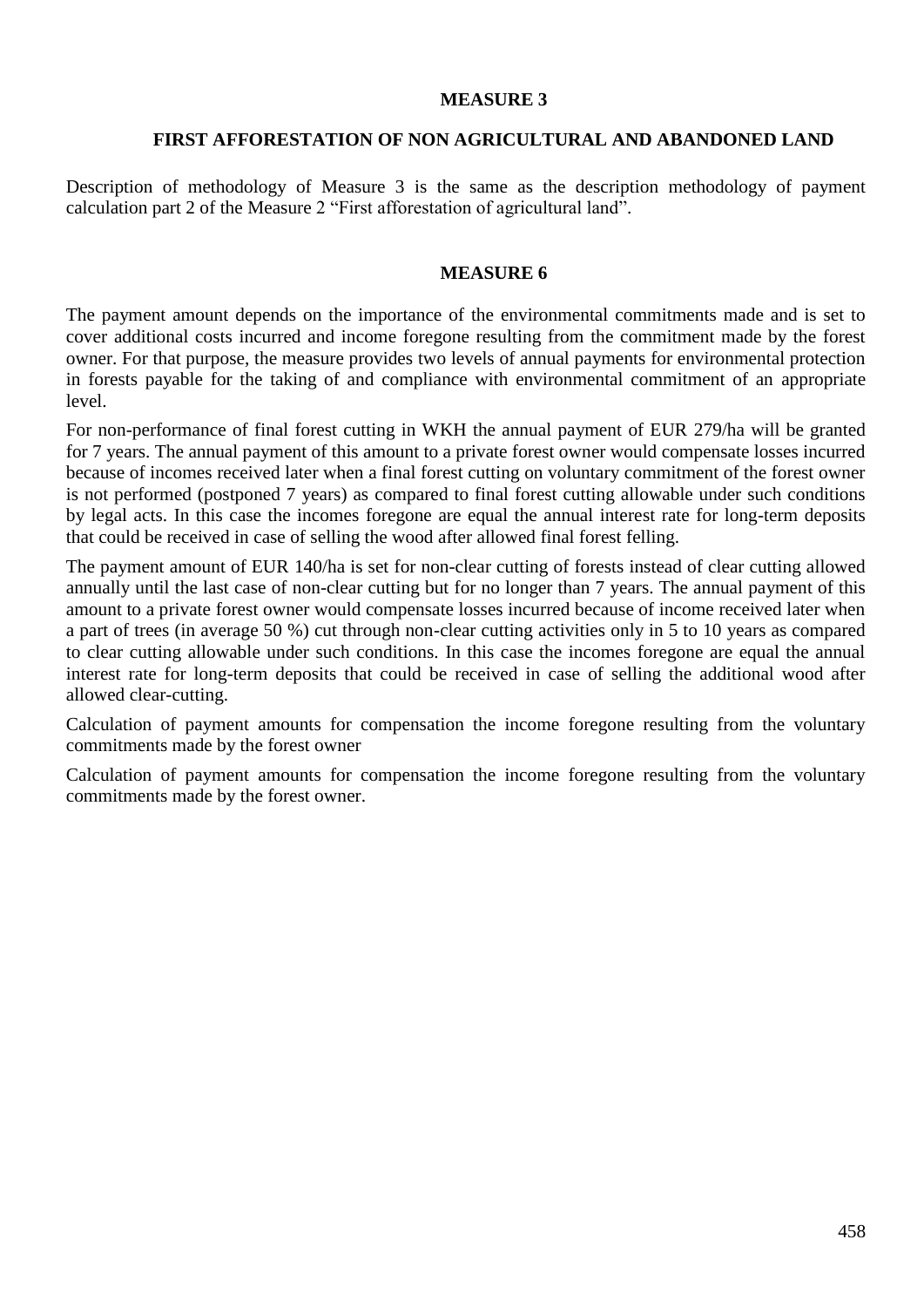## MEASURE 3

### FIRST AFFORESTATION OF NON AGRICULTURAL AND ABANDONED LAND

Description of methodology of Measure 3 is the same as the description methodology of payment calculation part 2 of the Measure 2 "First afforestation of agricultural land".

## MEASURE 6

The payment amount depends on the importance of the environmental commitments made and is set to cover additional costs incurred and income foregone resulting from the commitment made by the forest owner. For that purpose, the measure provides two levels of annual payments for environmental protection in forests payable for the taking of and compliance with environmental commitment of an appropriate level.

For non-performance of final forest cutting in WKH the annual payment of EUR 279/ha will be granted for 7 years. The annual payment of this amount to a private forest owner would compensate losses incurred because of incomes received later when a final forest cutting on voluntary commitment of the forest owner is not performed (postponed 7 years) as compared to final forest cutting allowable under such conditions by legal acts. In this case the incomes foregone are equal the annual interest rate for long-term deposits that could be received in case of selling the wood after allowed final forest felling.

The payment amount of EUR 140/ha is set for non-clear cutting of forests instead of clear cutting allowed annually until the last case of non-clear cutting but for no longer than 7 years. The annual payment of this amount to a private forest owner would compensate losses incurred because of income received later when a part of trees (in average 50 %) cut through non-clear cutting activities only in 5 to 10 years as compared to clear cutting allowable under such conditions. In this case the incomes foregone are equal the annual interest rate for long-term deposits that could be received in case of selling the additional wood after allowed clear-cutting.

Calculation of payment amounts for compensation the income foregone resulting from the voluntary commitments made by the forest owner

Calculation of payment amounts for compensation the income foregone resulting from the voluntary commitments made by the forest owner.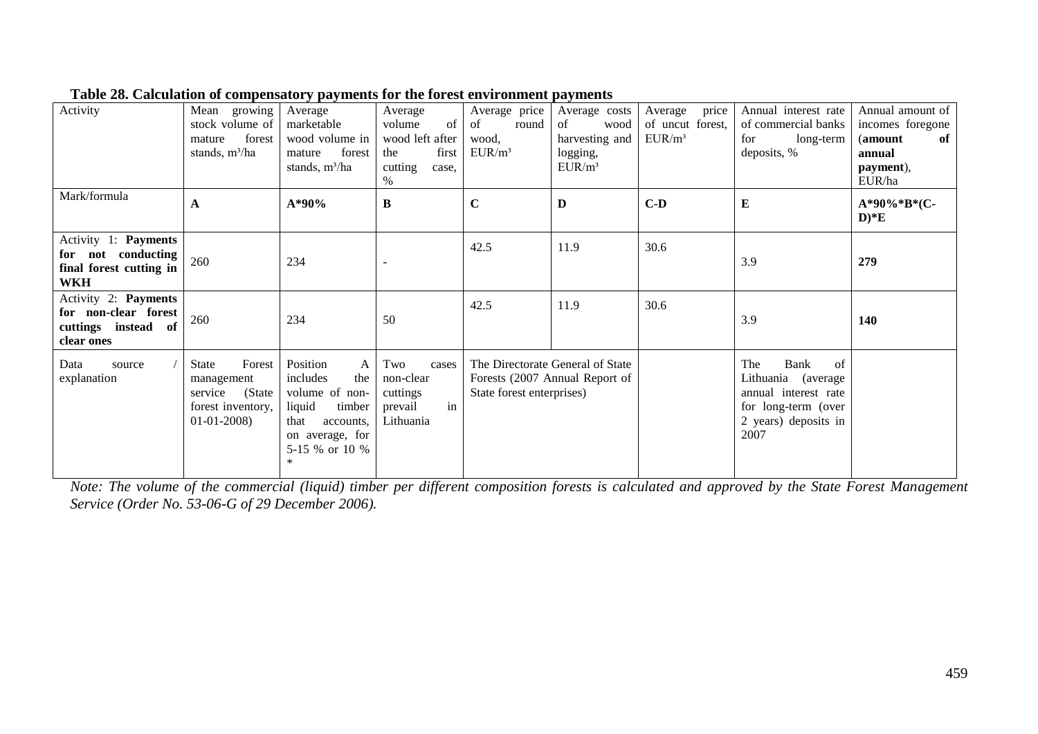**Table 28. Calculation of compensatory payments for the forest environment payments**

| Activity | Mean growing stock volume of mature forest stands, m³/ha | Average marketable wood volume in mature forest stands, m³/ha | Average volume of wood left after the first cutting case, % | Average price of round wood, EUR/m³ | Average costs of wood harvesting and logging, EUR/m³ | Average price of uncut forest, EUR/m³ | Annual interest rate of commercial banks for long-term deposits, % | Annual amount of incomes foregone (**amount of annual payment**), EUR/ha |
|---|---|---|---|---|---|---|---|---|
| Mark/formula | **A** | **A*90%** | **B** | **C** | **D** | **C-D** | **E** | **A*90%*B*(C-D)*E** |
| Activity 1: **Payments for not conducting final forest cutting in WKH** | 260 | 234 | - | 42.5 | 11.9 | 30.6 | 3.9 | **279** |
| Activity 2: **Payments for non-clear forest cuttings instead of clear ones** | 260 | 234 | 50 | 42.5 | 11.9 | 30.6 | 3.9 | **140** |
| Data source / explanation | State Forest management service (State forest inventory, 01-01-2008) | Position A includes the volume of non-liquid timber that accounts, on average, for 5-15 % or 10 % * | Two cases non-clear cuttings prevail in Lithuania | The Directorate General of State Forests (2007 Annual Report of State forest enterprises) | | | The Bank of Lithuania (average annual interest rate for long-term (over 2 years) deposits in 2007 | |

*Note: The volume of the commercial (liquid) timber per different composition forests is calculated and approved by the State Forest Management Service (Order No. 53-06-G of 29 December 2006).*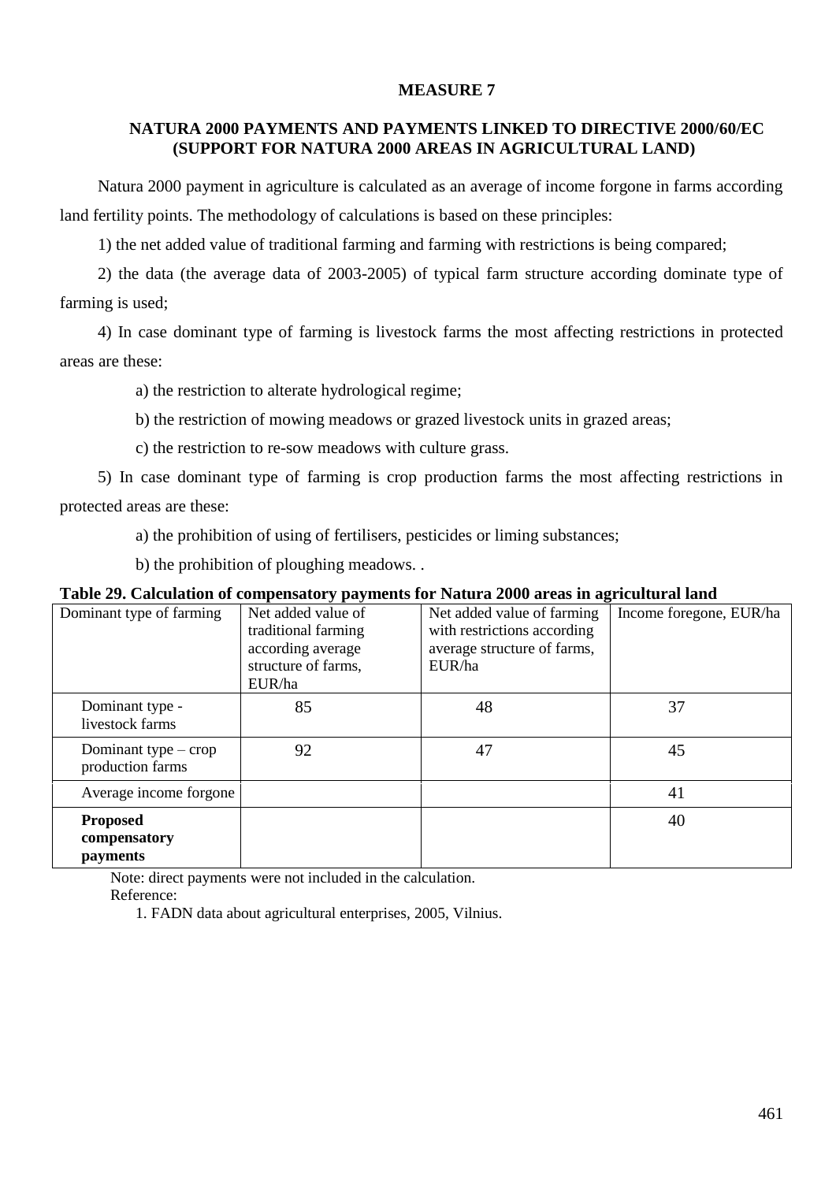## MEASURE 7

### NATURA 2000 PAYMENTS AND PAYMENTS LINKED TO DIRECTIVE 2000/60/EC (SUPPORT FOR NATURA 2000 AREAS IN AGRICULTURAL LAND)

Natura 2000 payment in agriculture is calculated as an average of income forgone in farms according land fertility points. The methodology of calculations is based on these principles:

1) the net added value of traditional farming and farming with restrictions is being compared;

2) the data (the average data of 2003-2005) of typical farm structure according dominate type of farming is used;

4) In case dominant type of farming is livestock farms the most affecting restrictions in protected areas are these:

a) the restriction to alterate hydrological regime;

b) the restriction of mowing meadows or grazed livestock units in grazed areas;

c) the restriction to re-sow meadows with culture grass.

5) In case dominant type of farming is crop production farms the most affecting restrictions in protected areas are these:

a) the prohibition of using of fertilisers, pesticides or liming substances;

b) the prohibition of ploughing meadows. .

**Table 29. Calculation of compensatory payments for Natura 2000 areas in agricultural land**

| Dominant type of farming | Net added value of traditional farming according average structure of farms, EUR/ha | Net added value of farming with restrictions according average structure of farms, EUR/ha | Income foregone, EUR/ha |
|---|---|---|---|
| Dominant type - livestock farms | 85 | 48 | 37 |
| Dominant type – crop production farms | 92 | 47 | 45 |
| Average income forgone | | | 41 |
| **Proposed compensatory payments** | | | 40 |

Note: direct payments were not included in the calculation.

Reference:

1. FADN data about agricultural enterprises, 2005, Vilnius.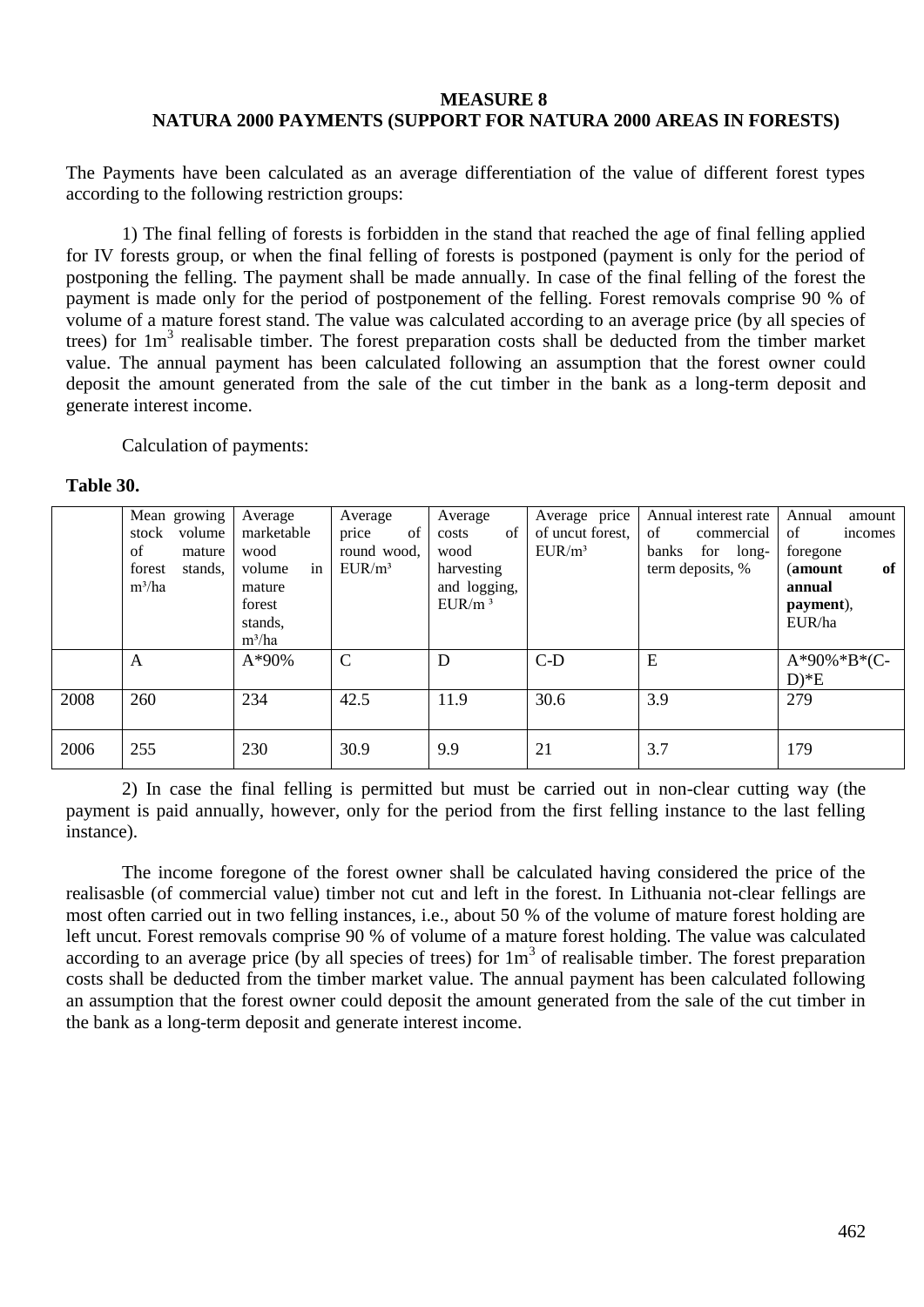**MEASURE 8**
**NATURA 2000 PAYMENTS (SUPPORT FOR NATURA 2000 AREAS IN FORESTS)**

The Payments have been calculated as an average differentiation of the value of different forest types according to the following restriction groups:

1) The final felling of forests is forbidden in the stand that reached the age of final felling applied for IV forests group, or when the final felling of forests is postponed (payment is only for the period of postponing the felling. The payment shall be made annually. In case of the final felling of the forest the payment is made only for the period of postponement of the felling. Forest removals comprise 90 % of volume of a mature forest stand. The value was calculated according to an average price (by all species of trees) for $1m^3$ realisable timber. The forest preparation costs shall be deducted from the timber market value. The annual payment has been calculated following an assumption that the forest owner could deposit the amount generated from the sale of the cut timber in the bank as a long-term deposit and generate interest income.

Calculation of payments:

**Table 30.**

| | Mean growing stock volume of mature forest stands, m³/ha | Average marketable wood volume in mature forest stands, m³/ha | Average price of round wood, EUR/m³ | Average costs of wood harvesting and logging, EUR/m ³ | Average price of uncut forest, EUR/m³ | Annual interest rate of commercial banks for long-term deposits, % | Annual amount of incomes foregone (**amount of annual payment**), EUR/ha |
|---|---|---|---|---|---|---|---|
| | A | A*90% | C | D | C-D | E | A*90%*B*(C-D)*E |
| 2008 | 260 | 234 | 42.5 | 11.9 | 30.6 | 3.9 | 279 |
| 2006 | 255 | 230 | 30.9 | 9.9 | 21 | 3.7 | 179 |

2) In case the final felling is permitted but must be carried out in non-clear cutting way (the payment is paid annually, however, only for the period from the first felling instance to the last felling instance).

The income foregone of the forest owner shall be calculated having considered the price of the realisasble (of commercial value) timber not cut and left in the forest. In Lithuania not-clear fellings are most often carried out in two felling instances, i.e., about 50 % of the volume of mature forest holding are left uncut. Forest removals comprise 90 % of volume of a mature forest holding. The value was calculated according to an average price (by all species of trees) for $1m^3$ of realisable timber. The forest preparation costs shall be deducted from the timber market value. The annual payment has been calculated following an assumption that the forest owner could deposit the amount generated from the sale of the cut timber in the bank as a long-term deposit and generate interest income.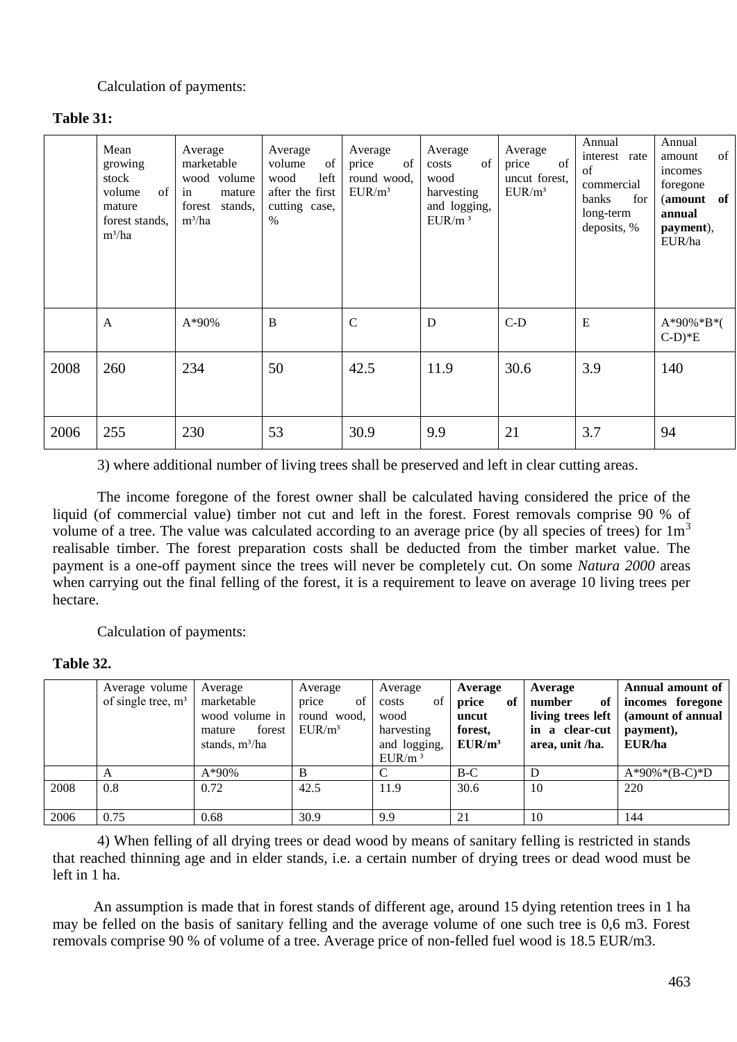Calculation of payments:

**Table 31:**

| | Mean growing stock volume of mature forest stands, m³/ha | Average marketable wood volume in mature forest stands, m³/ha | Average volume of wood left after the first cutting case, % | Average price of round wood, EUR/m³ | Average costs of wood harvesting and logging, EUR/m ³ | Average price of uncut forest, EUR/m³ | Annual interest rate of commercial banks for long-term deposits, % | Annual amount of incomes foregone (**amount of annual payment**), EUR/ha |
|---|---|---|---|---|---|---|---|---|
| | A | A*90% | B | C | D | C-D | E | A*90%*B*(C-D)*E |
| 2008 | 260 | 234 | 50 | 42.5 | 11.9 | 30.6 | 3.9 | 140 |
| 2006 | 255 | 230 | 53 | 30.9 | 9.9 | 21 | 3.7 | 94 |

3) where additional number of living trees shall be preserved and left in clear cutting areas.

The income foregone of the forest owner shall be calculated having considered the price of the liquid (of commercial value) timber not cut and left in the forest. Forest removals comprise 90 % of volume of a tree. The value was calculated according to an average price (by all species of trees) for $1m^3$ realisable timber. The forest preparation costs shall be deducted from the timber market value. The payment is a one-off payment since the trees will never be completely cut. On some *Natura 2000* areas when carrying out the final felling of the forest, it is a requirement to leave on average 10 living trees per hectare.

Calculation of payments:

**Table 32.**

| | Average volume of single tree, m³ | Average marketable wood volume in mature forest stands, m³/ha | Average price of round wood, EUR/m³ | Average costs of wood harvesting and logging, EUR/m ³ | **Average price of uncut forest, EUR/m³** | **Average number of living trees left in a clear-cut area, unit /ha.** | **Annual amount of incomes foregone (amount of annual payment), EUR/ha** |
|---|---|---|---|---|---|---|---|
| | A | A*90% | B | C | B-C | D | A*90%*(B-C)*D |
| 2008 | 0.8 | 0.72 | 42.5 | 11.9 | 30.6 | 10 | 220 |
| 2006 | 0.75 | 0.68 | 30.9 | 9.9 | 21 | 10 | 144 |

4) When felling of all drying trees or dead wood by means of sanitary felling is restricted in stands that reached thinning age and in elder stands, i.e. a certain number of drying trees or dead wood must be left in 1 ha.

An assumption is made that in forest stands of different age, around 15 dying retention trees in 1 ha may be felled on the basis of sanitary felling and the average volume of one such tree is 0,6 m3. Forest removals comprise 90 % of volume of a tree. Average price of non-felled fuel wood is 18.5 EUR/m3.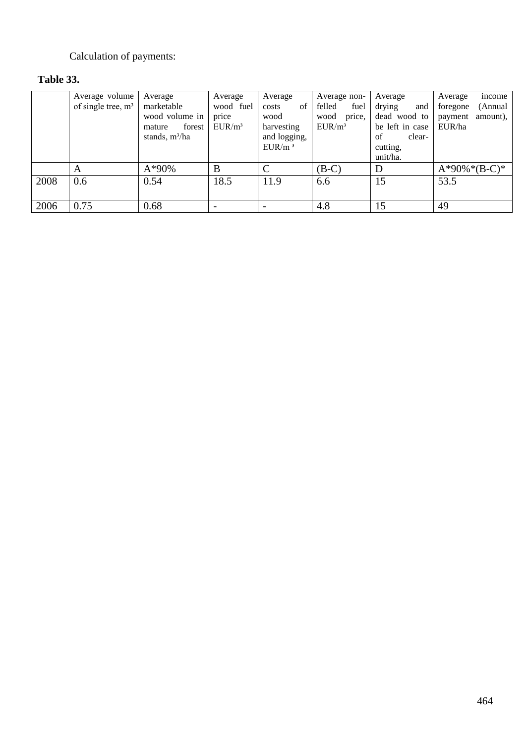Calculation of payments:

**Table 33.**

| | Average volume of single tree, m³ | Average marketable wood volume in mature forest stands, m³/ha | Average wood fuel price EUR/m³ | Average costs of wood harvesting and logging, EUR/m ³ | Average non-felled fuel wood price, EUR/m³ | Average drying and dead wood to be left in case of clear-cutting, unit/ha. | Average income foregone (Annual payment amount), EUR/ha |
|---|---|---|---|---|---|---|---|
| | A | A*90% | B | C | (B-C) | D | A*90%*(B-C)* |
| 2008 | 0.6 | 0.54 | 18.5 | 11.9 | 6.6 | 15 | 53.5 |
| 2006 | 0.75 | 0.68 | - | - | 4.8 | 15 | 49 |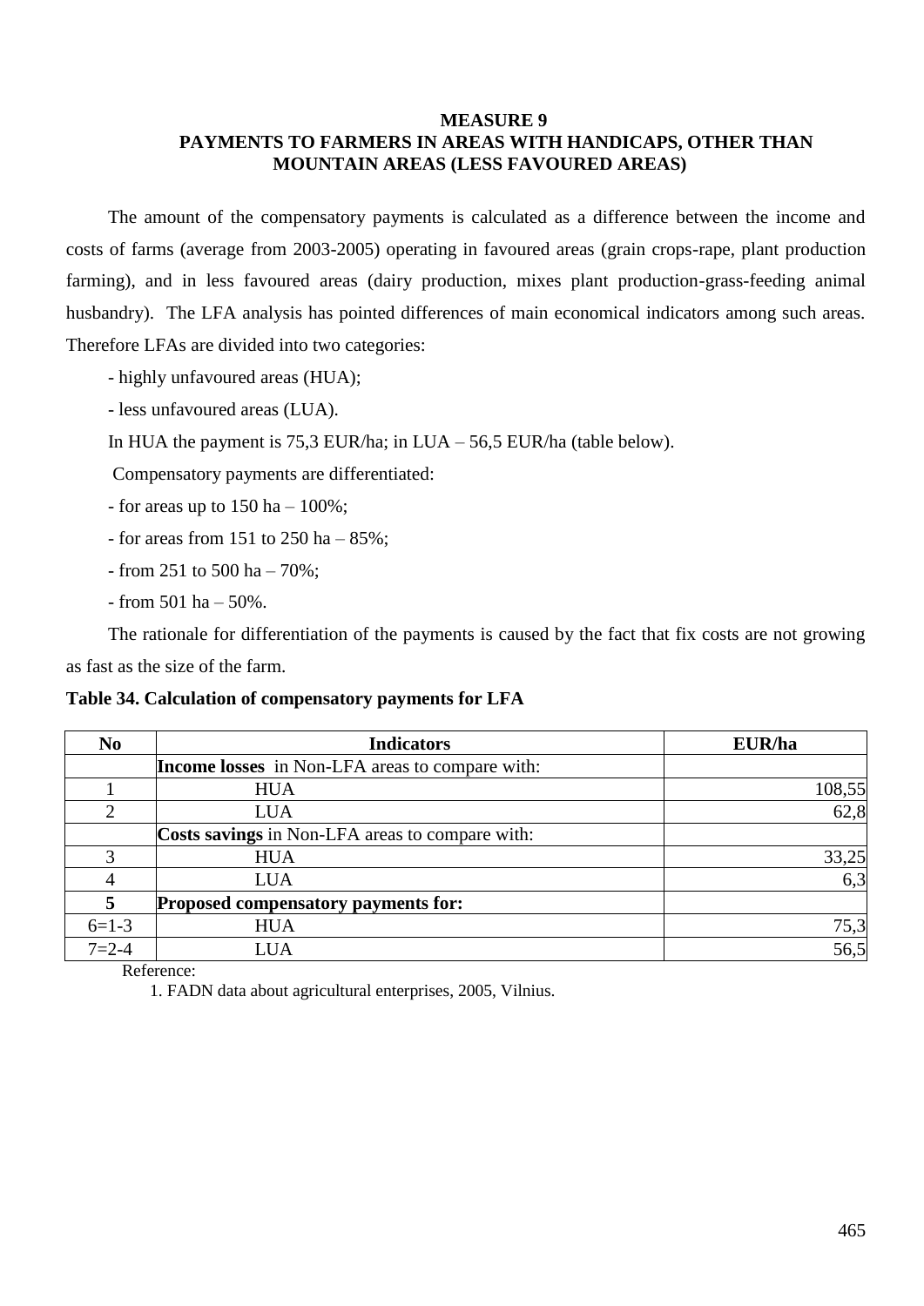## MEASURE 9
## PAYMENTS TO FARMERS IN AREAS WITH HANDICAPS, OTHER THAN MOUNTAIN AREAS (LESS FAVOURED AREAS)

The amount of the compensatory payments is calculated as a difference between the income and costs of farms (average from 2003-2005) operating in favoured areas (grain crops-rape, plant production farming), and in less favoured areas (dairy production, mixes plant production-grass-feeding animal husbandry). The LFA analysis has pointed differences of main economical indicators among such areas. Therefore LFAs are divided into two categories:

- highly unfavoured areas (HUA);
- less unfavoured areas (LUA).

In HUA the payment is 75,3 EUR/ha; in LUA – 56,5 EUR/ha (table below).

Compensatory payments are differentiated:

- for areas up to 150 ha – 100%;
- for areas from 151 to 250 ha – 85%;
- from 251 to 500 ha – 70%;
- from 501 ha – 50%.

The rationale for differentiation of the payments is caused by the fact that fix costs are not growing as fast as the size of the farm.

**Table 34. Calculation of compensatory payments for LFA**

| No | Indicators | EUR/ha |
|---|---|---|
| | **Income losses** in Non-LFA areas to compare with: | |
| 1 | HUA | 108,55 |
| 2 | LUA | 62,8 |
| | **Costs savings** in Non-LFA areas to compare with: | |
| 3 | HUA | 33,25 |
| 4 | LUA | 6,3 |
| **5** | **Proposed compensatory payments for:** | |
| 6=1-3 | HUA | 75,3 |
| 7=2-4 | LUA | 56,5 |

Reference:

1. FADN data about agricultural enterprises, 2005, Vilnius.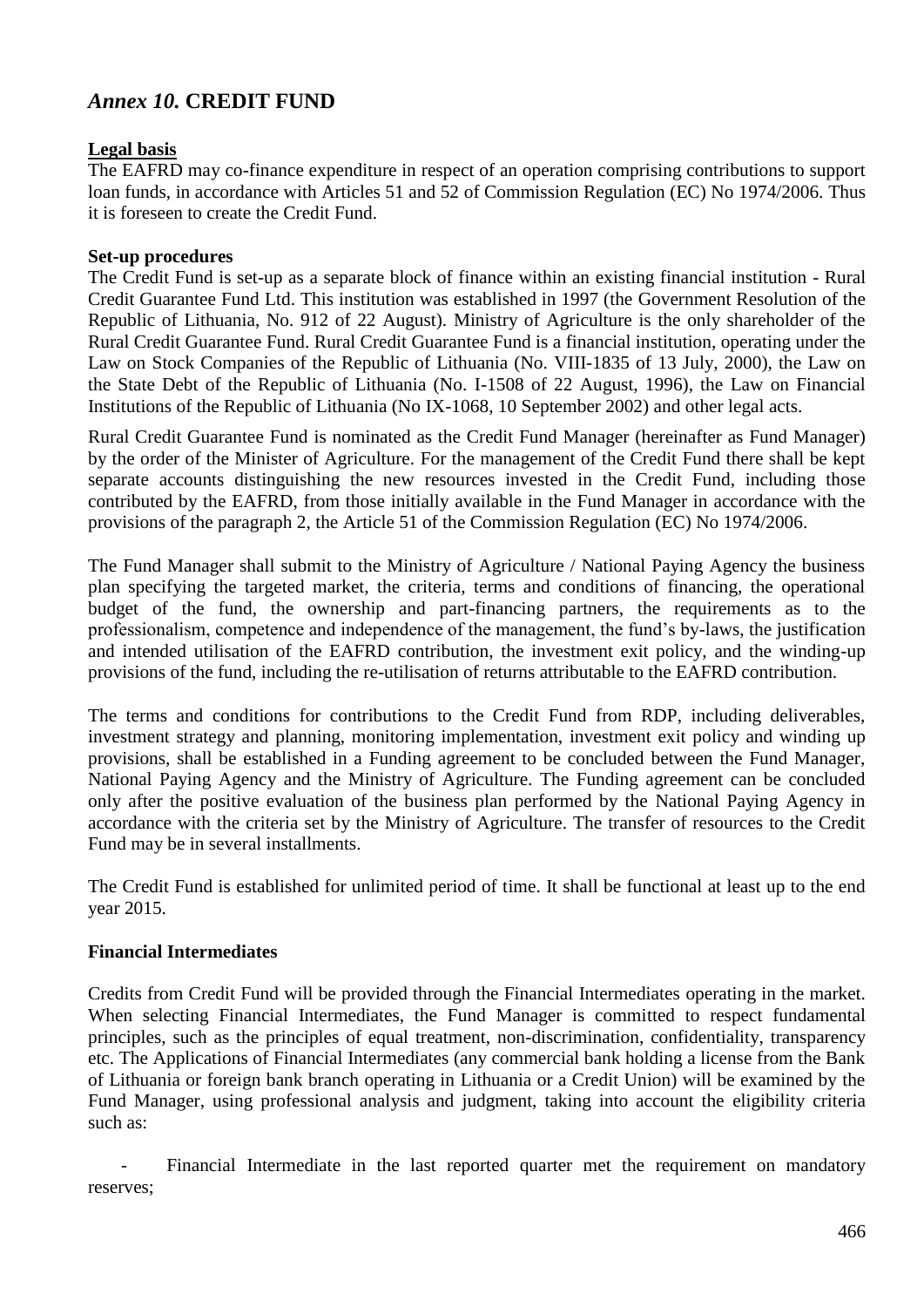## *Annex 10.* **CREDIT FUND**

**Legal basis**

The EAFRD may co-finance expenditure in respect of an operation comprising contributions to support loan funds, in accordance with Articles 51 and 52 of Commission Regulation (EC) No 1974/2006. Thus it is foreseen to create the Credit Fund.

**Set-up procedures**

The Credit Fund is set-up as a separate block of finance within an existing financial institution - Rural Credit Guarantee Fund Ltd. This institution was established in 1997 (the Government Resolution of the Republic of Lithuania, No. 912 of 22 August). Ministry of Agriculture is the only shareholder of the Rural Credit Guarantee Fund. Rural Credit Guarantee Fund is a financial institution, operating under the Law on Stock Companies of the Republic of Lithuania (No. VIII-1835 of 13 July, 2000), the Law on the State Debt of the Republic of Lithuania (No. I-1508 of 22 August, 1996), the Law on Financial Institutions of the Republic of Lithuania (No IX-1068, 10 September 2002) and other legal acts.

Rural Credit Guarantee Fund is nominated as the Credit Fund Manager (hereinafter as Fund Manager) by the order of the Minister of Agriculture. For the management of the Credit Fund there shall be kept separate accounts distinguishing the new resources invested in the Credit Fund, including those contributed by the EAFRD, from those initially available in the Fund Manager in accordance with the provisions of the paragraph 2, the Article 51 of the Commission Regulation (EC) No 1974/2006.

The Fund Manager shall submit to the Ministry of Agriculture / National Paying Agency the business plan specifying the targeted market, the criteria, terms and conditions of financing, the operational budget of the fund, the ownership and part-financing partners, the requirements as to the professionalism, competence and independence of the management, the fund's by-laws, the justification and intended utilisation of the EAFRD contribution, the investment exit policy, and the winding-up provisions of the fund, including the re-utilisation of returns attributable to the EAFRD contribution.

The terms and conditions for contributions to the Credit Fund from RDP, including deliverables, investment strategy and planning, monitoring implementation, investment exit policy and winding up provisions, shall be established in a Funding agreement to be concluded between the Fund Manager, National Paying Agency and the Ministry of Agriculture. The Funding agreement can be concluded only after the positive evaluation of the business plan performed by the National Paying Agency in accordance with the criteria set by the Ministry of Agriculture. The transfer of resources to the Credit Fund may be in several installments.

The Credit Fund is established for unlimited period of time. It shall be functional at least up to the end year 2015.

**Financial Intermediates**

Credits from Credit Fund will be provided through the Financial Intermediates operating in the market. When selecting Financial Intermediates, the Fund Manager is committed to respect fundamental principles, such as the principles of equal treatment, non-discrimination, confidentiality, transparency etc. The Applications of Financial Intermediates (any commercial bank holding a license from the Bank of Lithuania or foreign bank branch operating in Lithuania or a Credit Union) will be examined by the Fund Manager, using professional analysis and judgment, taking into account the eligibility criteria such as:

- Financial Intermediate in the last reported quarter met the requirement on mandatory reserves;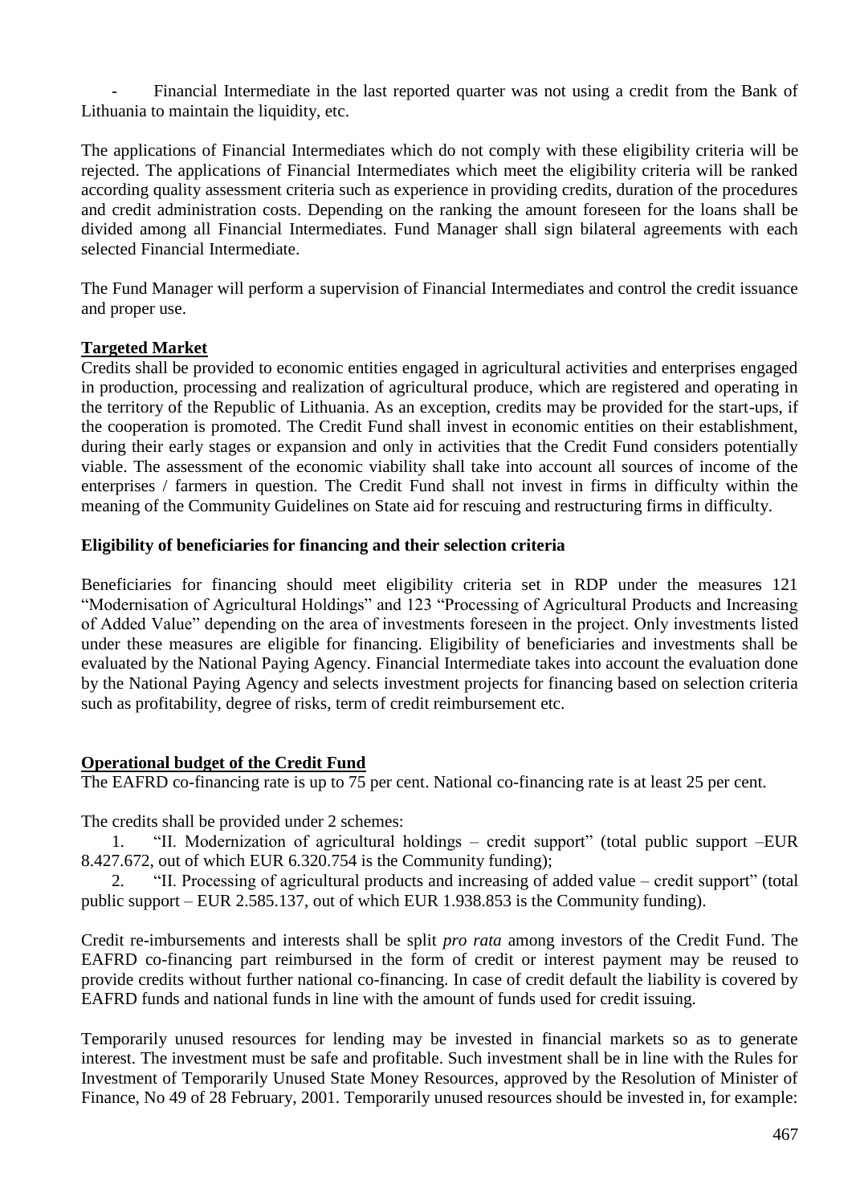- Financial Intermediate in the last reported quarter was not using a credit from the Bank of Lithuania to maintain the liquidity, etc.

The applications of Financial Intermediates which do not comply with these eligibility criteria will be rejected. The applications of Financial Intermediates which meet the eligibility criteria will be ranked according quality assessment criteria such as experience in providing credits, duration of the procedures and credit administration costs. Depending on the ranking the amount foreseen for the loans shall be divided among all Financial Intermediates. Fund Manager shall sign bilateral agreements with each selected Financial Intermediate.

The Fund Manager will perform a supervision of Financial Intermediates and control the credit issuance and proper use.

**Targeted Market**

Credits shall be provided to economic entities engaged in agricultural activities and enterprises engaged in production, processing and realization of agricultural produce, which are registered and operating in the territory of the Republic of Lithuania. As an exception, credits may be provided for the start-ups, if the cooperation is promoted. The Credit Fund shall invest in economic entities on their establishment, during their early stages or expansion and only in activities that the Credit Fund considers potentially viable. The assessment of the economic viability shall take into account all sources of income of the enterprises / farmers in question. The Credit Fund shall not invest in firms in difficulty within the meaning of the Community Guidelines on State aid for rescuing and restructuring firms in difficulty.

**Eligibility of beneficiaries for financing and their selection criteria**

Beneficiaries for financing should meet eligibility criteria set in RDP under the measures 121 "Modernisation of Agricultural Holdings" and 123 "Processing of Agricultural Products and Increasing of Added Value" depending on the area of investments foreseen in the project. Only investments listed under these measures are eligible for financing. Eligibility of beneficiaries and investments shall be evaluated by the National Paying Agency. Financial Intermediate takes into account the evaluation done by the National Paying Agency and selects investment projects for financing based on selection criteria such as profitability, degree of risks, term of credit reimbursement etc.

**Operational budget of the Credit Fund**

The EAFRD co-financing rate is up to 75 per cent. National co-financing rate is at least 25 per cent.

The credits shall be provided under 2 schemes:

1. "II. Modernization of agricultural holdings – credit support" (total public support –EUR 8.427.672, out of which EUR 6.320.754 is the Community funding);
2. "II. Processing of agricultural products and increasing of added value – credit support" (total public support – EUR 2.585.137, out of which EUR 1.938.853 is the Community funding).

Credit re-imbursements and interests shall be split *pro rata* among investors of the Credit Fund. The EAFRD co-financing part reimbursed in the form of credit or interest payment may be reused to provide credits without further national co-financing. In case of credit default the liability is covered by EAFRD funds and national funds in line with the amount of funds used for credit issuing.

Temporarily unused resources for lending may be invested in financial markets so as to generate interest. The investment must be safe and profitable. Such investment shall be in line with the Rules for Investment of Temporarily Unused State Money Resources, approved by the Resolution of Minister of Finance, No 49 of 28 February, 2001. Temporarily unused resources should be invested in, for example: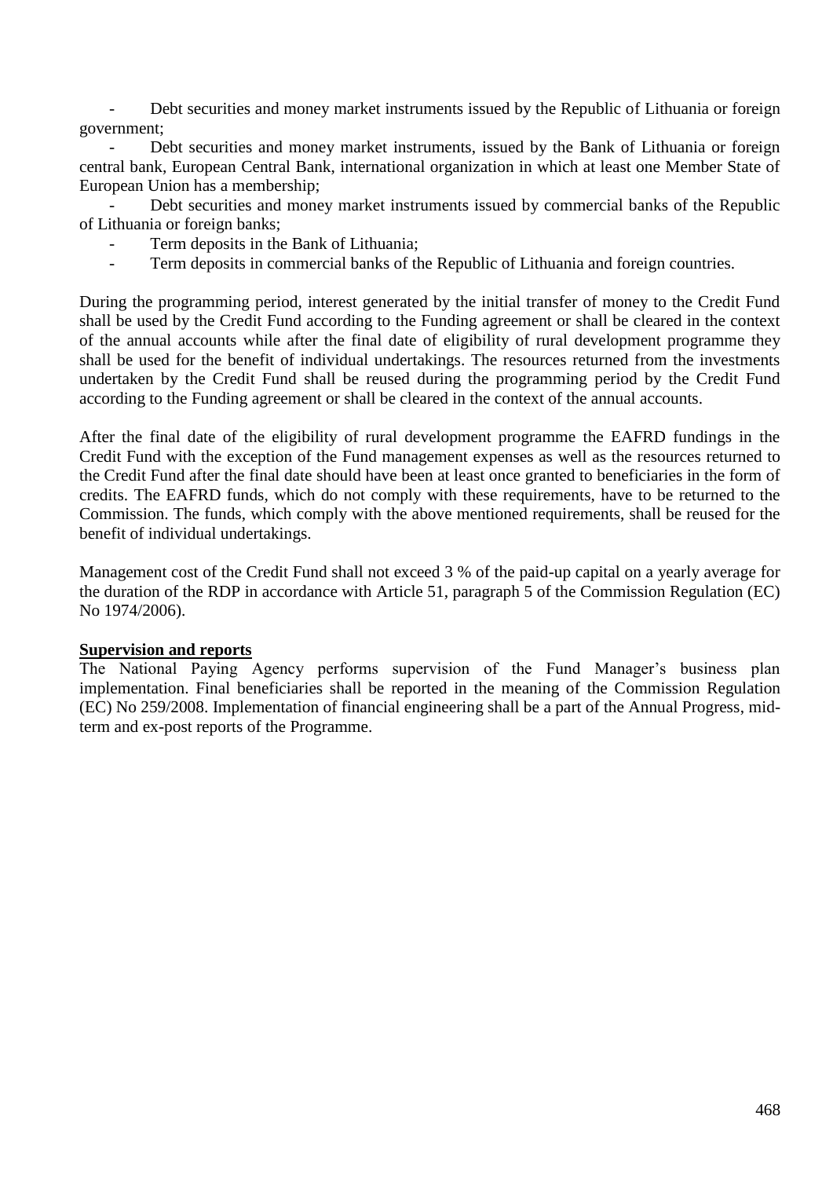- Debt securities and money market instruments issued by the Republic of Lithuania or foreign government;
- Debt securities and money market instruments, issued by the Bank of Lithuania or foreign central bank, European Central Bank, international organization in which at least one Member State of European Union has a membership;
- Debt securities and money market instruments issued by commercial banks of the Republic of Lithuania or foreign banks;
- Term deposits in the Bank of Lithuania;
- Term deposits in commercial banks of the Republic of Lithuania and foreign countries.

During the programming period, interest generated by the initial transfer of money to the Credit Fund shall be used by the Credit Fund according to the Funding agreement or shall be cleared in the context of the annual accounts while after the final date of eligibility of rural development programme they shall be used for the benefit of individual undertakings. The resources returned from the investments undertaken by the Credit Fund shall be reused during the programming period by the Credit Fund according to the Funding agreement or shall be cleared in the context of the annual accounts.

After the final date of the eligibility of rural development programme the EAFRD fundings in the Credit Fund with the exception of the Fund management expenses as well as the resources returned to the Credit Fund after the final date should have been at least once granted to beneficiaries in the form of credits. The EAFRD funds, which do not comply with these requirements, have to be returned to the Commission. The funds, which comply with the above mentioned requirements, shall be reused for the benefit of individual undertakings.

Management cost of the Credit Fund shall not exceed 3 % of the paid-up capital on a yearly average for the duration of the RDP in accordance with Article 51, paragraph 5 of the Commission Regulation (EC) No 1974/2006).

**Supervision and reports**

The National Paying Agency performs supervision of the Fund Manager's business plan implementation. Final beneficiaries shall be reported in the meaning of the Commission Regulation (EC) No 259/2008. Implementation of financial engineering shall be a part of the Annual Progress, mid-term and ex-post reports of the Programme.